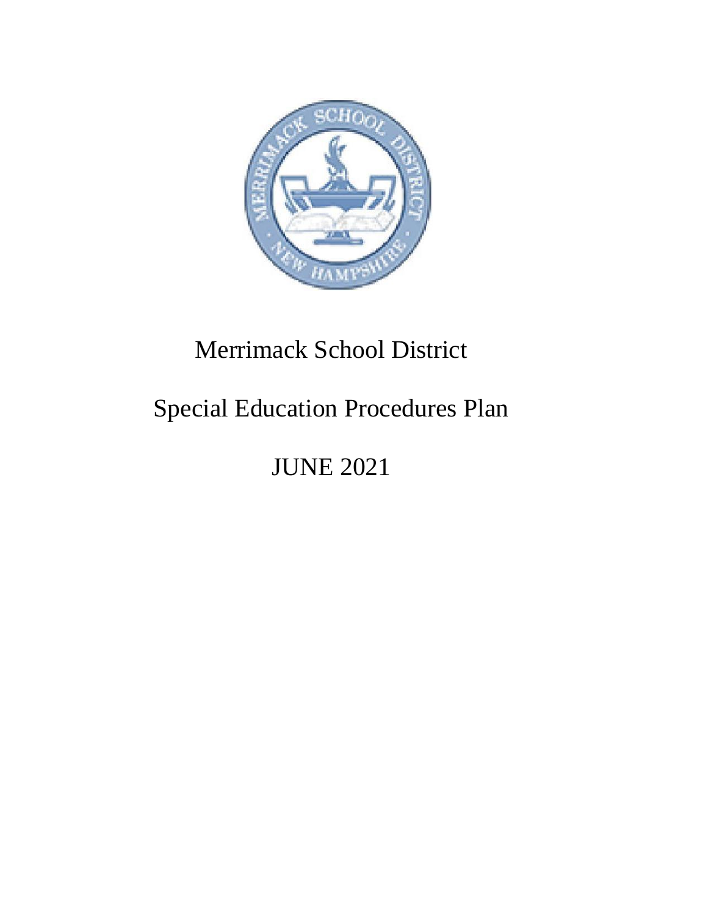# Merrimack School District

## Special Education Procedures Plan

## JUNE 2021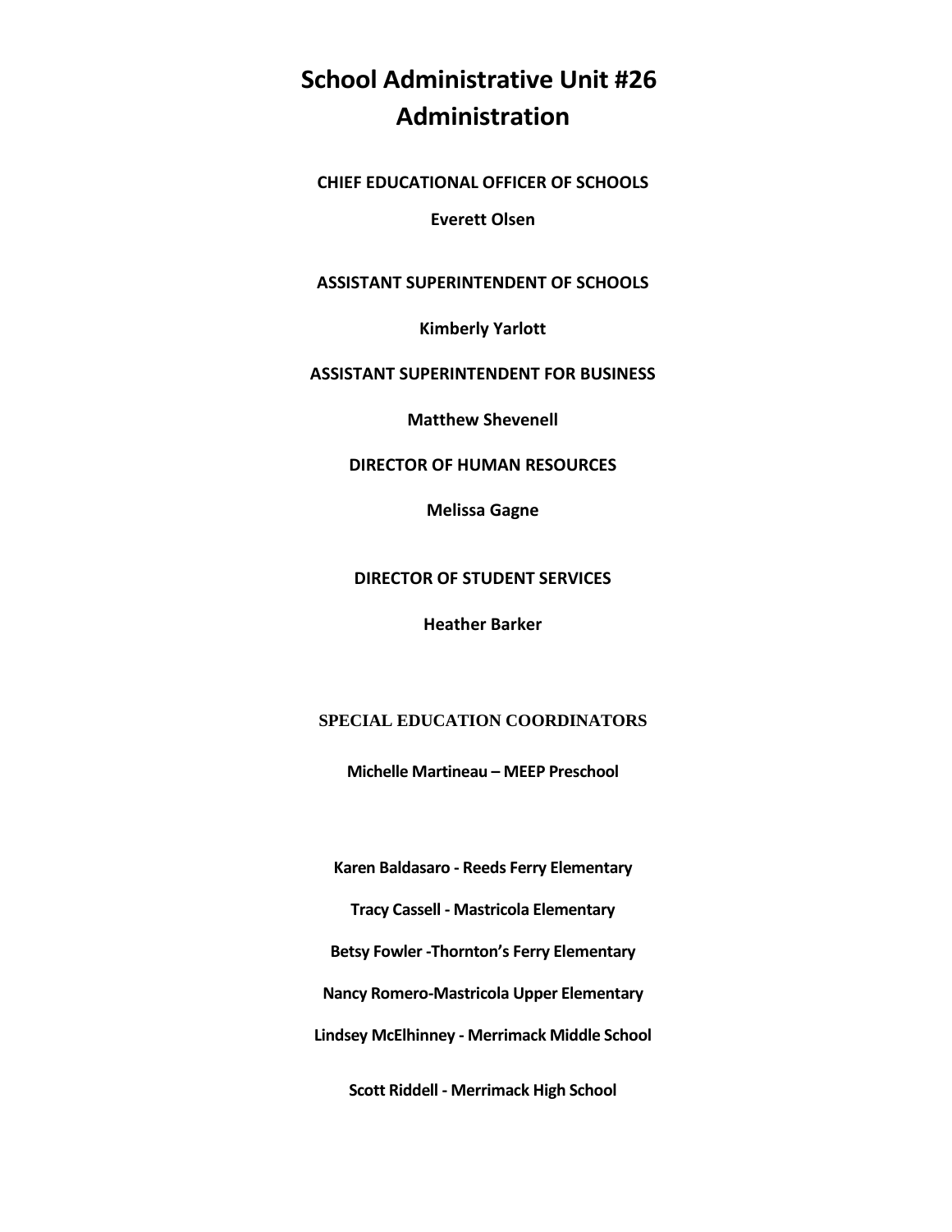# School Administrative Unit #26 Administration

**CHIEF EDUCATIONAL OFFICER OF SCHOOLS**

**Everett Olsen**

**ASSISTANT SUPERINTENDENT OF SCHOOLS**

**Kimberly Yarlott**

**ASSISTANT SUPERINTENDENT FOR BUSINESS**

**Matthew Shevenell**

**DIRECTOR OF HUMAN RESOURCES**

**Melissa Gagne**

**DIRECTOR OF STUDENT SERVICES**

**Heather Barker**

**SPECIAL EDUCATION COORDINATORS**

**Michelle Martineau – MEEP Preschool**

**Karen Baldasaro - Reeds Ferry Elementary**

**Tracy Cassell - Mastricola Elementary**

**Betsy Fowler -Thornton's Ferry Elementary**

**Nancy Romero-Mastricola Upper Elementary**

**Lindsey McElhinney - Merrimack Middle School**

**Scott Riddell - Merrimack High School**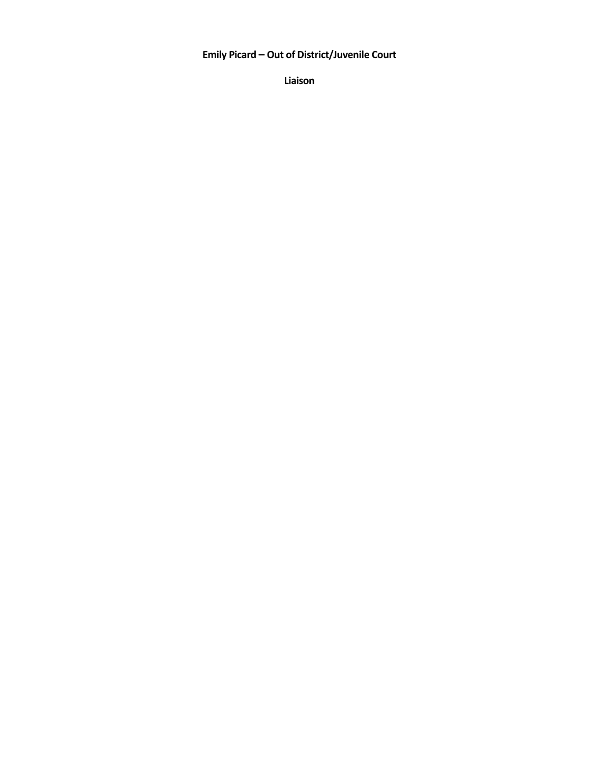**Emily Picard – Out of District/Juvenile Court**

**Liaison**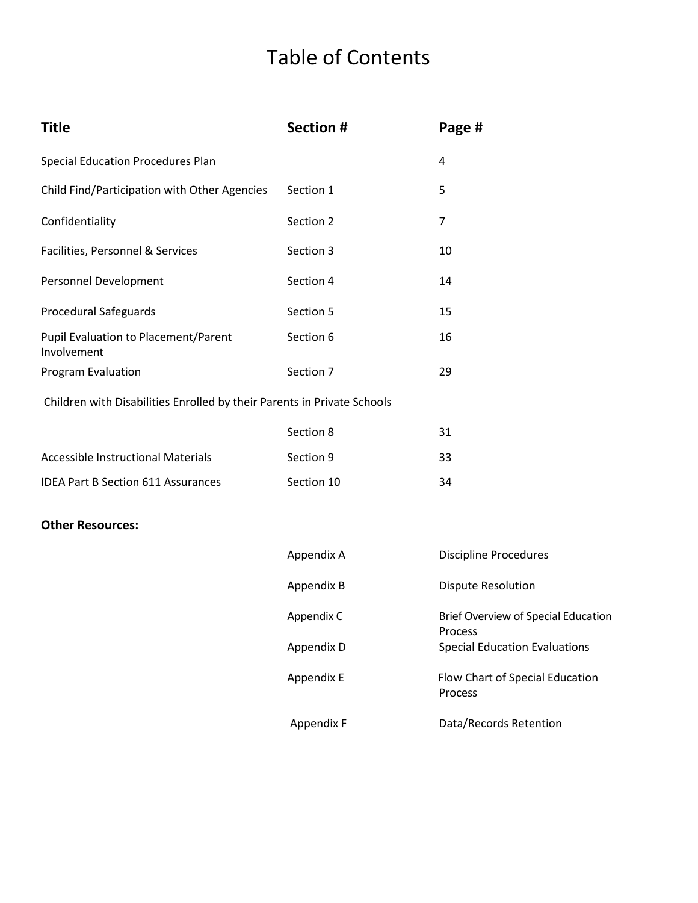# Table of Contents

| Title | Section # | Page # |
|---|---|---|
| Special Education Procedures Plan | | 4 |
| Child Find/Participation with Other Agencies | Section 1 | 5 |
| Confidentiality | Section 2 | 7 |
| Facilities, Personnel & Services | Section 3 | 10 |
| Personnel Development | Section 4 | 14 |
| Procedural Safeguards | Section 5 | 15 |
| Pupil Evaluation to Placement/Parent Involvement | Section 6 | 16 |
| Program Evaluation | Section 7 | 29 |
| Children with Disabilities Enrolled by their Parents in Private Schools | Section 8 | 31 |
| Accessible Instructional Materials | Section 9 | 33 |
| IDEA Part B Section 611 Assurances | Section 10 | 34 |

**Other Resources:**

| | | |
|---|---|---|
| | Appendix A | Discipline Procedures |
| | Appendix B | Dispute Resolution |
| | Appendix C | Brief Overview of Special Education Process |
| | Appendix D | Special Education Evaluations |
| | Appendix E | Flow Chart of Special Education Process |
| | Appendix F | Data/Records Retention |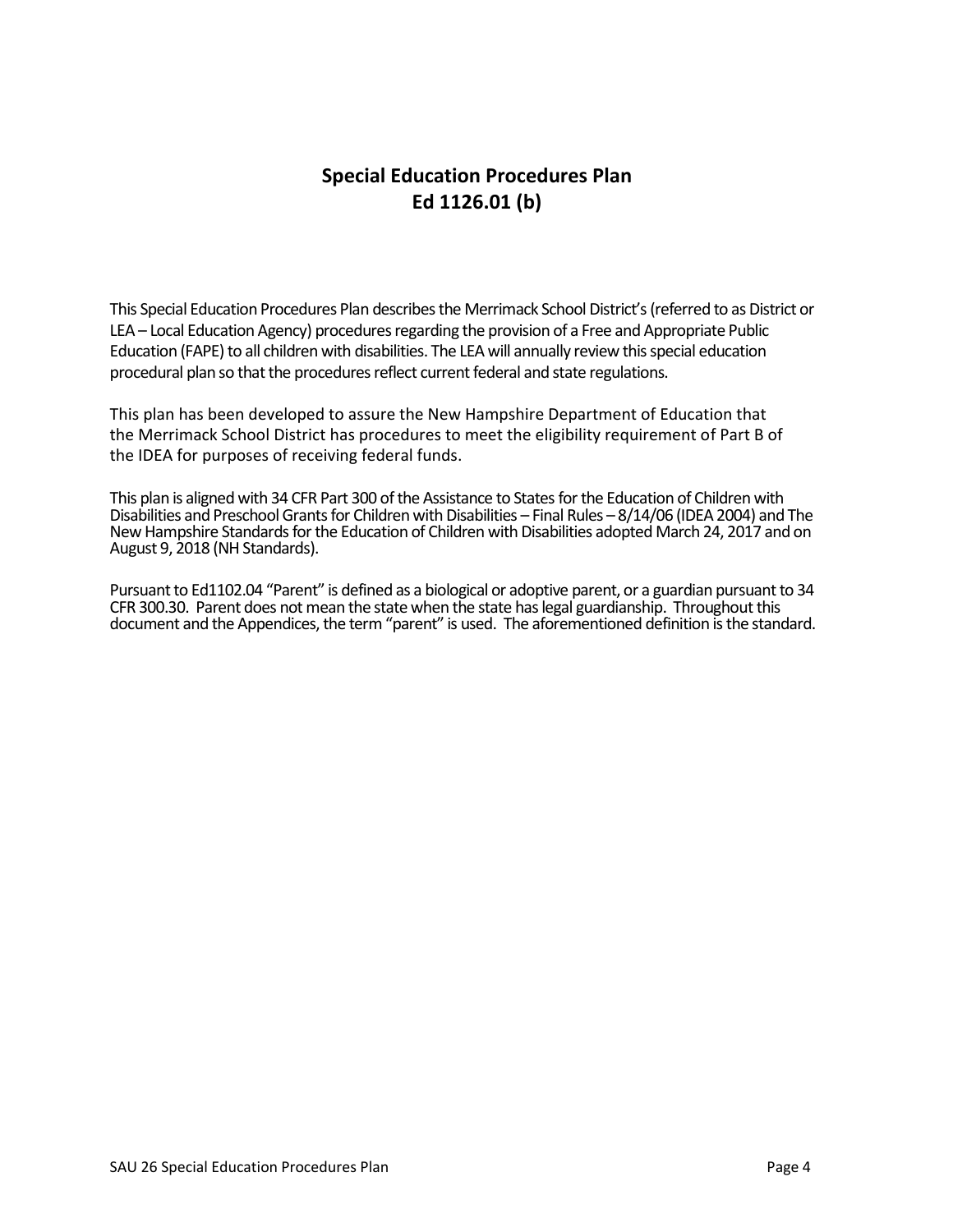# Special Education Procedures Plan
# Ed 1126.01 (b)

This Special Education Procedures Plan describes the Merrimack School District's (referred to as District or LEA – Local Education Agency) procedures regarding the provision of a Free and Appropriate Public Education (FAPE) to all children with disabilities. The LEA will annually review this special education procedural plan so that the procedures reflect current federal and state regulations.

This plan has been developed to assure the New Hampshire Department of Education that the Merrimack School District has procedures to meet the eligibility requirement of Part B of the IDEA for purposes of receiving federal funds.

This plan is aligned with 34 CFR Part 300 of the Assistance to States for the Education of Children with Disabilities and Preschool Grants for Children with Disabilities – Final Rules – 8/14/06 (IDEA 2004) and The New Hampshire Standards for the Education of Children with Disabilities adopted March 24, 2017 and on August 9, 2018 (NH Standards).

Pursuant to Ed1102.04 "Parent" is defined as a biological or adoptive parent, or a guardian pursuant to 34 CFR 300.30. Parent does not mean the state when the state has legal guardianship. Throughout this document and the Appendices, the term "parent" is used. The aforementioned definition is the standard.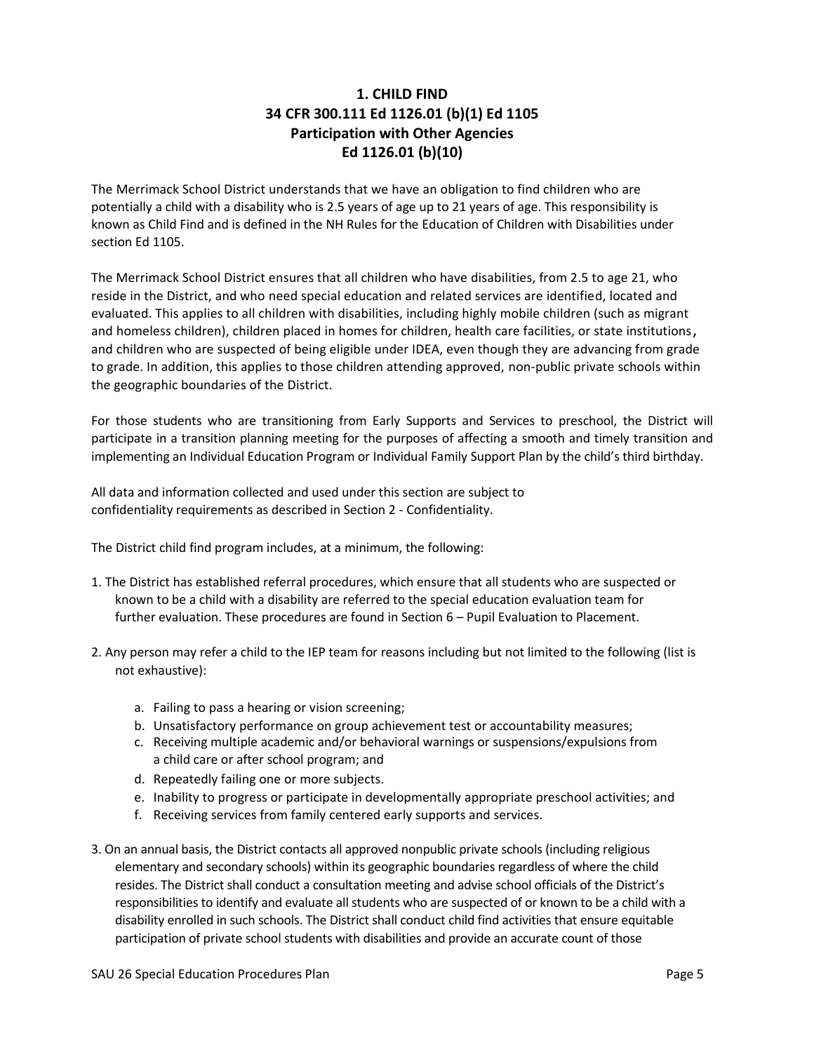## 1. CHILD FIND
## 34 CFR 300.111 Ed 1126.01 (b)(1) Ed 1105
## Participation with Other Agencies
## Ed 1126.01 (b)(10)

The Merrimack School District understands that we have an obligation to find children who are potentially a child with a disability who is 2.5 years of age up to 21 years of age. This responsibility is known as Child Find and is defined in the NH Rules for the Education of Children with Disabilities under section Ed 1105.

The Merrimack School District ensures that all children who have disabilities, from 2.5 to age 21, who reside in the District, and who need special education and related services are identified, located and evaluated. This applies to all children with disabilities, including highly mobile children (such as migrant and homeless children), children placed in homes for children, health care facilities, or state institutions, and children who are suspected of being eligible under IDEA, even though they are advancing from grade to grade. In addition, this applies to those children attending approved, non-public private schools within the geographic boundaries of the District.

For those students who are transitioning from Early Supports and Services to preschool, the District will participate in a transition planning meeting for the purposes of affecting a smooth and timely transition and implementing an Individual Education Program or Individual Family Support Plan by the child's third birthday.

All data and information collected and used under this section are subject to confidentiality requirements as described in Section 2 - Confidentiality.

The District child find program includes, at a minimum, the following:

1. The District has established referral procedures, which ensure that all students who are suspected or known to be a child with a disability are referred to the special education evaluation team for further evaluation. These procedures are found in Section 6 – Pupil Evaluation to Placement.

2. Any person may refer a child to the IEP team for reasons including but not limited to the following (list is not exhaustive):

   a. Failing to pass a hearing or vision screening;
   b. Unsatisfactory performance on group achievement test or accountability measures;
   c. Receiving multiple academic and/or behavioral warnings or suspensions/expulsions from a child care or after school program; and
   d. Repeatedly failing one or more subjects.
   e. Inability to progress or participate in developmentally appropriate preschool activities; and
   f. Receiving services from family centered early supports and services.

3. On an annual basis, the District contacts all approved nonpublic private schools (including religious elementary and secondary schools) within its geographic boundaries regardless of where the child resides. The District shall conduct a consultation meeting and advise school officials of the District's responsibilities to identify and evaluate all students who are suspected of or known to be a child with a disability enrolled in such schools. The District shall conduct child find activities that ensure equitable participation of private school students with disabilities and provide an accurate count of those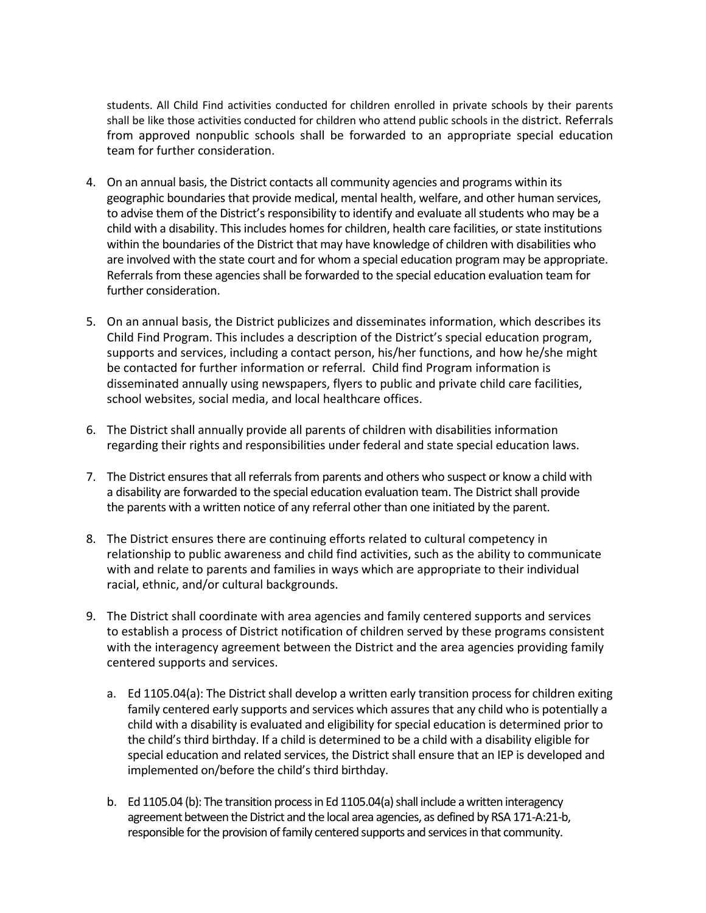students. All Child Find activities conducted for children enrolled in private schools by their parents shall be like those activities conducted for children who attend public schools in the district. Referrals from approved nonpublic schools shall be forwarded to an appropriate special education team for further consideration.

4. On an annual basis, the District contacts all community agencies and programs within its geographic boundaries that provide medical, mental health, welfare, and other human services, to advise them of the District's responsibility to identify and evaluate all students who may be a child with a disability. This includes homes for children, health care facilities, or state institutions within the boundaries of the District that may have knowledge of children with disabilities who are involved with the state court and for whom a special education program may be appropriate. Referrals from these agencies shall be forwarded to the special education evaluation team for further consideration.

5. On an annual basis, the District publicizes and disseminates information, which describes its Child Find Program. This includes a description of the District's special education program, supports and services, including a contact person, his/her functions, and how he/she might be contacted for further information or referral. Child find Program information is disseminated annually using newspapers, flyers to public and private child care facilities, school websites, social media, and local healthcare offices.

6. The District shall annually provide all parents of children with disabilities information regarding their rights and responsibilities under federal and state special education laws.

7. The District ensures that all referrals from parents and others who suspect or know a child with a disability are forwarded to the special education evaluation team. The District shall provide the parents with a written notice of any referral other than one initiated by the parent.

8. The District ensures there are continuing efforts related to cultural competency in relationship to public awareness and child find activities, such as the ability to communicate with and relate to parents and families in ways which are appropriate to their individual racial, ethnic, and/or cultural backgrounds.

9. The District shall coordinate with area agencies and family centered supports and services to establish a process of District notification of children served by these programs consistent with the interagency agreement between the District and the area agencies providing family centered supports and services.

   a. Ed 1105.04(a): The District shall develop a written early transition process for children exiting family centered early supports and services which assures that any child who is potentially a child with a disability is evaluated and eligibility for special education is determined prior to the child's third birthday. If a child is determined to be a child with a disability eligible for special education and related services, the District shall ensure that an IEP is developed and implemented on/before the child's third birthday.

   b. Ed 1105.04 (b): The transition process in Ed 1105.04(a) shall include a written interagency agreement between the District and the local area agencies, as defined by RSA 171-A:21-b, responsible for the provision of family centered supports and services in that community.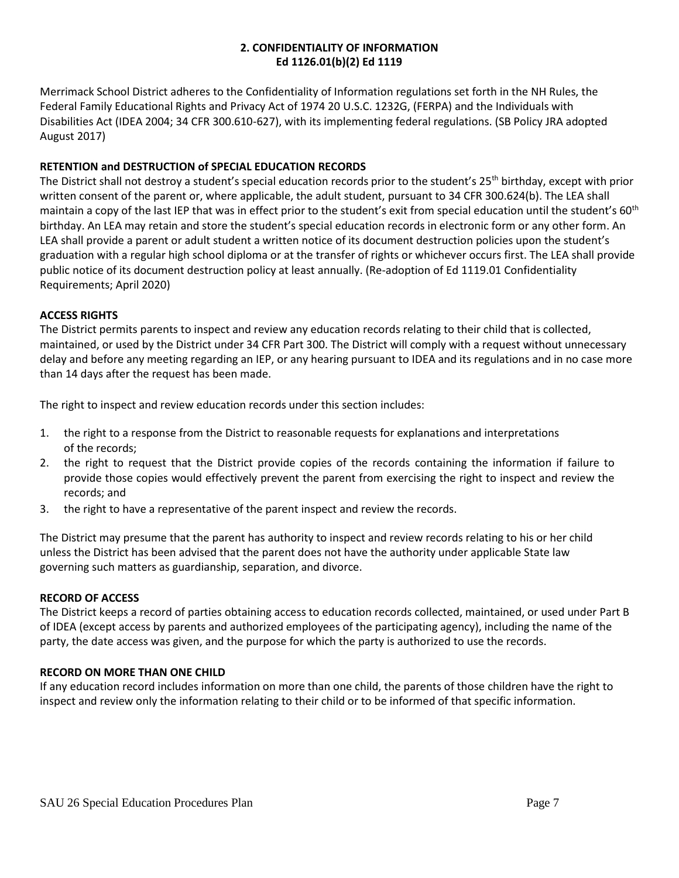## 2. CONFIDENTIALITY OF INFORMATION
## Ed 1126.01(b)(2) Ed 1119

Merrimack School District adheres to the Confidentiality of Information regulations set forth in the NH Rules, the Federal Family Educational Rights and Privacy Act of 1974 20 U.S.C. 1232G, (FERPA) and the Individuals with Disabilities Act (IDEA 2004; 34 CFR 300.610-627), with its implementing federal regulations. (SB Policy JRA adopted August 2017)

**RETENTION and DESTRUCTION of SPECIAL EDUCATION RECORDS**

The District shall not destroy a student's special education records prior to the student's 25th birthday, except with prior written consent of the parent or, where applicable, the adult student, pursuant to 34 CFR 300.624(b). The LEA shall maintain a copy of the last IEP that was in effect prior to the student's exit from special education until the student's 60th birthday. An LEA may retain and store the student's special education records in electronic form or any other form. An LEA shall provide a parent or adult student a written notice of its document destruction policies upon the student's graduation with a regular high school diploma or at the transfer of rights or whichever occurs first. The LEA shall provide public notice of its document destruction policy at least annually. (Re-adoption of Ed 1119.01 Confidentiality Requirements; April 2020)

**ACCESS RIGHTS**

The District permits parents to inspect and review any education records relating to their child that is collected, maintained, or used by the District under 34 CFR Part 300. The District will comply with a request without unnecessary delay and before any meeting regarding an IEP, or any hearing pursuant to IDEA and its regulations and in no case more than 14 days after the request has been made.

The right to inspect and review education records under this section includes:

1. the right to a response from the District to reasonable requests for explanations and interpretations of the records;
2. the right to request that the District provide copies of the records containing the information if failure to provide those copies would effectively prevent the parent from exercising the right to inspect and review the records; and
3. the right to have a representative of the parent inspect and review the records.

The District may presume that the parent has authority to inspect and review records relating to his or her child unless the District has been advised that the parent does not have the authority under applicable State law governing such matters as guardianship, separation, and divorce.

**RECORD OF ACCESS**

The District keeps a record of parties obtaining access to education records collected, maintained, or used under Part B of IDEA (except access by parents and authorized employees of the participating agency), including the name of the party, the date access was given, and the purpose for which the party is authorized to use the records.

**RECORD ON MORE THAN ONE CHILD**

If any education record includes information on more than one child, the parents of those children have the right to inspect and review only the information relating to their child or to be informed of that specific information.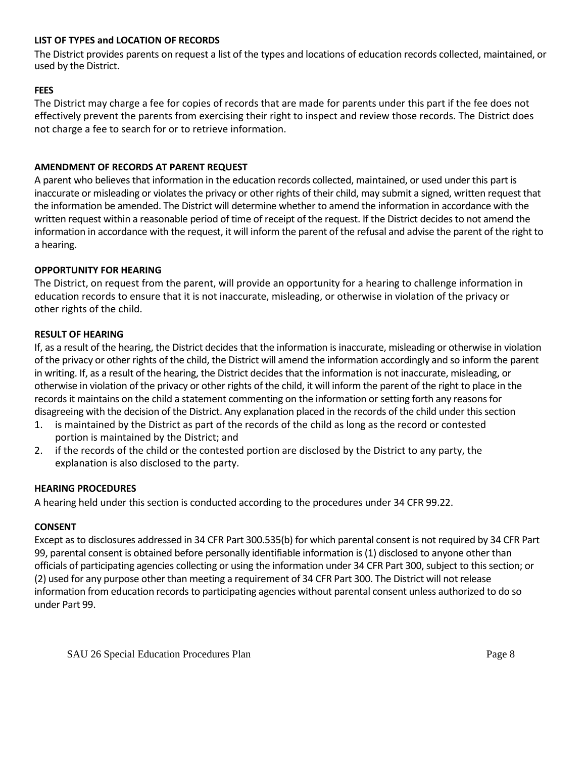**LIST OF TYPES and LOCATION OF RECORDS**

The District provides parents on request a list of the types and locations of education records collected, maintained, or used by the District.

**FEES**

The District may charge a fee for copies of records that are made for parents under this part if the fee does not effectively prevent the parents from exercising their right to inspect and review those records. The District does not charge a fee to search for or to retrieve information.

**AMENDMENT OF RECORDS AT PARENT REQUEST**

A parent who believes that information in the education records collected, maintained, or used under this part is inaccurate or misleading or violates the privacy or other rights of their child, may submit a signed, written request that the information be amended. The District will determine whether to amend the information in accordance with the written request within a reasonable period of time of receipt of the request. If the District decides to not amend the information in accordance with the request, it will inform the parent of the refusal and advise the parent of the right to a hearing.

**OPPORTUNITY FOR HEARING**

The District, on request from the parent, will provide an opportunity for a hearing to challenge information in education records to ensure that it is not inaccurate, misleading, or otherwise in violation of the privacy or other rights of the child.

**RESULT OF HEARING**

If, as a result of the hearing, the District decides that the information is inaccurate, misleading or otherwise in violation of the privacy or other rights of the child, the District will amend the information accordingly and so inform the parent in writing. If, as a result of the hearing, the District decides that the information is not inaccurate, misleading, or otherwise in violation of the privacy or other rights of the child, it will inform the parent of the right to place in the records it maintains on the child a statement commenting on the information or setting forth any reasons for disagreeing with the decision of the District. Any explanation placed in the records of the child under this section

1. is maintained by the District as part of the records of the child as long as the record or contested portion is maintained by the District; and
2. if the records of the child or the contested portion are disclosed by the District to any party, the explanation is also disclosed to the party.

**HEARING PROCEDURES**

A hearing held under this section is conducted according to the procedures under 34 CFR 99.22.

**CONSENT**

Except as to disclosures addressed in 34 CFR Part 300.535(b) for which parental consent is not required by 34 CFR Part 99, parental consent is obtained before personally identifiable information is (1) disclosed to anyone other than officials of participating agencies collecting or using the information under 34 CFR Part 300, subject to this section; or (2) used for any purpose other than meeting a requirement of 34 CFR Part 300. The District will not release information from education records to participating agencies without parental consent unless authorized to do so under Part 99.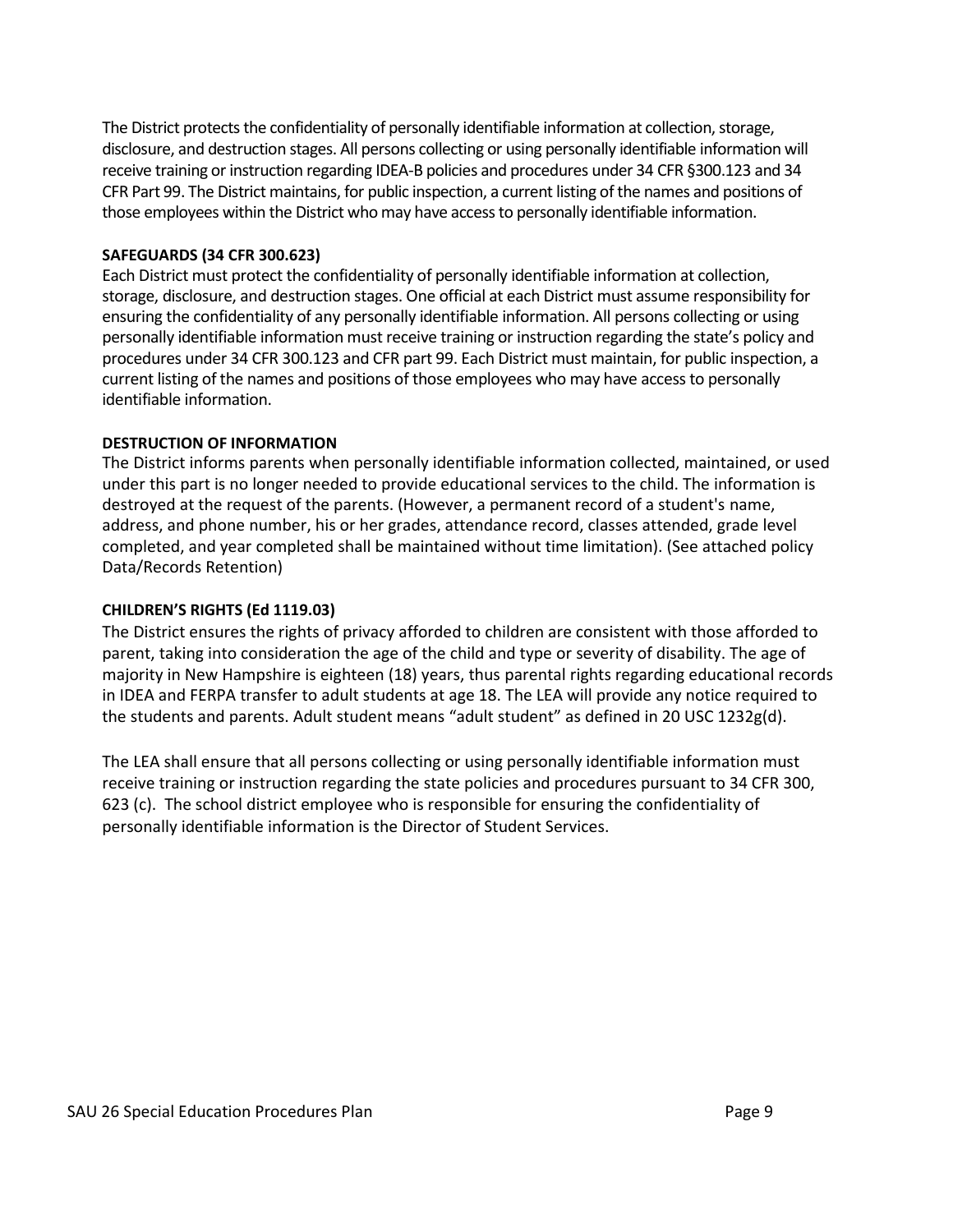The District protects the confidentiality of personally identifiable information at collection, storage, disclosure, and destruction stages. All persons collecting or using personally identifiable information will receive training or instruction regarding IDEA-B policies and procedures under 34 CFR §300.123 and 34 CFR Part 99. The District maintains, for public inspection, a current listing of the names and positions of those employees within the District who may have access to personally identifiable information.

**SAFEGUARDS (34 CFR 300.623)**

Each District must protect the confidentiality of personally identifiable information at collection, storage, disclosure, and destruction stages. One official at each District must assume responsibility for ensuring the confidentiality of any personally identifiable information. All persons collecting or using personally identifiable information must receive training or instruction regarding the state's policy and procedures under 34 CFR 300.123 and CFR part 99. Each District must maintain, for public inspection, a current listing of the names and positions of those employees who may have access to personally identifiable information.

**DESTRUCTION OF INFORMATION**

The District informs parents when personally identifiable information collected, maintained, or used under this part is no longer needed to provide educational services to the child. The information is destroyed at the request of the parents. (However, a permanent record of a student's name, address, and phone number, his or her grades, attendance record, classes attended, grade level completed, and year completed shall be maintained without time limitation). (See attached policy Data/Records Retention)

**CHILDREN'S RIGHTS (Ed 1119.03)**

The District ensures the rights of privacy afforded to children are consistent with those afforded to parent, taking into consideration the age of the child and type or severity of disability. The age of majority in New Hampshire is eighteen (18) years, thus parental rights regarding educational records in IDEA and FERPA transfer to adult students at age 18. The LEA will provide any notice required to the students and parents. Adult student means "adult student" as defined in 20 USC 1232g(d).

The LEA shall ensure that all persons collecting or using personally identifiable information must receive training or instruction regarding the state policies and procedures pursuant to 34 CFR 300, 623 (c). The school district employee who is responsible for ensuring the confidentiality of personally identifiable information is the Director of Student Services.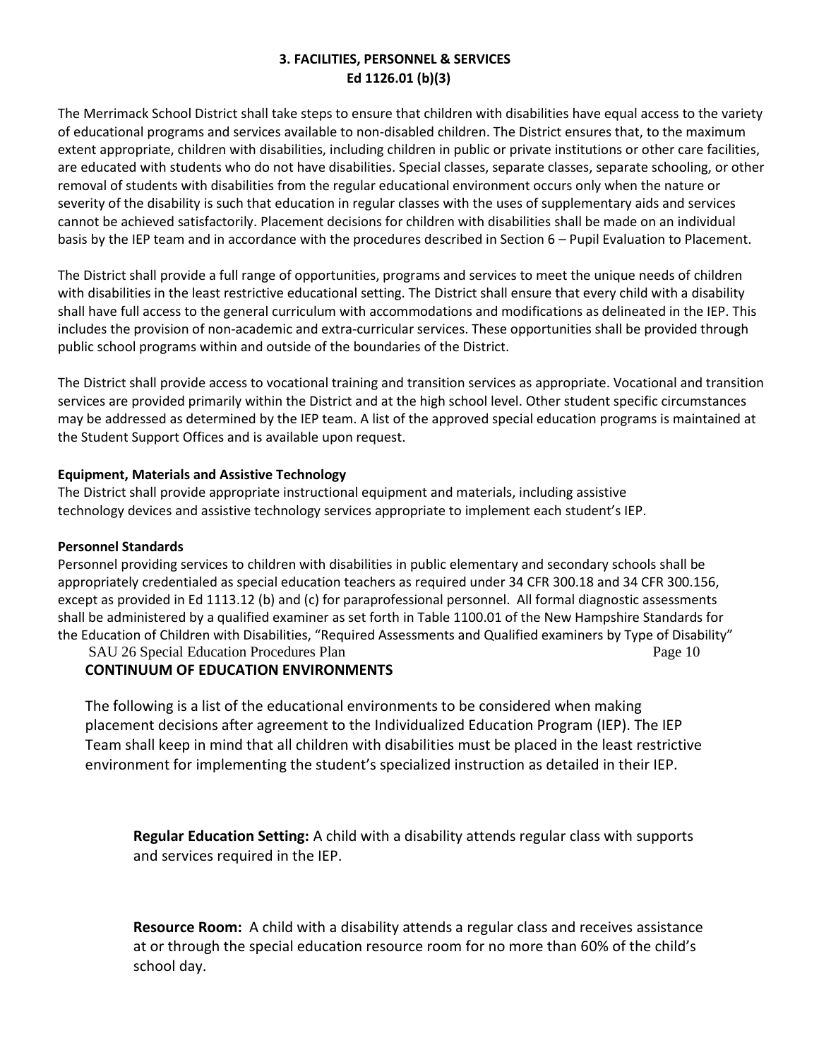## 3. FACILITIES, PERSONNEL & SERVICES
## Ed 1126.01 (b)(3)

The Merrimack School District shall take steps to ensure that children with disabilities have equal access to the variety of educational programs and services available to non-disabled children. The District ensures that, to the maximum extent appropriate, children with disabilities, including children in public or private institutions or other care facilities, are educated with students who do not have disabilities. Special classes, separate classes, separate schooling, or other removal of students with disabilities from the regular educational environment occurs only when the nature or severity of the disability is such that education in regular classes with the uses of supplementary aids and services cannot be achieved satisfactorily. Placement decisions for children with disabilities shall be made on an individual basis by the IEP team and in accordance with the procedures described in Section 6 – Pupil Evaluation to Placement.

The District shall provide a full range of opportunities, programs and services to meet the unique needs of children with disabilities in the least restrictive educational setting. The District shall ensure that every child with a disability shall have full access to the general curriculum with accommodations and modifications as delineated in the IEP. This includes the provision of non-academic and extra-curricular services. These opportunities shall be provided through public school programs within and outside of the boundaries of the District.

The District shall provide access to vocational training and transition services as appropriate. Vocational and transition services are provided primarily within the District and at the high school level. Other student specific circumstances may be addressed as determined by the IEP team. A list of the approved special education programs is maintained at the Student Support Offices and is available upon request.

**Equipment, Materials and Assistive Technology**

The District shall provide appropriate instructional equipment and materials, including assistive technology devices and assistive technology services appropriate to implement each student's IEP.

**Personnel Standards**

Personnel providing services to children with disabilities in public elementary and secondary schools shall be appropriately credentialed as special education teachers as required under 34 CFR 300.18 and 34 CFR 300.156, except as provided in Ed 1113.12 (b) and (c) for paraprofessional personnel. All formal diagnostic assessments shall be administered by a qualified examiner as set forth in Table 1100.01 of the New Hampshire Standards for the Education of Children with Disabilities, "Required Assessments and Qualified examiners by Type of Disability"

### CONTINUUM OF EDUCATION ENVIRONMENTS

The following is a list of the educational environments to be considered when making placement decisions after agreement to the Individualized Education Program (IEP). The IEP Team shall keep in mind that all children with disabilities must be placed in the least restrictive environment for implementing the student's specialized instruction as detailed in their IEP.

**Regular Education Setting:** A child with a disability attends regular class with supports and services required in the IEP.

**Resource Room:** A child with a disability attends a regular class and receives assistance at or through the special education resource room for no more than 60% of the child's school day.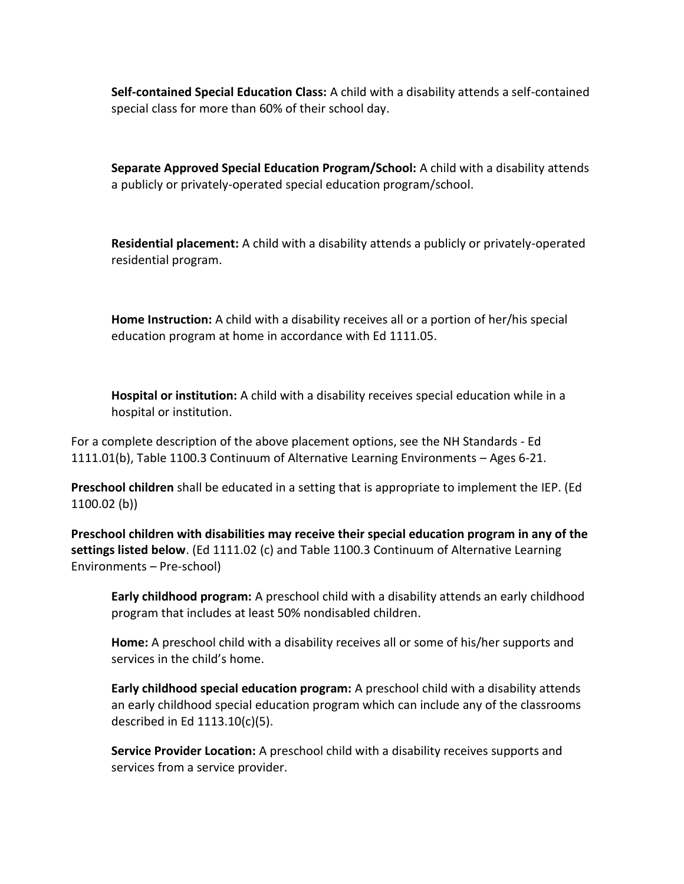**Self-contained Special Education Class:** A child with a disability attends a self-contained special class for more than 60% of their school day.

**Separate Approved Special Education Program/School:** A child with a disability attends a publicly or privately-operated special education program/school.

**Residential placement:** A child with a disability attends a publicly or privately-operated residential program.

**Home Instruction:** A child with a disability receives all or a portion of her/his special education program at home in accordance with Ed 1111.05.

**Hospital or institution:** A child with a disability receives special education while in a hospital or institution.

For a complete description of the above placement options, see the NH Standards - Ed 1111.01(b), Table 1100.3 Continuum of Alternative Learning Environments – Ages 6-21.

**Preschool children** shall be educated in a setting that is appropriate to implement the IEP. (Ed 1100.02 (b))

**Preschool children with disabilities may receive their special education program in any of the settings listed below**. (Ed 1111.02 (c) and Table 1100.3 Continuum of Alternative Learning Environments – Pre-school)

**Early childhood program:** A preschool child with a disability attends an early childhood program that includes at least 50% nondisabled children.

**Home:** A preschool child with a disability receives all or some of his/her supports and services in the child's home.

**Early childhood special education program:** A preschool child with a disability attends an early childhood special education program which can include any of the classrooms described in Ed 1113.10(c)(5).

**Service Provider Location:** A preschool child with a disability receives supports and services from a service provider.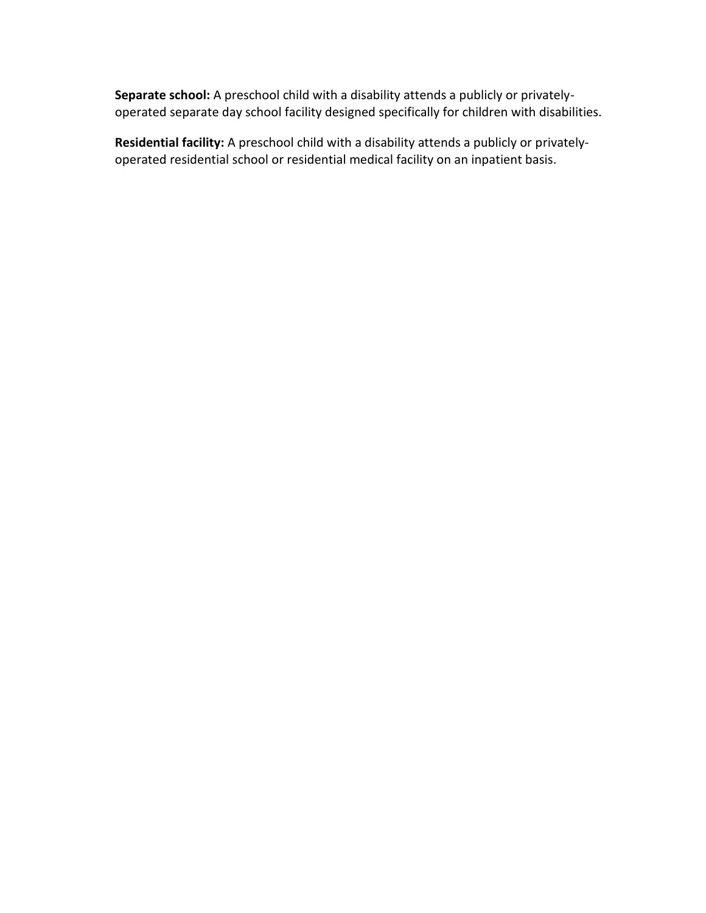**Separate school:** A preschool child with a disability attends a publicly or privately-operated separate day school facility designed specifically for children with disabilities.

**Residential facility:** A preschool child with a disability attends a publicly or privately-operated residential school or residential medical facility on an inpatient basis.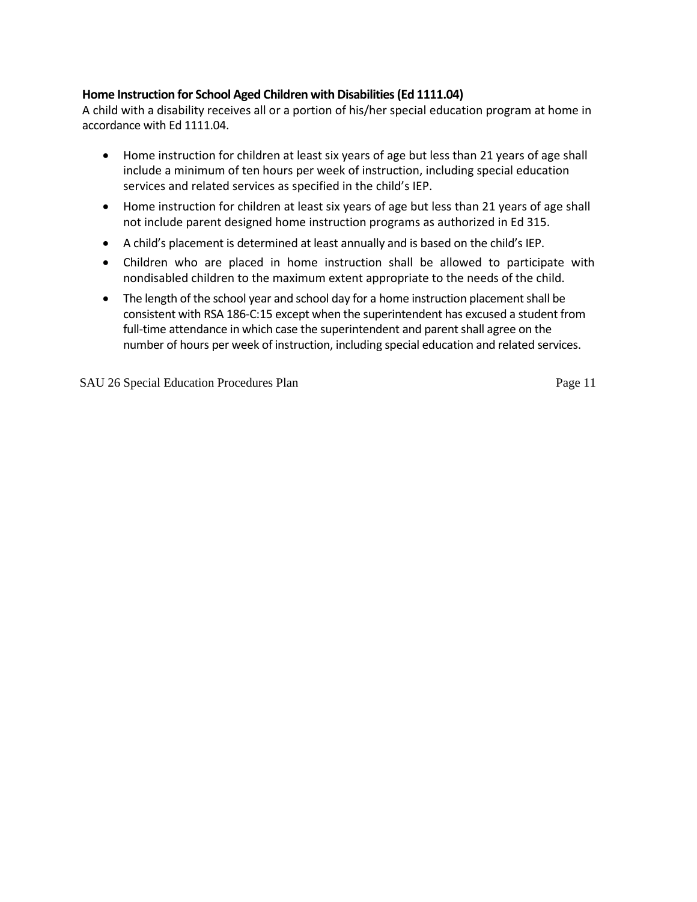**Home Instruction for School Aged Children with Disabilities (Ed 1111.04)**

A child with a disability receives all or a portion of his/her special education program at home in accordance with Ed 1111.04.

- Home instruction for children at least six years of age but less than 21 years of age shall include a minimum of ten hours per week of instruction, including special education services and related services as specified in the child's IEP.
- Home instruction for children at least six years of age but less than 21 years of age shall not include parent designed home instruction programs as authorized in Ed 315.
- A child's placement is determined at least annually and is based on the child's IEP.
- Children who are placed in home instruction shall be allowed to participate with nondisabled children to the maximum extent appropriate to the needs of the child.
- The length of the school year and school day for a home instruction placement shall be consistent with RSA 186-C:15 except when the superintendent has excused a student from full-time attendance in which case the superintendent and parent shall agree on the number of hours per week of instruction, including special education and related services.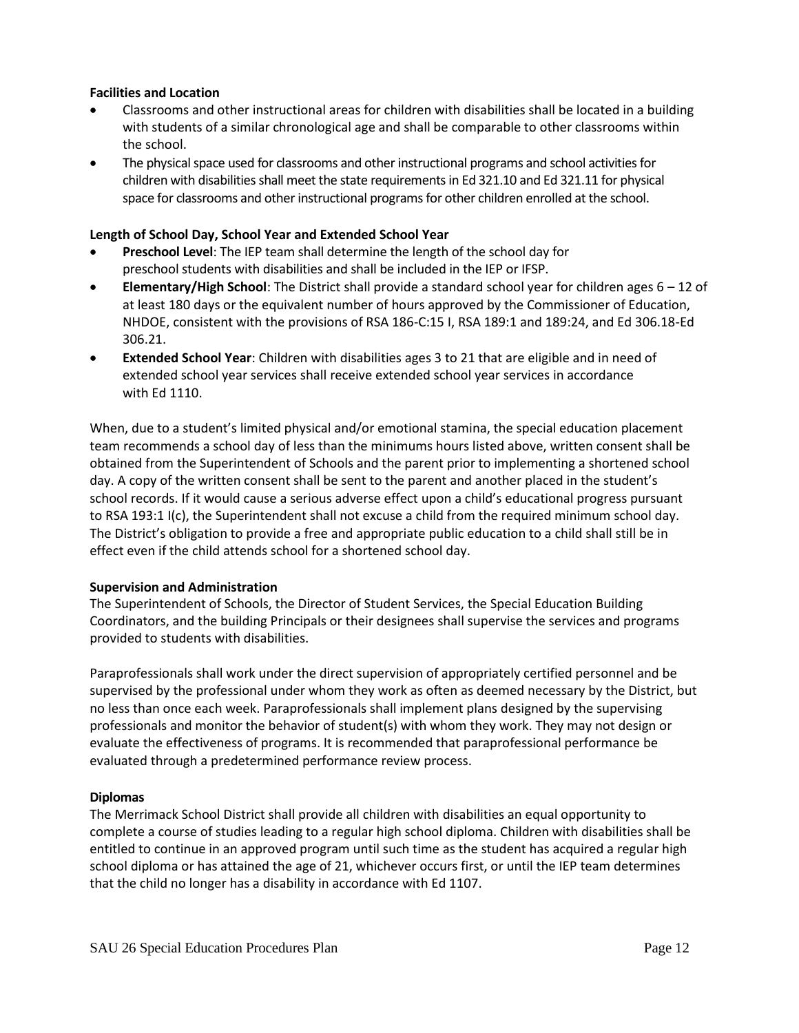**Facilities and Location**

- Classrooms and other instructional areas for children with disabilities shall be located in a building with students of a similar chronological age and shall be comparable to other classrooms within the school.
- The physical space used for classrooms and other instructional programs and school activities for children with disabilities shall meet the state requirements in Ed 321.10 and Ed 321.11 for physical space for classrooms and other instructional programs for other children enrolled at the school.

**Length of School Day, School Year and Extended School Year**

- **Preschool Level**: The IEP team shall determine the length of the school day for preschool students with disabilities and shall be included in the IEP or IFSP.
- **Elementary/High School**: The District shall provide a standard school year for children ages 6 – 12 of at least 180 days or the equivalent number of hours approved by the Commissioner of Education, NHDOE, consistent with the provisions of RSA 186-C:15 I, RSA 189:1 and 189:24, and Ed 306.18-Ed 306.21.
- **Extended School Year**: Children with disabilities ages 3 to 21 that are eligible and in need of extended school year services shall receive extended school year services in accordance with Ed 1110.

When, due to a student's limited physical and/or emotional stamina, the special education placement team recommends a school day of less than the minimums hours listed above, written consent shall be obtained from the Superintendent of Schools and the parent prior to implementing a shortened school day. A copy of the written consent shall be sent to the parent and another placed in the student's school records. If it would cause a serious adverse effect upon a child's educational progress pursuant to RSA 193:1 I(c), the Superintendent shall not excuse a child from the required minimum school day. The District's obligation to provide a free and appropriate public education to a child shall still be in effect even if the child attends school for a shortened school day.

**Supervision and Administration**

The Superintendent of Schools, the Director of Student Services, the Special Education Building Coordinators, and the building Principals or their designees shall supervise the services and programs provided to students with disabilities.

Paraprofessionals shall work under the direct supervision of appropriately certified personnel and be supervised by the professional under whom they work as often as deemed necessary by the District, but no less than once each week. Paraprofessionals shall implement plans designed by the supervising professionals and monitor the behavior of student(s) with whom they work. They may not design or evaluate the effectiveness of programs. It is recommended that paraprofessional performance be evaluated through a predetermined performance review process.

**Diplomas**

The Merrimack School District shall provide all children with disabilities an equal opportunity to complete a course of studies leading to a regular high school diploma. Children with disabilities shall be entitled to continue in an approved program until such time as the student has acquired a regular high school diploma or has attained the age of 21, whichever occurs first, or until the IEP team determines that the child no longer has a disability in accordance with Ed 1107.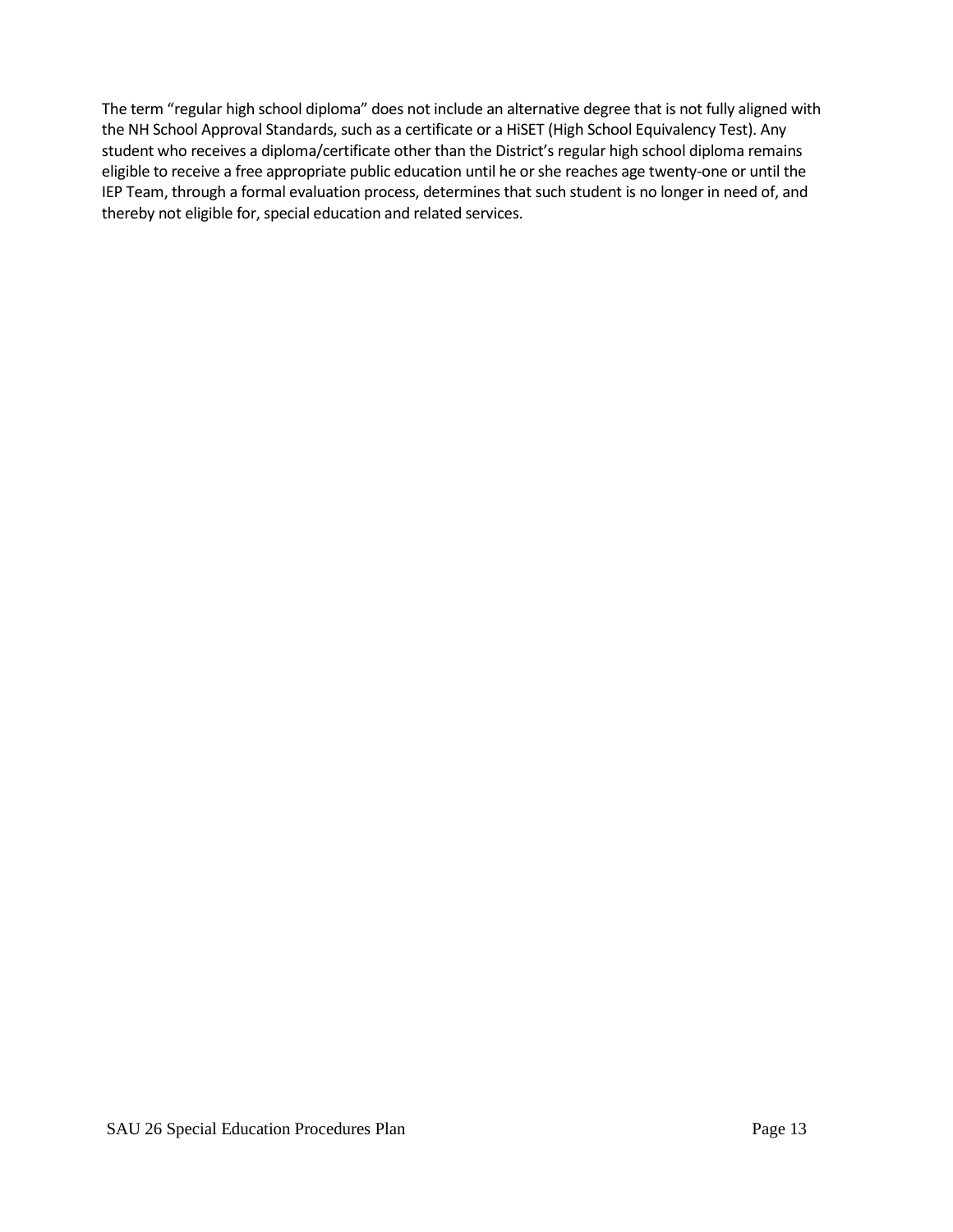The term "regular high school diploma" does not include an alternative degree that is not fully aligned with the NH School Approval Standards, such as a certificate or a HiSET (High School Equivalency Test). Any student who receives a diploma/certificate other than the District's regular high school diploma remains eligible to receive a free appropriate public education until he or she reaches age twenty-one or until the IEP Team, through a formal evaluation process, determines that such student is no longer in need of, and thereby not eligible for, special education and related services.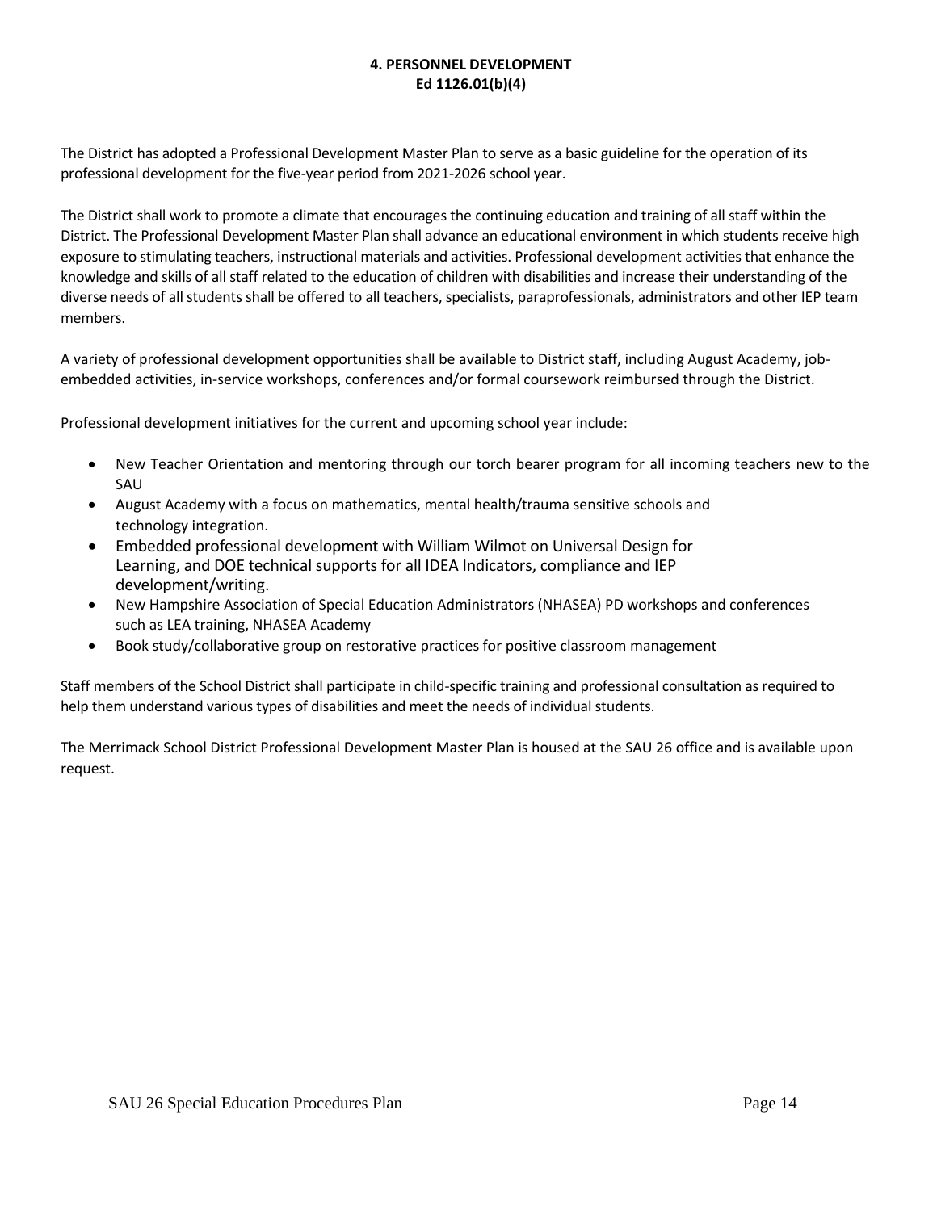## 4. PERSONNEL DEVELOPMENT
## Ed 1126.01(b)(4)

The District has adopted a Professional Development Master Plan to serve as a basic guideline for the operation of its professional development for the five-year period from 2021-2026 school year.

The District shall work to promote a climate that encourages the continuing education and training of all staff within the District. The Professional Development Master Plan shall advance an educational environment in which students receive high exposure to stimulating teachers, instructional materials and activities. Professional development activities that enhance the knowledge and skills of all staff related to the education of children with disabilities and increase their understanding of the diverse needs of all students shall be offered to all teachers, specialists, paraprofessionals, administrators and other IEP team members.

A variety of professional development opportunities shall be available to District staff, including August Academy, job-embedded activities, in-service workshops, conferences and/or formal coursework reimbursed through the District.

Professional development initiatives for the current and upcoming school year include:

- New Teacher Orientation and mentoring through our torch bearer program for all incoming teachers new to the SAU
- August Academy with a focus on mathematics, mental health/trauma sensitive schools and technology integration.
- Embedded professional development with William Wilmot on Universal Design for Learning, and DOE technical supports for all IDEA Indicators, compliance and IEP development/writing.
- New Hampshire Association of Special Education Administrators (NHASEA) PD workshops and conferences such as LEA training, NHASEA Academy
- Book study/collaborative group on restorative practices for positive classroom management

Staff members of the School District shall participate in child-specific training and professional consultation as required to help them understand various types of disabilities and meet the needs of individual students.

The Merrimack School District Professional Development Master Plan is housed at the SAU 26 office and is available upon request.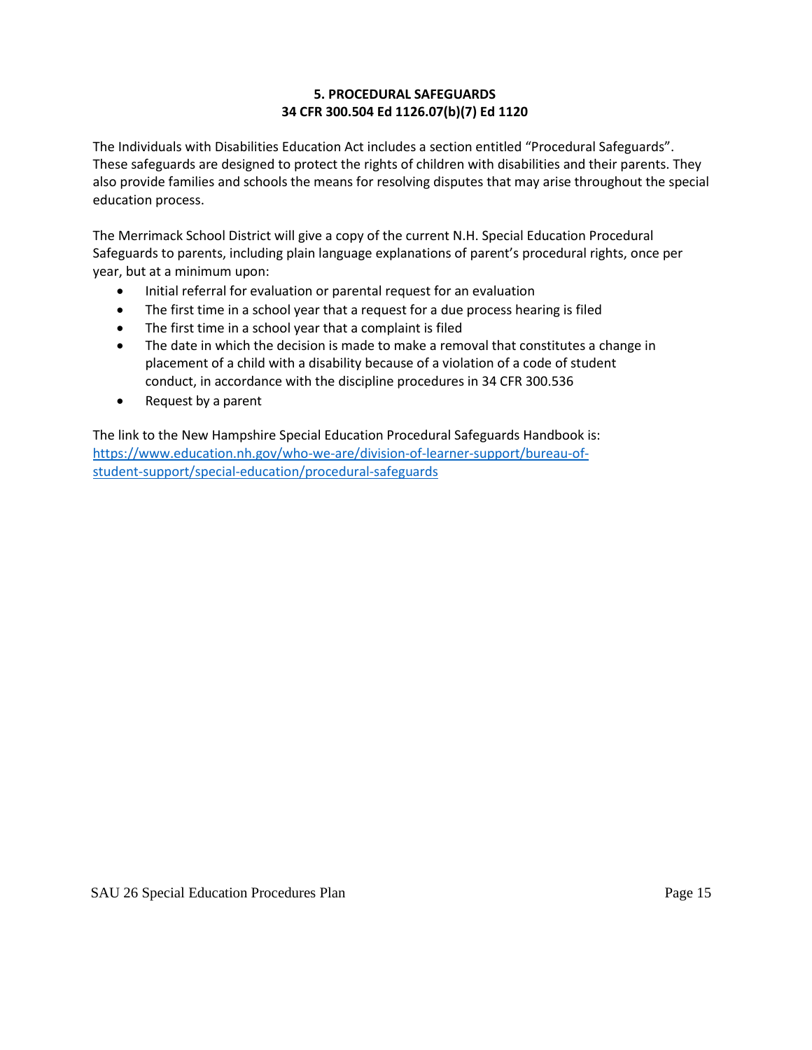## 5. PROCEDURAL SAFEGUARDS
**34 CFR 300.504 Ed 1126.07(b)(7) Ed 1120**

The Individuals with Disabilities Education Act includes a section entitled "Procedural Safeguards". These safeguards are designed to protect the rights of children with disabilities and their parents. They also provide families and schools the means for resolving disputes that may arise throughout the special education process.

The Merrimack School District will give a copy of the current N.H. Special Education Procedural Safeguards to parents, including plain language explanations of parent's procedural rights, once per year, but at a minimum upon:

- Initial referral for evaluation or parental request for an evaluation
- The first time in a school year that a request for a due process hearing is filed
- The first time in a school year that a complaint is filed
- The date in which the decision is made to make a removal that constitutes a change in placement of a child with a disability because of a violation of a code of student conduct, in accordance with the discipline procedures in 34 CFR 300.536
- Request by a parent

The link to the New Hampshire Special Education Procedural Safeguards Handbook is: [https://www.education.nh.gov/who-we-are/division-of-learner-support/bureau-of-student-support/special-education/procedural-safeguards](https://www.education.nh.gov/who-we-are/division-of-learner-support/bureau-of-student-support/special-education/procedural-safeguards)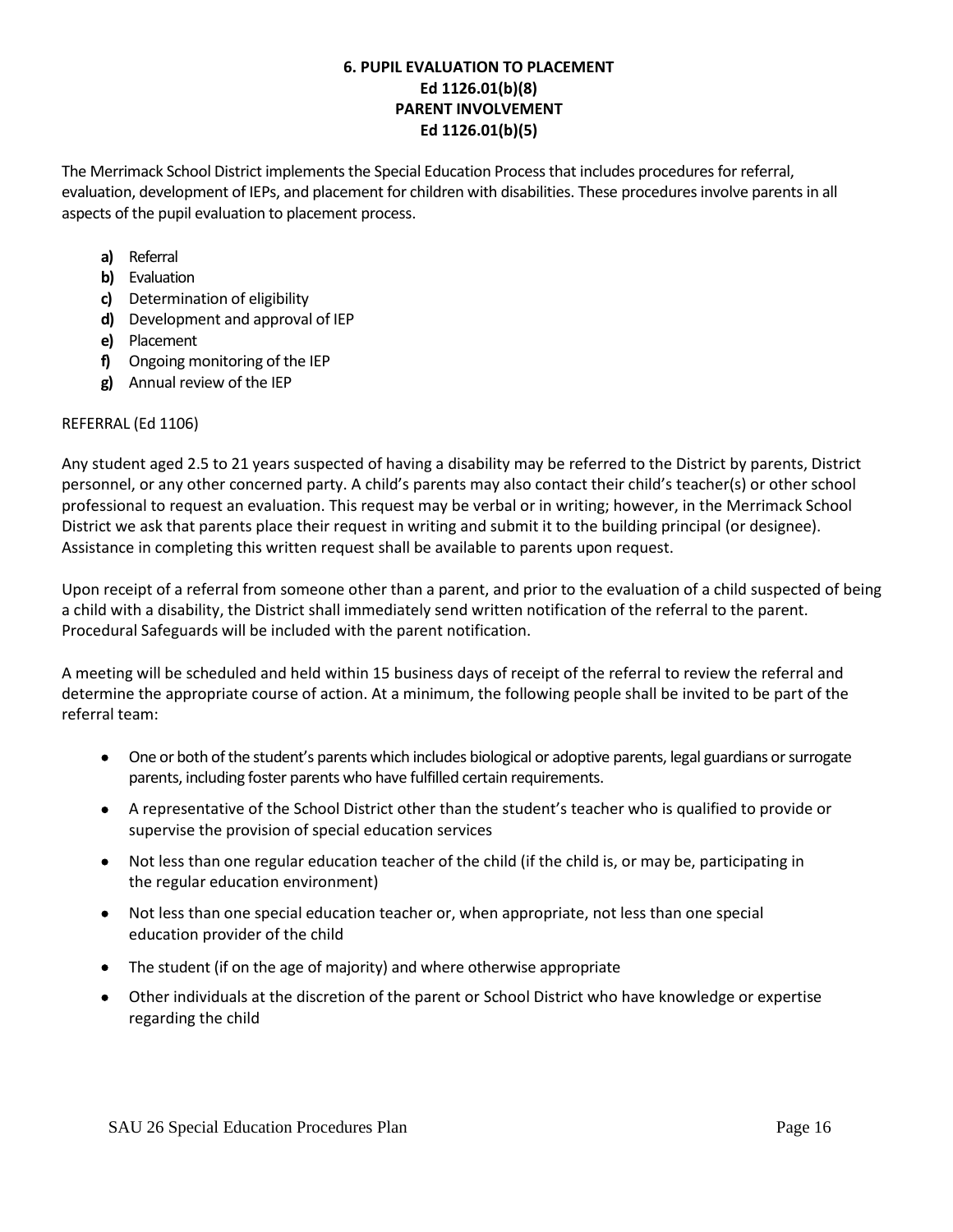## 6. PUPIL EVALUATION TO PLACEMENT
## Ed 1126.01(b)(8)
## PARENT INVOLVEMENT
## Ed 1126.01(b)(5)

The Merrimack School District implements the Special Education Process that includes procedures for referral, evaluation, development of IEPs, and placement for children with disabilities. These procedures involve parents in all aspects of the pupil evaluation to placement process.

- **a)** Referral
- **b)** Evaluation
- **c)** Determination of eligibility
- **d)** Development and approval of IEP
- **e)** Placement
- **f)** Ongoing monitoring of the IEP
- **g)** Annual review of the IEP

REFERRAL (Ed 1106)

Any student aged 2.5 to 21 years suspected of having a disability may be referred to the District by parents, District personnel, or any other concerned party. A child's parents may also contact their child's teacher(s) or other school professional to request an evaluation. This request may be verbal or in writing; however, in the Merrimack School District we ask that parents place their request in writing and submit it to the building principal (or designee). Assistance in completing this written request shall be available to parents upon request.

Upon receipt of a referral from someone other than a parent, and prior to the evaluation of a child suspected of being a child with a disability, the District shall immediately send written notification of the referral to the parent. Procedural Safeguards will be included with the parent notification.

A meeting will be scheduled and held within 15 business days of receipt of the referral to review the referral and determine the appropriate course of action. At a minimum, the following people shall be invited to be part of the referral team:

- One or both of the student's parents which includes biological or adoptive parents, legal guardians or surrogate parents, including foster parents who have fulfilled certain requirements.
- A representative of the School District other than the student's teacher who is qualified to provide or supervise the provision of special education services
- Not less than one regular education teacher of the child (if the child is, or may be, participating in the regular education environment)
- Not less than one special education teacher or, when appropriate, not less than one special education provider of the child
- The student (if on the age of majority) and where otherwise appropriate
- Other individuals at the discretion of the parent or School District who have knowledge or expertise regarding the child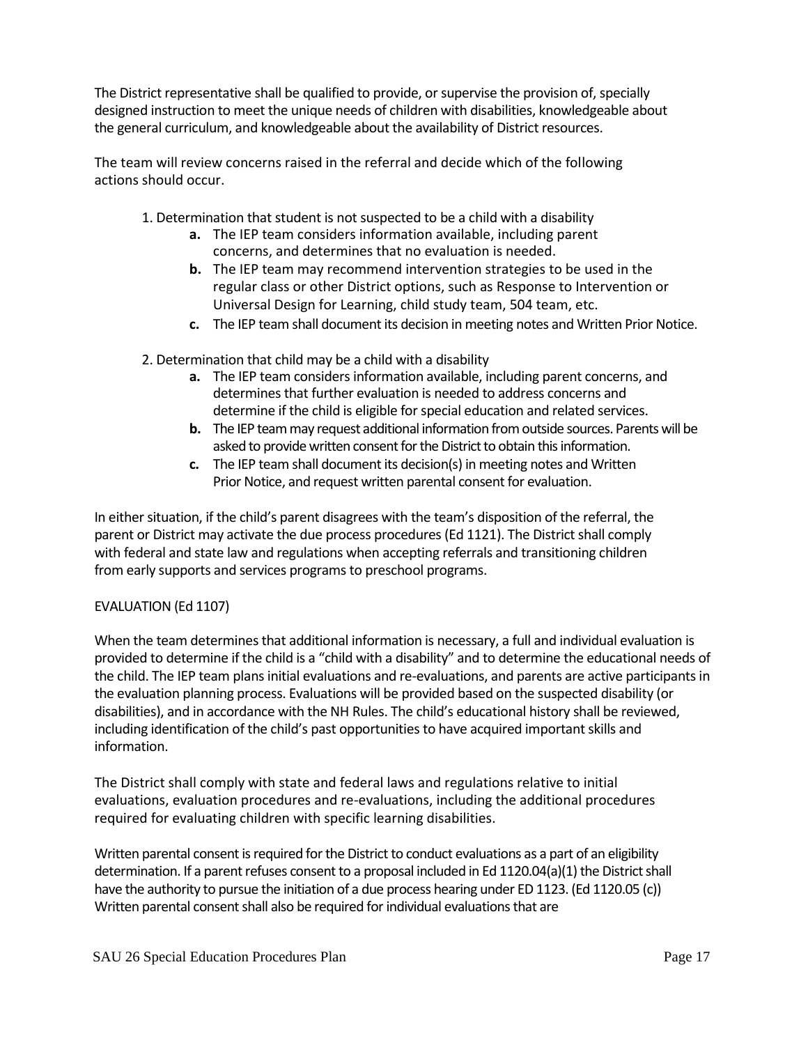The District representative shall be qualified to provide, or supervise the provision of, specially designed instruction to meet the unique needs of children with disabilities, knowledgeable about the general curriculum, and knowledgeable about the availability of District resources.

The team will review concerns raised in the referral and decide which of the following actions should occur.

1. Determination that student is not suspected to be a child with a disability
   - **a.** The IEP team considers information available, including parent concerns, and determines that no evaluation is needed.
   - **b.** The IEP team may recommend intervention strategies to be used in the regular class or other District options, such as Response to Intervention or Universal Design for Learning, child study team, 504 team, etc.
   - **c.** The IEP team shall document its decision in meeting notes and Written Prior Notice.

2. Determination that child may be a child with a disability
   - **a.** The IEP team considers information available, including parent concerns, and determines that further evaluation is needed to address concerns and determine if the child is eligible for special education and related services.
   - **b.** The IEP team may request additional information from outside sources. Parents will be asked to provide written consent for the District to obtain this information.
   - **c.** The IEP team shall document its decision(s) in meeting notes and Written Prior Notice, and request written parental consent for evaluation.

In either situation, if the child's parent disagrees with the team's disposition of the referral, the parent or District may activate the due process procedures (Ed 1121). The District shall comply with federal and state law and regulations when accepting referrals and transitioning children from early supports and services programs to preschool programs.

EVALUATION (Ed 1107)

When the team determines that additional information is necessary, a full and individual evaluation is provided to determine if the child is a "child with a disability" and to determine the educational needs of the child. The IEP team plans initial evaluations and re-evaluations, and parents are active participants in the evaluation planning process. Evaluations will be provided based on the suspected disability (or disabilities), and in accordance with the NH Rules. The child's educational history shall be reviewed, including identification of the child's past opportunities to have acquired important skills and information.

The District shall comply with state and federal laws and regulations relative to initial evaluations, evaluation procedures and re-evaluations, including the additional procedures required for evaluating children with specific learning disabilities.

Written parental consent is required for the District to conduct evaluations as a part of an eligibility determination. If a parent refuses consent to a proposal included in Ed 1120.04(a)(1) the District shall have the authority to pursue the initiation of a due process hearing under ED 1123. (Ed 1120.05 (c)) Written parental consent shall also be required for individual evaluations that are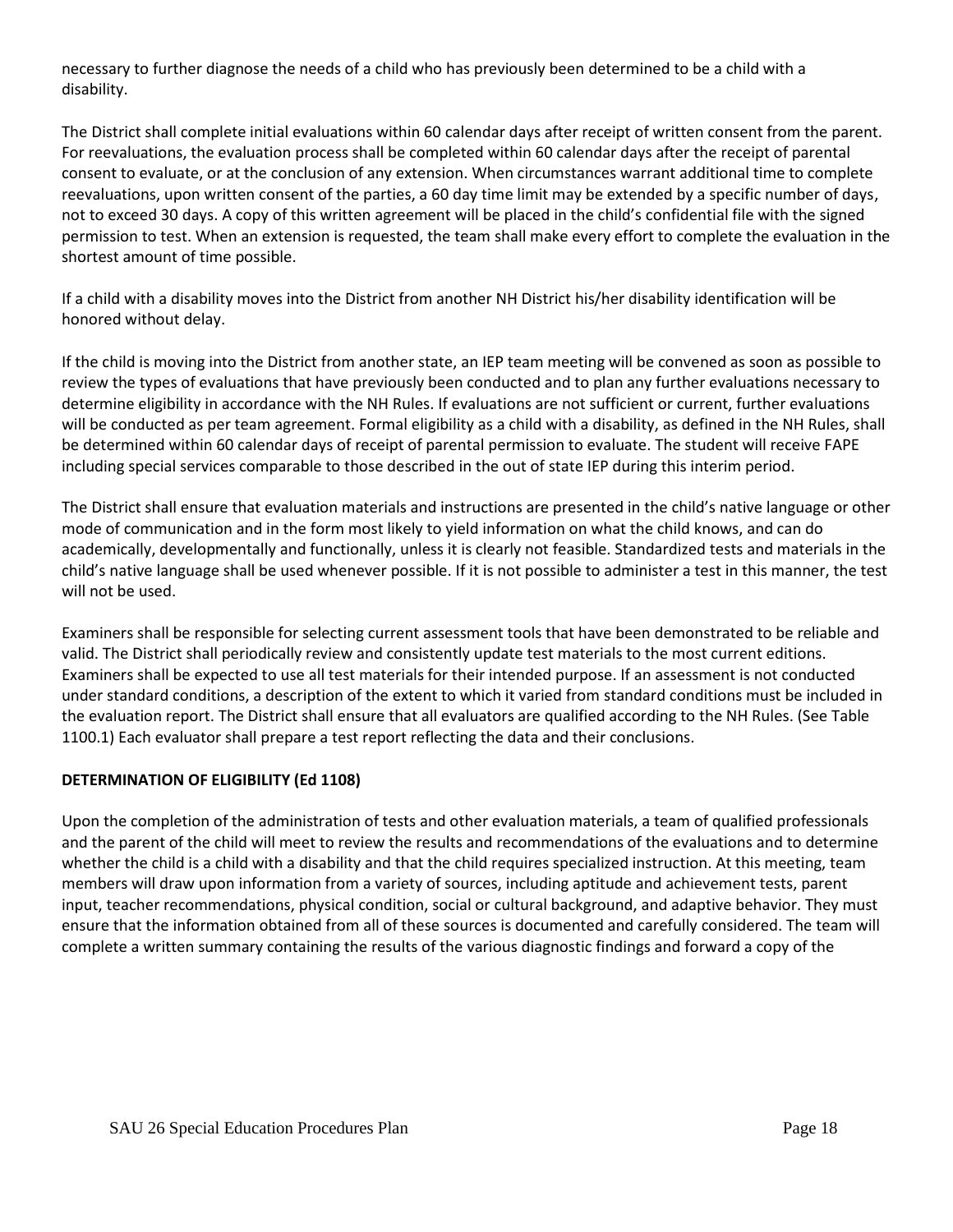necessary to further diagnose the needs of a child who has previously been determined to be a child with a disability.

The District shall complete initial evaluations within 60 calendar days after receipt of written consent from the parent. For reevaluations, the evaluation process shall be completed within 60 calendar days after the receipt of parental consent to evaluate, or at the conclusion of any extension. When circumstances warrant additional time to complete reevaluations, upon written consent of the parties, a 60 day time limit may be extended by a specific number of days, not to exceed 30 days. A copy of this written agreement will be placed in the child's confidential file with the signed permission to test. When an extension is requested, the team shall make every effort to complete the evaluation in the shortest amount of time possible.

If a child with a disability moves into the District from another NH District his/her disability identification will be honored without delay.

If the child is moving into the District from another state, an IEP team meeting will be convened as soon as possible to review the types of evaluations that have previously been conducted and to plan any further evaluations necessary to determine eligibility in accordance with the NH Rules. If evaluations are not sufficient or current, further evaluations will be conducted as per team agreement. Formal eligibility as a child with a disability, as defined in the NH Rules, shall be determined within 60 calendar days of receipt of parental permission to evaluate. The student will receive FAPE including special services comparable to those described in the out of state IEP during this interim period.

The District shall ensure that evaluation materials and instructions are presented in the child's native language or other mode of communication and in the form most likely to yield information on what the child knows, and can do academically, developmentally and functionally, unless it is clearly not feasible. Standardized tests and materials in the child's native language shall be used whenever possible. If it is not possible to administer a test in this manner, the test will not be used.

Examiners shall be responsible for selecting current assessment tools that have been demonstrated to be reliable and valid. The District shall periodically review and consistently update test materials to the most current editions. Examiners shall be expected to use all test materials for their intended purpose. If an assessment is not conducted under standard conditions, a description of the extent to which it varied from standard conditions must be included in the evaluation report. The District shall ensure that all evaluators are qualified according to the NH Rules. (See Table 1100.1) Each evaluator shall prepare a test report reflecting the data and their conclusions.

**DETERMINATION OF ELIGIBILITY (Ed 1108)**

Upon the completion of the administration of tests and other evaluation materials, a team of qualified professionals and the parent of the child will meet to review the results and recommendations of the evaluations and to determine whether the child is a child with a disability and that the child requires specialized instruction. At this meeting, team members will draw upon information from a variety of sources, including aptitude and achievement tests, parent input, teacher recommendations, physical condition, social or cultural background, and adaptive behavior. They must ensure that the information obtained from all of these sources is documented and carefully considered. The team will complete a written summary containing the results of the various diagnostic findings and forward a copy of the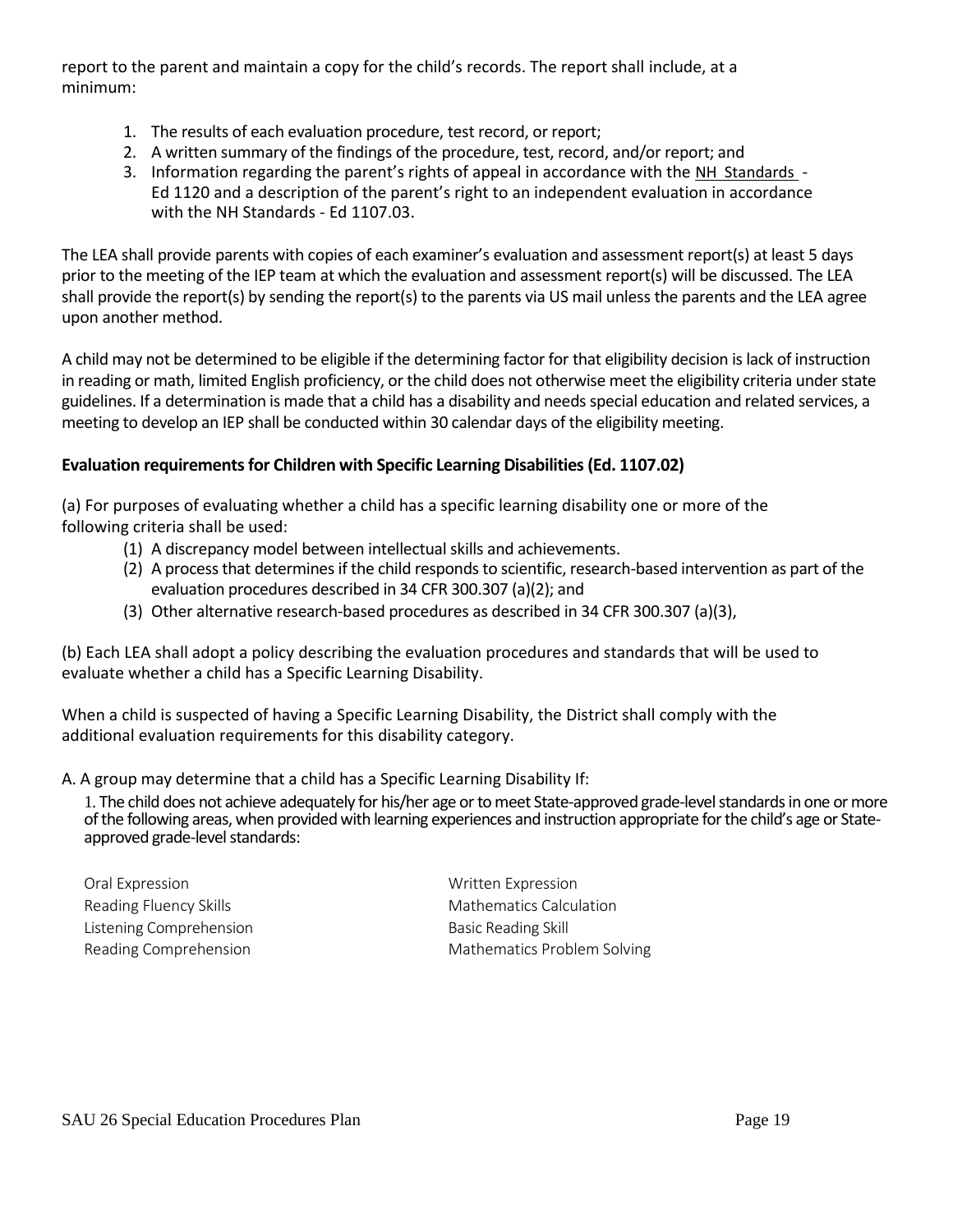report to the parent and maintain a copy for the child's records. The report shall include, at a minimum:

1. The results of each evaluation procedure, test record, or report;
2. A written summary of the findings of the procedure, test, record, and/or report; and
3. Information regarding the parent's rights of appeal in accordance with the NH Standards - Ed 1120 and a description of the parent's right to an independent evaluation in accordance with the NH Standards - Ed 1107.03.

The LEA shall provide parents with copies of each examiner's evaluation and assessment report(s) at least 5 days prior to the meeting of the IEP team at which the evaluation and assessment report(s) will be discussed. The LEA shall provide the report(s) by sending the report(s) to the parents via US mail unless the parents and the LEA agree upon another method.

A child may not be determined to be eligible if the determining factor for that eligibility decision is lack of instruction in reading or math, limited English proficiency, or the child does not otherwise meet the eligibility criteria under state guidelines. If a determination is made that a child has a disability and needs special education and related services, a meeting to develop an IEP shall be conducted within 30 calendar days of the eligibility meeting.

**Evaluation requirements for Children with Specific Learning Disabilities (Ed. 1107.02)**

(a) For purposes of evaluating whether a child has a specific learning disability one or more of the following criteria shall be used:

(1) A discrepancy model between intellectual skills and achievements.
(2) A process that determines if the child responds to scientific, research-based intervention as part of the evaluation procedures described in 34 CFR 300.307 (a)(2); and
(3) Other alternative research-based procedures as described in 34 CFR 300.307 (a)(3),

(b) Each LEA shall adopt a policy describing the evaluation procedures and standards that will be used to evaluate whether a child has a Specific Learning Disability.

When a child is suspected of having a Specific Learning Disability, the District shall comply with the additional evaluation requirements for this disability category.

A. A group may determine that a child has a Specific Learning Disability If:

1. The child does not achieve adequately for his/her age or to meet State-approved grade-level standards in one or more of the following areas, when provided with learning experiences and instruction appropriate for the child's age or State-approved grade-level standards:

- Oral Expression
- Reading Fluency Skills
- Listening Comprehension
- Reading Comprehension
- Written Expression
- Mathematics Calculation
- Basic Reading Skill
- Mathematics Problem Solving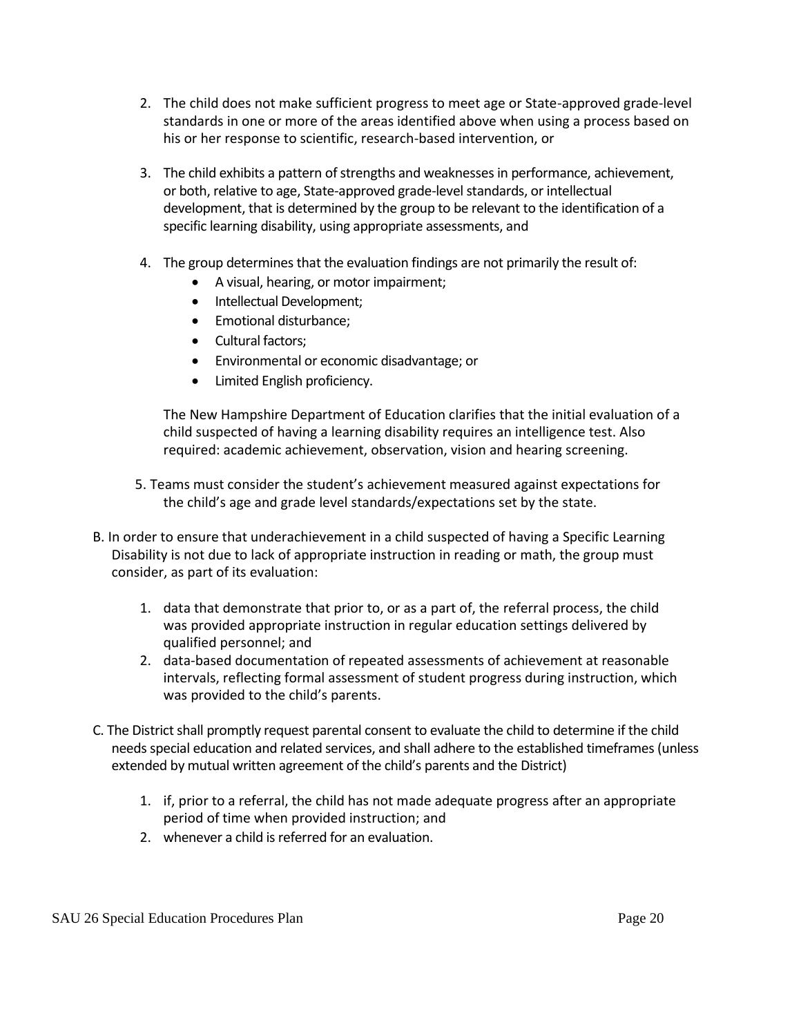2. The child does not make sufficient progress to meet age or State-approved grade-level standards in one or more of the areas identified above when using a process based on his or her response to scientific, research-based intervention, or

3. The child exhibits a pattern of strengths and weaknesses in performance, achievement, or both, relative to age, State-approved grade-level standards, or intellectual development, that is determined by the group to be relevant to the identification of a specific learning disability, using appropriate assessments, and

4. The group determines that the evaluation findings are not primarily the result of:
   - A visual, hearing, or motor impairment;
   - Intellectual Development;
   - Emotional disturbance;
   - Cultural factors;
   - Environmental or economic disadvantage; or
   - Limited English proficiency.

   The New Hampshire Department of Education clarifies that the initial evaluation of a child suspected of having a learning disability requires an intelligence test. Also required: academic achievement, observation, vision and hearing screening.

5. Teams must consider the student's achievement measured against expectations for the child's age and grade level standards/expectations set by the state.

B. In order to ensure that underachievement in a child suspected of having a Specific Learning Disability is not due to lack of appropriate instruction in reading or math, the group must consider, as part of its evaluation:

1. data that demonstrate that prior to, or as a part of, the referral process, the child was provided appropriate instruction in regular education settings delivered by qualified personnel; and
2. data-based documentation of repeated assessments of achievement at reasonable intervals, reflecting formal assessment of student progress during instruction, which was provided to the child's parents.

C. The District shall promptly request parental consent to evaluate the child to determine if the child needs special education and related services, and shall adhere to the established timeframes (unless extended by mutual written agreement of the child's parents and the District)

1. if, prior to a referral, the child has not made adequate progress after an appropriate period of time when provided instruction; and
2. whenever a child is referred for an evaluation.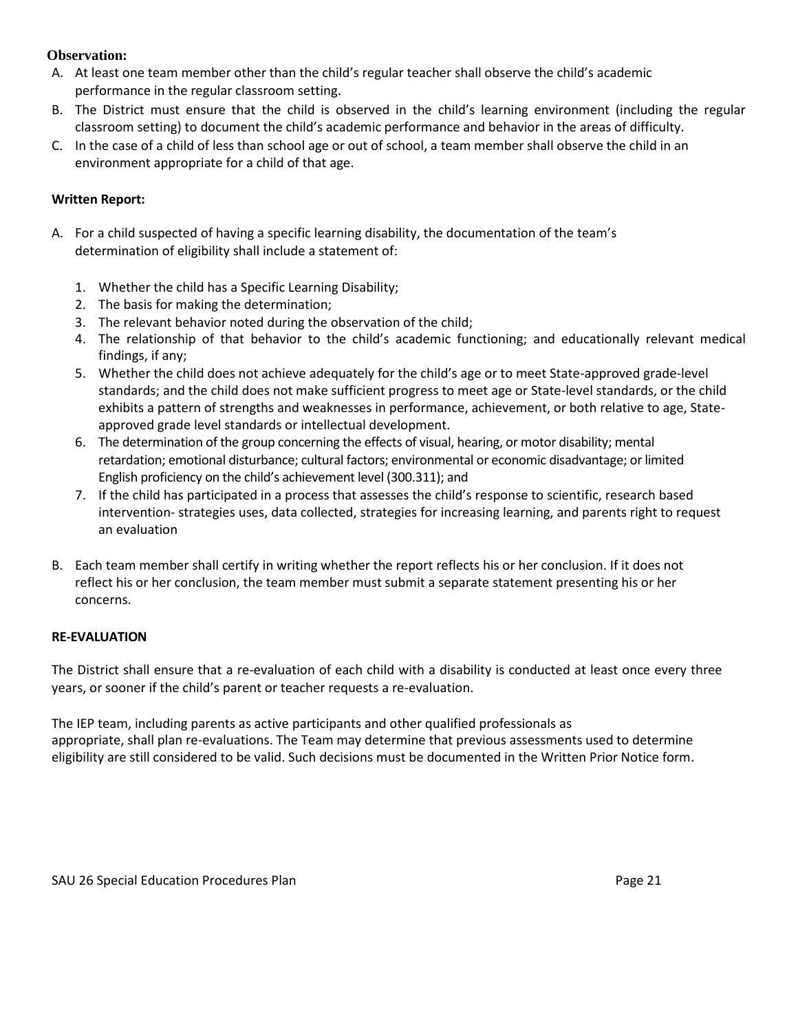**Observation:**

A. At least one team member other than the child's regular teacher shall observe the child's academic performance in the regular classroom setting.
B. The District must ensure that the child is observed in the child's learning environment (including the regular classroom setting) to document the child's academic performance and behavior in the areas of difficulty.
C. In the case of a child of less than school age or out of school, a team member shall observe the child in an environment appropriate for a child of that age.

**Written Report:**

A. For a child suspected of having a specific learning disability, the documentation of the team's determination of eligibility shall include a statement of:

    1. Whether the child has a Specific Learning Disability;
    2. The basis for making the determination;
    3. The relevant behavior noted during the observation of the child;
    4. The relationship of that behavior to the child's academic functioning; and educationally relevant medical findings, if any;
    5. Whether the child does not achieve adequately for the child's age or to meet State-approved grade-level standards; and the child does not make sufficient progress to meet age or State-level standards, or the child exhibits a pattern of strengths and weaknesses in performance, achievement, or both relative to age, State-approved grade level standards or intellectual development.
    6. The determination of the group concerning the effects of visual, hearing, or motor disability; mental retardation; emotional disturbance; cultural factors; environmental or economic disadvantage; or limited English proficiency on the child's achievement level (300.311); and
    7. If the child has participated in a process that assesses the child's response to scientific, research based intervention- strategies uses, data collected, strategies for increasing learning, and parents right to request an evaluation

B. Each team member shall certify in writing whether the report reflects his or her conclusion. If it does not reflect his or her conclusion, the team member must submit a separate statement presenting his or her concerns.

**RE-EVALUATION**

The District shall ensure that a re-evaluation of each child with a disability is conducted at least once every three years, or sooner if the child's parent or teacher requests a re-evaluation.

The IEP team, including parents as active participants and other qualified professionals as appropriate, shall plan re-evaluations. The Team may determine that previous assessments used to determine eligibility are still considered to be valid. Such decisions must be documented in the Written Prior Notice form.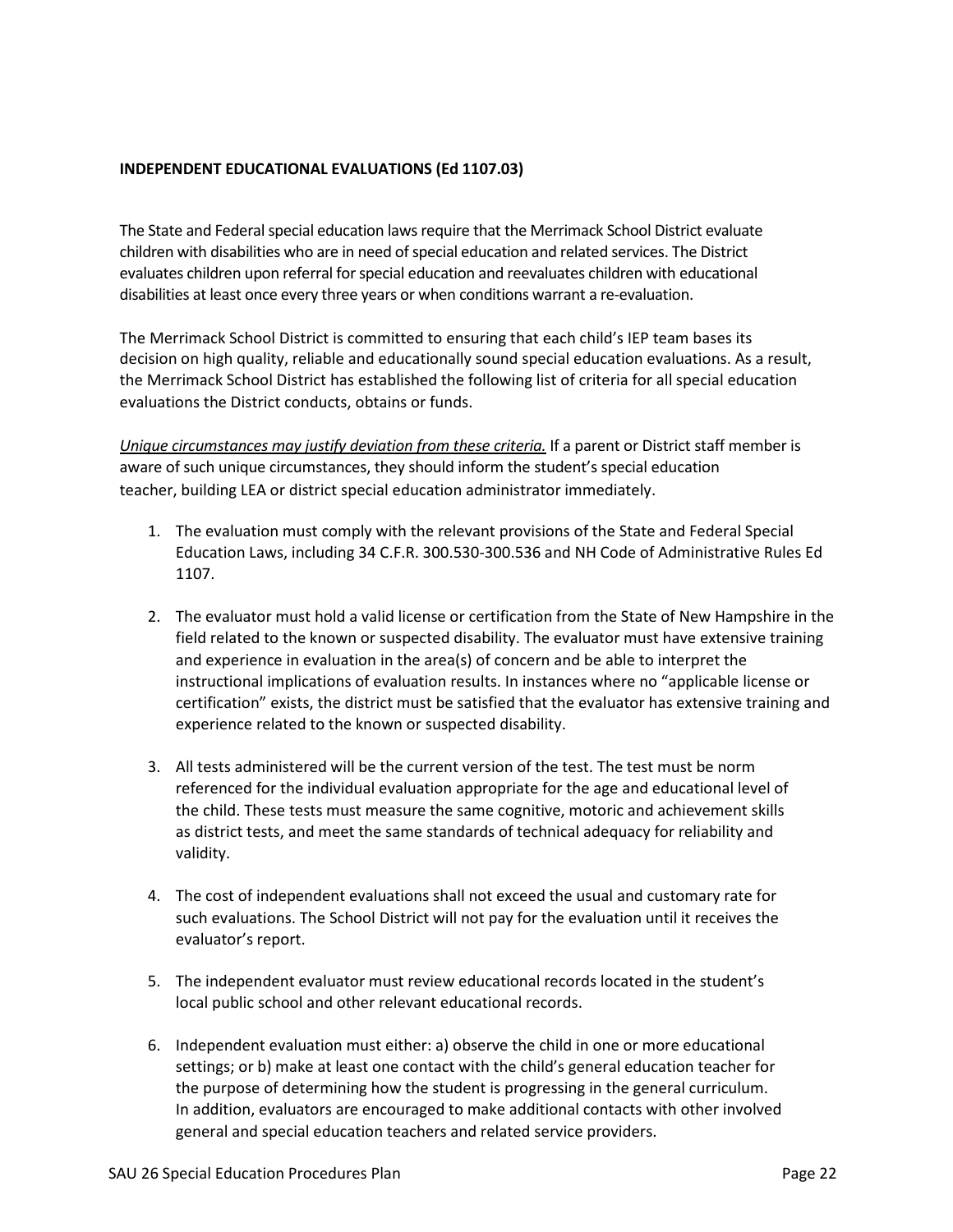**INDEPENDENT EDUCATIONAL EVALUATIONS (Ed 1107.03)**

The State and Federal special education laws require that the Merrimack School District evaluate children with disabilities who are in need of special education and related services. The District evaluates children upon referral for special education and reevaluates children with educational disabilities at least once every three years or when conditions warrant a re-evaluation.

The Merrimack School District is committed to ensuring that each child's IEP team bases its decision on high quality, reliable and educationally sound special education evaluations. As a result, the Merrimack School District has established the following list of criteria for all special education evaluations the District conducts, obtains or funds.

*Unique circumstances may justify deviation from these criteria.* If a parent or District staff member is aware of such unique circumstances, they should inform the student's special education teacher, building LEA or district special education administrator immediately.

1. The evaluation must comply with the relevant provisions of the State and Federal Special Education Laws, including 34 C.F.R. 300.530-300.536 and NH Code of Administrative Rules Ed 1107.

2. The evaluator must hold a valid license or certification from the State of New Hampshire in the field related to the known or suspected disability. The evaluator must have extensive training and experience in evaluation in the area(s) of concern and be able to interpret the instructional implications of evaluation results. In instances where no "applicable license or certification" exists, the district must be satisfied that the evaluator has extensive training and experience related to the known or suspected disability.

3. All tests administered will be the current version of the test. The test must be norm referenced for the individual evaluation appropriate for the age and educational level of the child. These tests must measure the same cognitive, motoric and achievement skills as district tests, and meet the same standards of technical adequacy for reliability and validity.

4. The cost of independent evaluations shall not exceed the usual and customary rate for such evaluations. The School District will not pay for the evaluation until it receives the evaluator's report.

5. The independent evaluator must review educational records located in the student's local public school and other relevant educational records.

6. Independent evaluation must either: a) observe the child in one or more educational settings; or b) make at least one contact with the child's general education teacher for the purpose of determining how the student is progressing in the general curriculum. In addition, evaluators are encouraged to make additional contacts with other involved general and special education teachers and related service providers.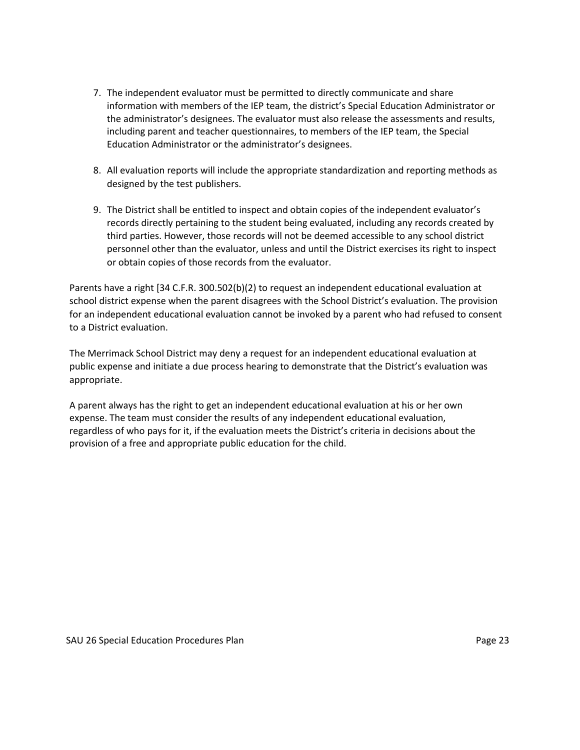7. The independent evaluator must be permitted to directly communicate and share information with members of the IEP team, the district's Special Education Administrator or the administrator's designees. The evaluator must also release the assessments and results, including parent and teacher questionnaires, to members of the IEP team, the Special Education Administrator or the administrator's designees.

8. All evaluation reports will include the appropriate standardization and reporting methods as designed by the test publishers.

9. The District shall be entitled to inspect and obtain copies of the independent evaluator's records directly pertaining to the student being evaluated, including any records created by third parties. However, those records will not be deemed accessible to any school district personnel other than the evaluator, unless and until the District exercises its right to inspect or obtain copies of those records from the evaluator.

Parents have a right [34 C.F.R. 300.502(b)(2) to request an independent educational evaluation at school district expense when the parent disagrees with the School District's evaluation. The provision for an independent educational evaluation cannot be invoked by a parent who had refused to consent to a District evaluation.

The Merrimack School District may deny a request for an independent educational evaluation at public expense and initiate a due process hearing to demonstrate that the District's evaluation was appropriate.

A parent always has the right to get an independent educational evaluation at his or her own expense. The team must consider the results of any independent educational evaluation, regardless of who pays for it, if the evaluation meets the District's criteria in decisions about the provision of a free and appropriate public education for the child.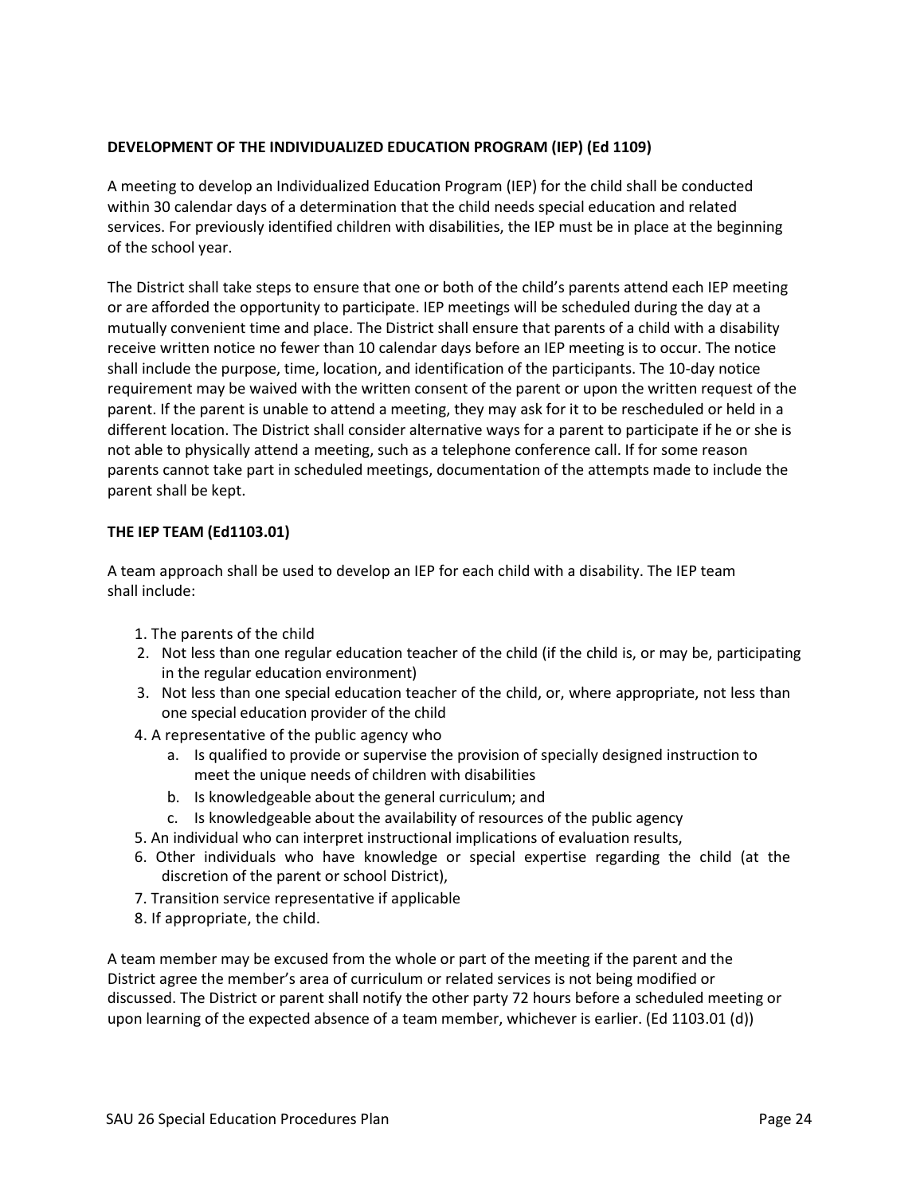**DEVELOPMENT OF THE INDIVIDUALIZED EDUCATION PROGRAM (IEP) (Ed 1109)**

A meeting to develop an Individualized Education Program (IEP) for the child shall be conducted within 30 calendar days of a determination that the child needs special education and related services. For previously identified children with disabilities, the IEP must be in place at the beginning of the school year.

The District shall take steps to ensure that one or both of the child's parents attend each IEP meeting or are afforded the opportunity to participate. IEP meetings will be scheduled during the day at a mutually convenient time and place. The District shall ensure that parents of a child with a disability receive written notice no fewer than 10 calendar days before an IEP meeting is to occur. The notice shall include the purpose, time, location, and identification of the participants. The 10-day notice requirement may be waived with the written consent of the parent or upon the written request of the parent. If the parent is unable to attend a meeting, they may ask for it to be rescheduled or held in a different location. The District shall consider alternative ways for a parent to participate if he or she is not able to physically attend a meeting, such as a telephone conference call. If for some reason parents cannot take part in scheduled meetings, documentation of the attempts made to include the parent shall be kept.

**THE IEP TEAM (Ed1103.01)**

A team approach shall be used to develop an IEP for each child with a disability. The IEP team shall include:

1. The parents of the child
2. Not less than one regular education teacher of the child (if the child is, or may be, participating in the regular education environment)
3. Not less than one special education teacher of the child, or, where appropriate, not less than one special education provider of the child
4. A representative of the public agency who
   a. Is qualified to provide or supervise the provision of specially designed instruction to meet the unique needs of children with disabilities
   b. Is knowledgeable about the general curriculum; and
   c. Is knowledgeable about the availability of resources of the public agency
5. An individual who can interpret instructional implications of evaluation results,
6. Other individuals who have knowledge or special expertise regarding the child (at the discretion of the parent or school District),
7. Transition service representative if applicable
8. If appropriate, the child.

A team member may be excused from the whole or part of the meeting if the parent and the District agree the member's area of curriculum or related services is not being modified or discussed. The District or parent shall notify the other party 72 hours before a scheduled meeting or upon learning of the expected absence of a team member, whichever is earlier. (Ed 1103.01 (d))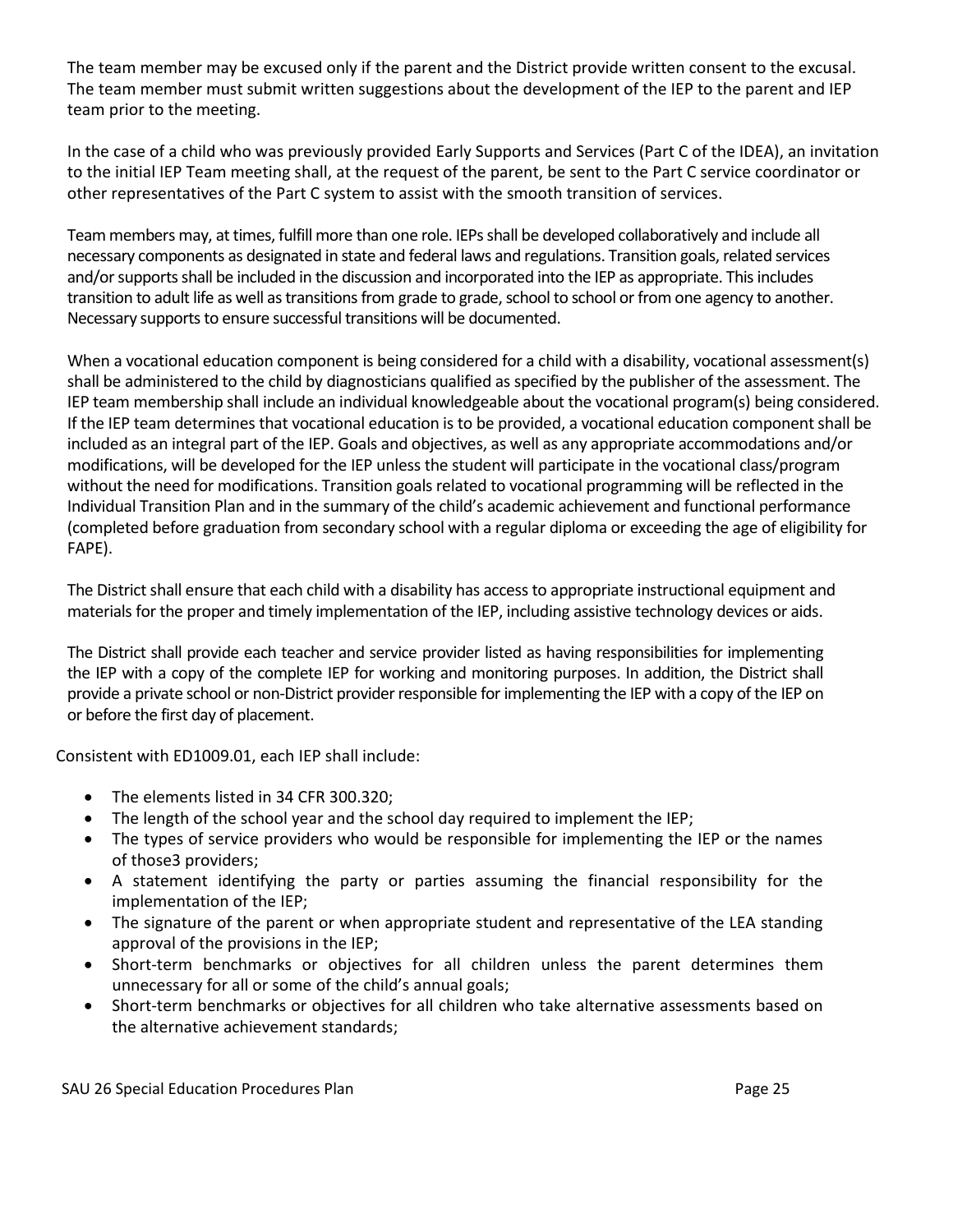The team member may be excused only if the parent and the District provide written consent to the excusal. The team member must submit written suggestions about the development of the IEP to the parent and IEP team prior to the meeting.

In the case of a child who was previously provided Early Supports and Services (Part C of the IDEA), an invitation to the initial IEP Team meeting shall, at the request of the parent, be sent to the Part C service coordinator or other representatives of the Part C system to assist with the smooth transition of services.

Team members may, at times, fulfill more than one role. IEPs shall be developed collaboratively and include all necessary components as designated in state and federal laws and regulations. Transition goals, related services and/or supports shall be included in the discussion and incorporated into the IEP as appropriate. This includes transition to adult life as well as transitions from grade to grade, school to school or from one agency to another. Necessary supports to ensure successful transitions will be documented.

When a vocational education component is being considered for a child with a disability, vocational assessment(s) shall be administered to the child by diagnosticians qualified as specified by the publisher of the assessment. The IEP team membership shall include an individual knowledgeable about the vocational program(s) being considered. If the IEP team determines that vocational education is to be provided, a vocational education component shall be included as an integral part of the IEP. Goals and objectives, as well as any appropriate accommodations and/or modifications, will be developed for the IEP unless the student will participate in the vocational class/program without the need for modifications. Transition goals related to vocational programming will be reflected in the Individual Transition Plan and in the summary of the child's academic achievement and functional performance (completed before graduation from secondary school with a regular diploma or exceeding the age of eligibility for FAPE).

The District shall ensure that each child with a disability has access to appropriate instructional equipment and materials for the proper and timely implementation of the IEP, including assistive technology devices or aids.

The District shall provide each teacher and service provider listed as having responsibilities for implementing the IEP with a copy of the complete IEP for working and monitoring purposes. In addition, the District shall provide a private school or non-District provider responsible for implementing the IEP with a copy of the IEP on or before the first day of placement.

Consistent with ED1009.01, each IEP shall include:

- The elements listed in 34 CFR 300.320;
- The length of the school year and the school day required to implement the IEP;
- The types of service providers who would be responsible for implementing the IEP or the names of those3 providers;
- A statement identifying the party or parties assuming the financial responsibility for the implementation of the IEP;
- The signature of the parent or when appropriate student and representative of the LEA standing approval of the provisions in the IEP;
- Short-term benchmarks or objectives for all children unless the parent determines them unnecessary for all or some of the child's annual goals;
- Short-term benchmarks or objectives for all children who take alternative assessments based on the alternative achievement standards;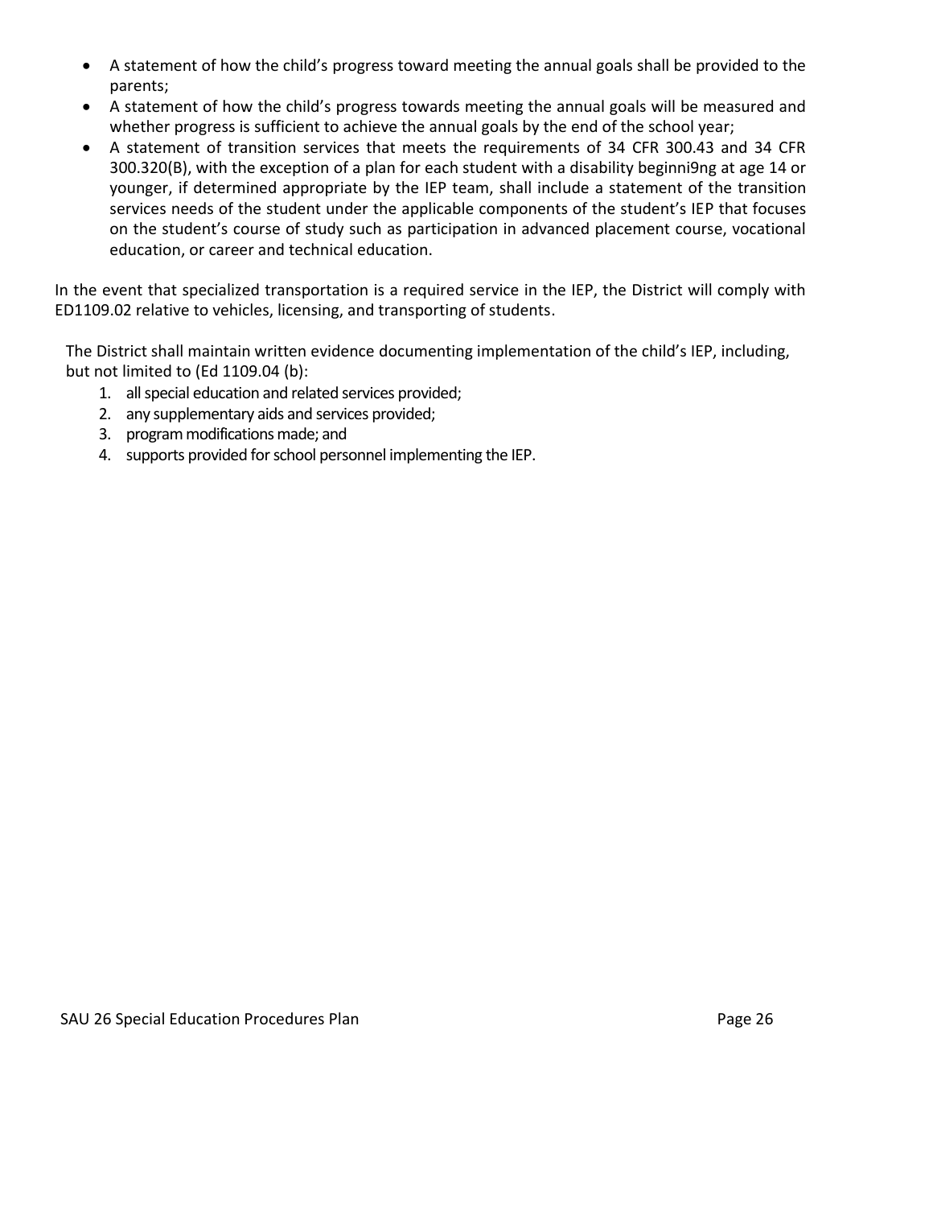- A statement of how the child's progress toward meeting the annual goals shall be provided to the parents;
- A statement of how the child's progress towards meeting the annual goals will be measured and whether progress is sufficient to achieve the annual goals by the end of the school year;
- A statement of transition services that meets the requirements of 34 CFR 300.43 and 34 CFR 300.320(B), with the exception of a plan for each student with a disability beginni9ng at age 14 or younger, if determined appropriate by the IEP team, shall include a statement of the transition services needs of the student under the applicable components of the student's IEP that focuses on the student's course of study such as participation in advanced placement course, vocational education, or career and technical education.

In the event that specialized transportation is a required service in the IEP, the District will comply with ED1109.02 relative to vehicles, licensing, and transporting of students.

The District shall maintain written evidence documenting implementation of the child's IEP, including, but not limited to (Ed 1109.04 (b):

1. all special education and related services provided;
2. any supplementary aids and services provided;
3. program modifications made; and
4. supports provided for school personnel implementing the IEP.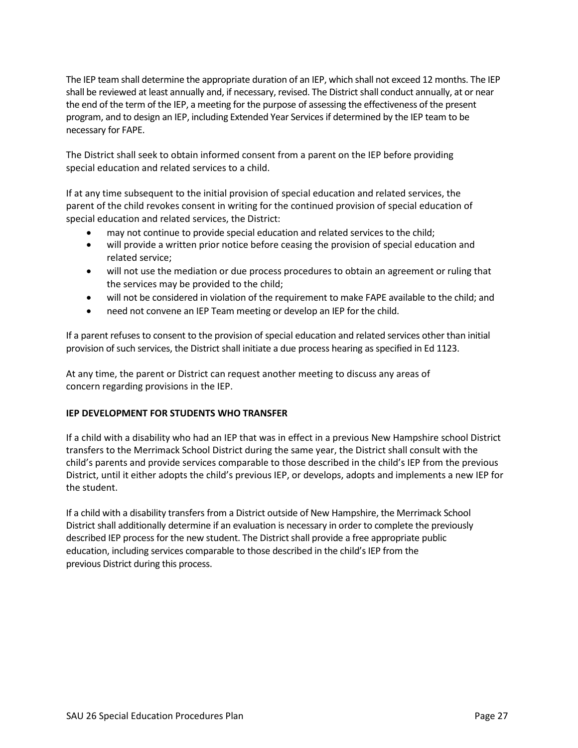The IEP team shall determine the appropriate duration of an IEP, which shall not exceed 12 months. The IEP shall be reviewed at least annually and, if necessary, revised. The District shall conduct annually, at or near the end of the term of the IEP, a meeting for the purpose of assessing the effectiveness of the present program, and to design an IEP, including Extended Year Services if determined by the IEP team to be necessary for FAPE.

The District shall seek to obtain informed consent from a parent on the IEP before providing special education and related services to a child.

If at any time subsequent to the initial provision of special education and related services, the parent of the child revokes consent in writing for the continued provision of special education of special education and related services, the District:

- may not continue to provide special education and related services to the child;
- will provide a written prior notice before ceasing the provision of special education and related service;
- will not use the mediation or due process procedures to obtain an agreement or ruling that the services may be provided to the child;
- will not be considered in violation of the requirement to make FAPE available to the child; and
- need not convene an IEP Team meeting or develop an IEP for the child.

If a parent refuses to consent to the provision of special education and related services other than initial provision of such services, the District shall initiate a due process hearing as specified in Ed 1123.

At any time, the parent or District can request another meeting to discuss any areas of concern regarding provisions in the IEP.

**IEP DEVELOPMENT FOR STUDENTS WHO TRANSFER**

If a child with a disability who had an IEP that was in effect in a previous New Hampshire school District transfers to the Merrimack School District during the same year, the District shall consult with the child's parents and provide services comparable to those described in the child's IEP from the previous District, until it either adopts the child's previous IEP, or develops, adopts and implements a new IEP for the student.

If a child with a disability transfers from a District outside of New Hampshire, the Merrimack School District shall additionally determine if an evaluation is necessary in order to complete the previously described IEP process for the new student. The District shall provide a free appropriate public education, including services comparable to those described in the child's IEP from the previous District during this process.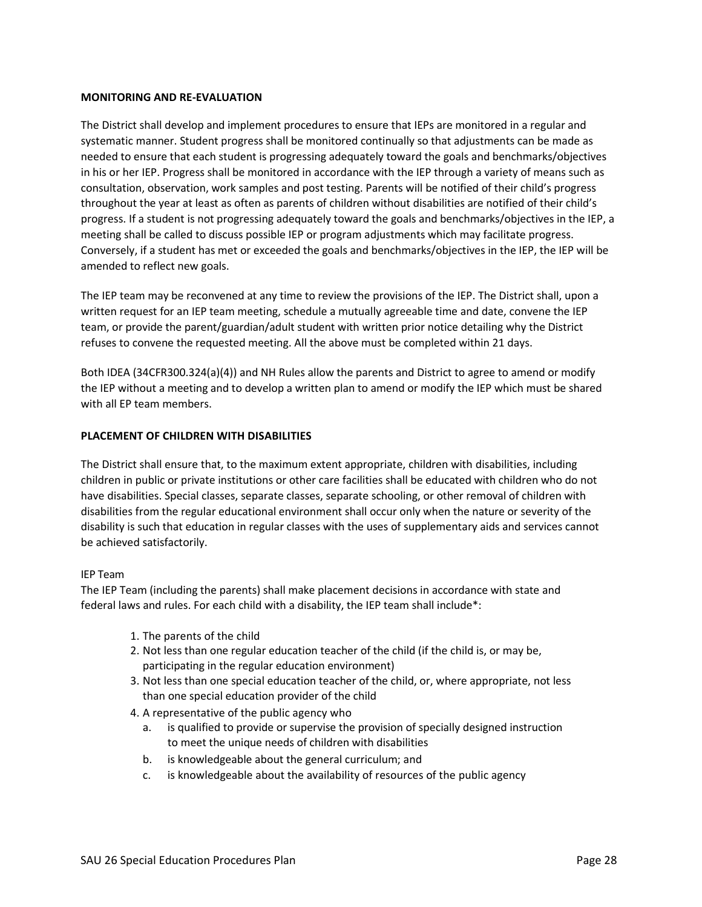**MONITORING AND RE-EVALUATION**

The District shall develop and implement procedures to ensure that IEPs are monitored in a regular and systematic manner. Student progress shall be monitored continually so that adjustments can be made as needed to ensure that each student is progressing adequately toward the goals and benchmarks/objectives in his or her IEP. Progress shall be monitored in accordance with the IEP through a variety of means such as consultation, observation, work samples and post testing. Parents will be notified of their child's progress throughout the year at least as often as parents of children without disabilities are notified of their child's progress. If a student is not progressing adequately toward the goals and benchmarks/objectives in the IEP, a meeting shall be called to discuss possible IEP or program adjustments which may facilitate progress. Conversely, if a student has met or exceeded the goals and benchmarks/objectives in the IEP, the IEP will be amended to reflect new goals.

The IEP team may be reconvened at any time to review the provisions of the IEP. The District shall, upon a written request for an IEP team meeting, schedule a mutually agreeable time and date, convene the IEP team, or provide the parent/guardian/adult student with written prior notice detailing why the District refuses to convene the requested meeting. All the above must be completed within 21 days.

Both IDEA (34CFR300.324(a)(4)) and NH Rules allow the parents and District to agree to amend or modify the IEP without a meeting and to develop a written plan to amend or modify the IEP which must be shared with all EP team members.

**PLACEMENT OF CHILDREN WITH DISABILITIES**

The District shall ensure that, to the maximum extent appropriate, children with disabilities, including children in public or private institutions or other care facilities shall be educated with children who do not have disabilities. Special classes, separate classes, separate schooling, or other removal of children with disabilities from the regular educational environment shall occur only when the nature or severity of the disability is such that education in regular classes with the uses of supplementary aids and services cannot be achieved satisfactorily.

IEP Team

The IEP Team (including the parents) shall make placement decisions in accordance with state and federal laws and rules. For each child with a disability, the IEP team shall include*:

1. The parents of the child
2. Not less than one regular education teacher of the child (if the child is, or may be, participating in the regular education environment)
3. Not less than one special education teacher of the child, or, where appropriate, not less than one special education provider of the child
4. A representative of the public agency who
   a. is qualified to provide or supervise the provision of specially designed instruction to meet the unique needs of children with disabilities
   b. is knowledgeable about the general curriculum; and
   c. is knowledgeable about the availability of resources of the public agency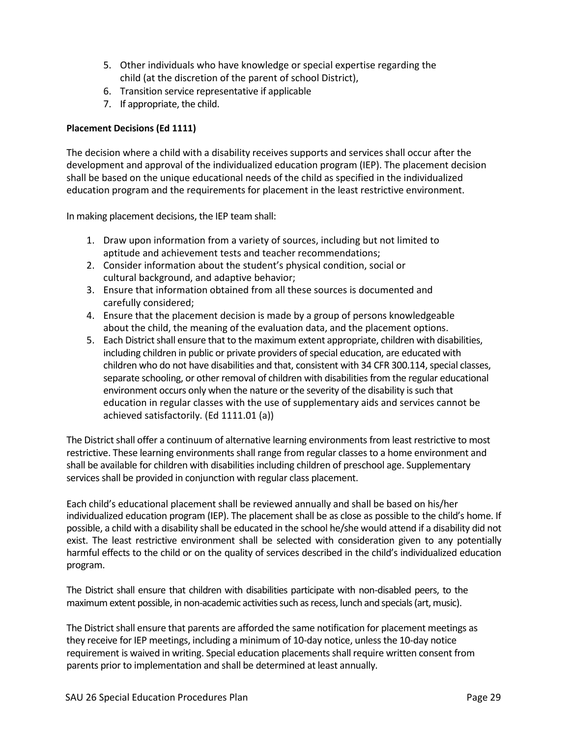5. Other individuals who have knowledge or special expertise regarding the child (at the discretion of the parent of school District),
6. Transition service representative if applicable
7. If appropriate, the child.

**Placement Decisions (Ed 1111)**

The decision where a child with a disability receives supports and services shall occur after the development and approval of the individualized education program (IEP). The placement decision shall be based on the unique educational needs of the child as specified in the individualized education program and the requirements for placement in the least restrictive environment.

In making placement decisions, the IEP team shall:

1. Draw upon information from a variety of sources, including but not limited to aptitude and achievement tests and teacher recommendations;
2. Consider information about the student's physical condition, social or cultural background, and adaptive behavior;
3. Ensure that information obtained from all these sources is documented and carefully considered;
4. Ensure that the placement decision is made by a group of persons knowledgeable about the child, the meaning of the evaluation data, and the placement options.
5. Each District shall ensure that to the maximum extent appropriate, children with disabilities, including children in public or private providers of special education, are educated with children who do not have disabilities and that, consistent with 34 CFR 300.114, special classes, separate schooling, or other removal of children with disabilities from the regular educational environment occurs only when the nature or the severity of the disability is such that education in regular classes with the use of supplementary aids and services cannot be achieved satisfactorily. (Ed 1111.01 (a))

The District shall offer a continuum of alternative learning environments from least restrictive to most restrictive. These learning environments shall range from regular classes to a home environment and shall be available for children with disabilities including children of preschool age. Supplementary services shall be provided in conjunction with regular class placement.

Each child's educational placement shall be reviewed annually and shall be based on his/her individualized education program (IEP). The placement shall be as close as possible to the child's home. If possible, a child with a disability shall be educated in the school he/she would attend if a disability did not exist. The least restrictive environment shall be selected with consideration given to any potentially harmful effects to the child or on the quality of services described in the child's individualized education program.

The District shall ensure that children with disabilities participate with non-disabled peers, to the maximum extent possible, in non-academic activities such as recess, lunch and specials (art, music).

The District shall ensure that parents are afforded the same notification for placement meetings as they receive for IEP meetings, including a minimum of 10-day notice, unless the 10-day notice requirement is waived in writing. Special education placements shall require written consent from parents prior to implementation and shall be determined at least annually.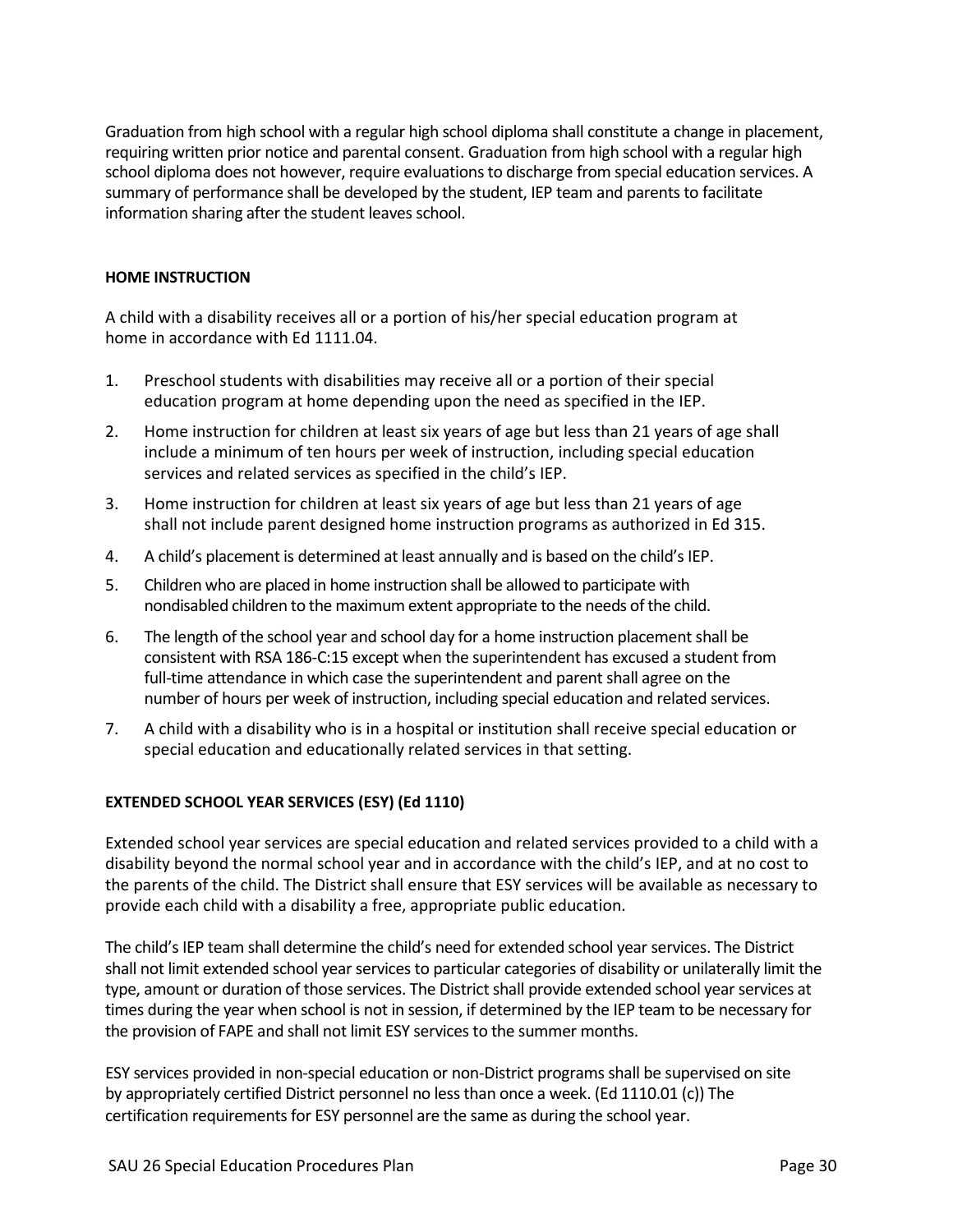Graduation from high school with a regular high school diploma shall constitute a change in placement, requiring written prior notice and parental consent. Graduation from high school with a regular high school diploma does not however, require evaluations to discharge from special education services. A summary of performance shall be developed by the student, IEP team and parents to facilitate information sharing after the student leaves school.

**HOME INSTRUCTION**

A child with a disability receives all or a portion of his/her special education program at home in accordance with Ed 1111.04.

1. Preschool students with disabilities may receive all or a portion of their special education program at home depending upon the need as specified in the IEP.
2. Home instruction for children at least six years of age but less than 21 years of age shall include a minimum of ten hours per week of instruction, including special education services and related services as specified in the child's IEP.
3. Home instruction for children at least six years of age but less than 21 years of age shall not include parent designed home instruction programs as authorized in Ed 315.
4. A child's placement is determined at least annually and is based on the child's IEP.
5. Children who are placed in home instruction shall be allowed to participate with nondisabled children to the maximum extent appropriate to the needs of the child.
6. The length of the school year and school day for a home instruction placement shall be consistent with RSA 186-C:15 except when the superintendent has excused a student from full-time attendance in which case the superintendent and parent shall agree on the number of hours per week of instruction, including special education and related services.
7. A child with a disability who is in a hospital or institution shall receive special education or special education and educationally related services in that setting.

**EXTENDED SCHOOL YEAR SERVICES (ESY) (Ed 1110)**

Extended school year services are special education and related services provided to a child with a disability beyond the normal school year and in accordance with the child's IEP, and at no cost to the parents of the child. The District shall ensure that ESY services will be available as necessary to provide each child with a disability a free, appropriate public education.

The child's IEP team shall determine the child's need for extended school year services. The District shall not limit extended school year services to particular categories of disability or unilaterally limit the type, amount or duration of those services. The District shall provide extended school year services at times during the year when school is not in session, if determined by the IEP team to be necessary for the provision of FAPE and shall not limit ESY services to the summer months.

ESY services provided in non-special education or non-District programs shall be supervised on site by appropriately certified District personnel no less than once a week. (Ed 1110.01 (c)) The certification requirements for ESY personnel are the same as during the school year.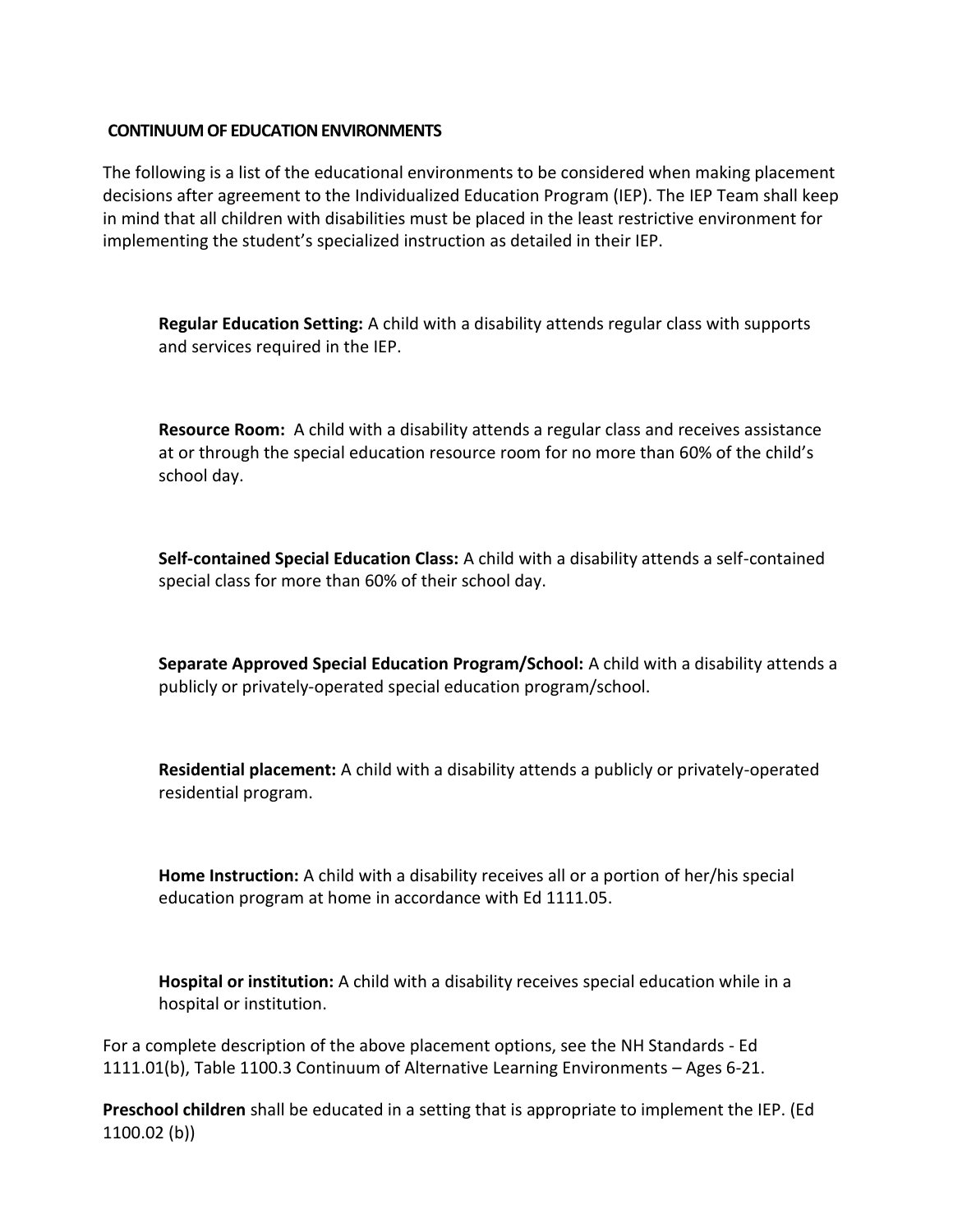## CONTINUUM OF EDUCATION ENVIRONMENTS

The following is a list of the educational environments to be considered when making placement decisions after agreement to the Individualized Education Program (IEP). The IEP Team shall keep in mind that all children with disabilities must be placed in the least restrictive environment for implementing the student's specialized instruction as detailed in their IEP.

**Regular Education Setting:** A child with a disability attends regular class with supports and services required in the IEP.

**Resource Room:** A child with a disability attends a regular class and receives assistance at or through the special education resource room for no more than 60% of the child's school day.

**Self-contained Special Education Class:** A child with a disability attends a self-contained special class for more than 60% of their school day.

**Separate Approved Special Education Program/School:** A child with a disability attends a publicly or privately-operated special education program/school.

**Residential placement:** A child with a disability attends a publicly or privately-operated residential program.

**Home Instruction:** A child with a disability receives all or a portion of her/his special education program at home in accordance with Ed 1111.05.

**Hospital or institution:** A child with a disability receives special education while in a hospital or institution.

For a complete description of the above placement options, see the NH Standards - Ed 1111.01(b), Table 1100.3 Continuum of Alternative Learning Environments – Ages 6-21.

**Preschool children** shall be educated in a setting that is appropriate to implement the IEP. (Ed 1100.02 (b))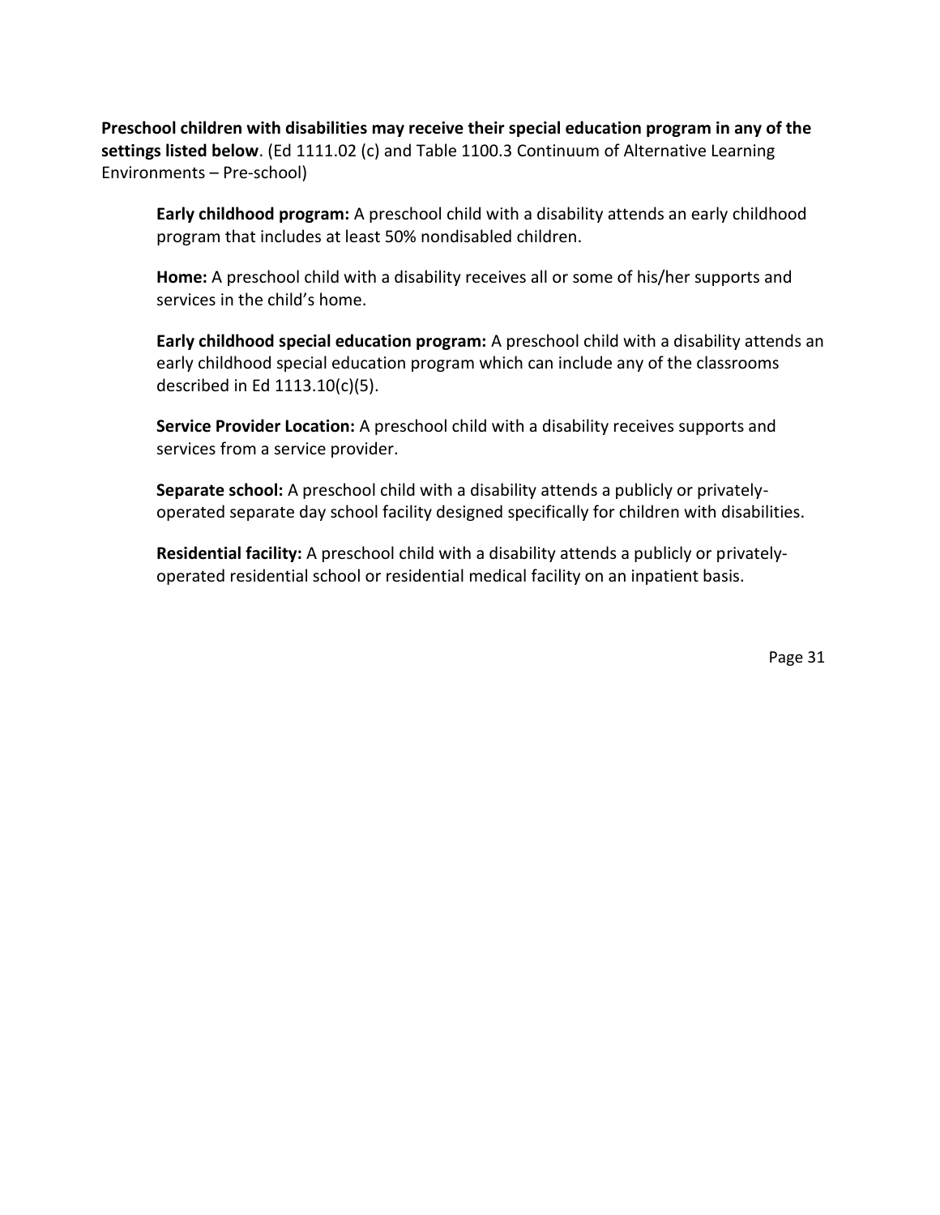**Preschool children with disabilities may receive their special education program in any of the settings listed below**. (Ed 1111.02 (c) and Table 1100.3 Continuum of Alternative Learning Environments – Pre-school)

**Early childhood program:** A preschool child with a disability attends an early childhood program that includes at least 50% nondisabled children.

**Home:** A preschool child with a disability receives all or some of his/her supports and services in the child's home.

**Early childhood special education program:** A preschool child with a disability attends an early childhood special education program which can include any of the classrooms described in Ed 1113.10(c)(5).

**Service Provider Location:** A preschool child with a disability receives supports and services from a service provider.

**Separate school:** A preschool child with a disability attends a publicly or privately-operated separate day school facility designed specifically for children with disabilities.

**Residential facility:** A preschool child with a disability attends a publicly or privately-operated residential school or residential medical facility on an inpatient basis.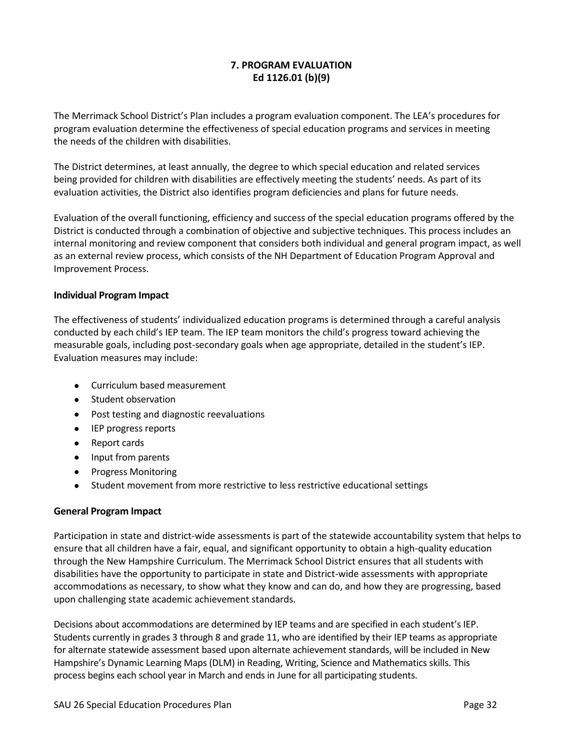## 7. PROGRAM EVALUATION
## Ed 1126.01 (b)(9)

The Merrimack School District's Plan includes a program evaluation component. The LEA's procedures for program evaluation determine the effectiveness of special education programs and services in meeting the needs of the children with disabilities.

The District determines, at least annually, the degree to which special education and related services being provided for children with disabilities are effectively meeting the students' needs. As part of its evaluation activities, the District also identifies program deficiencies and plans for future needs.

Evaluation of the overall functioning, efficiency and success of the special education programs offered by the District is conducted through a combination of objective and subjective techniques. This process includes an internal monitoring and review component that considers both individual and general program impact, as well as an external review process, which consists of the NH Department of Education Program Approval and Improvement Process.

### Individual Program Impact

The effectiveness of students' individualized education programs is determined through a careful analysis conducted by each child's IEP team. The IEP team monitors the child's progress toward achieving the measurable goals, including post-secondary goals when age appropriate, detailed in the student's IEP. Evaluation measures may include:

- Curriculum based measurement
- Student observation
- Post testing and diagnostic reevaluations
- IEP progress reports
- Report cards
- Input from parents
- Progress Monitoring
- Student movement from more restrictive to less restrictive educational settings

### General Program Impact

Participation in state and district-wide assessments is part of the statewide accountability system that helps to ensure that all children have a fair, equal, and significant opportunity to obtain a high-quality education through the New Hampshire Curriculum. The Merrimack School District ensures that all students with disabilities have the opportunity to participate in state and District-wide assessments with appropriate accommodations as necessary, to show what they know and can do, and how they are progressing, based upon challenging state academic achievement standards.

Decisions about accommodations are determined by IEP teams and are specified in each student's IEP. Students currently in grades 3 through 8 and grade 11, who are identified by their IEP teams as appropriate for alternate statewide assessment based upon alternate achievement standards, will be included in New Hampshire's Dynamic Learning Maps (DLM) in Reading, Writing, Science and Mathematics skills. This process begins each school year in March and ends in June for all participating students.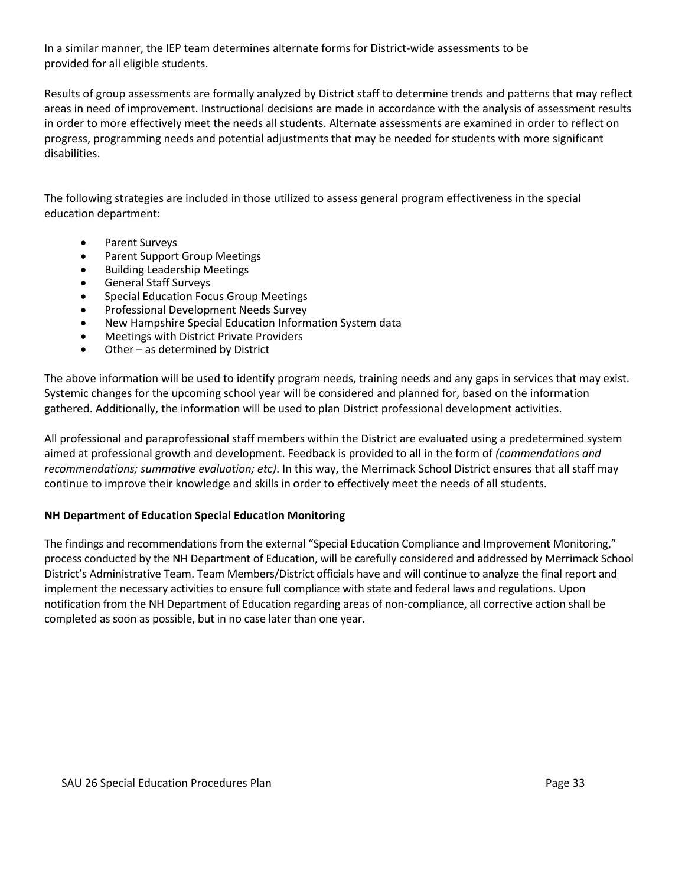In a similar manner, the IEP team determines alternate forms for District-wide assessments to be provided for all eligible students.

Results of group assessments are formally analyzed by District staff to determine trends and patterns that may reflect areas in need of improvement. Instructional decisions are made in accordance with the analysis of assessment results in order to more effectively meet the needs all students. Alternate assessments are examined in order to reflect on progress, programming needs and potential adjustments that may be needed for students with more significant disabilities.

The following strategies are included in those utilized to assess general program effectiveness in the special education department:

- Parent Surveys
- Parent Support Group Meetings
- Building Leadership Meetings
- General Staff Surveys
- Special Education Focus Group Meetings
- Professional Development Needs Survey
- New Hampshire Special Education Information System data
- Meetings with District Private Providers
- Other – as determined by District

The above information will be used to identify program needs, training needs and any gaps in services that may exist. Systemic changes for the upcoming school year will be considered and planned for, based on the information gathered. Additionally, the information will be used to plan District professional development activities.

All professional and paraprofessional staff members within the District are evaluated using a predetermined system aimed at professional growth and development. Feedback is provided to all in the form of *(commendations and recommendations; summative evaluation; etc)*. In this way, the Merrimack School District ensures that all staff may continue to improve their knowledge and skills in order to effectively meet the needs of all students.

**NH Department of Education Special Education Monitoring**

The findings and recommendations from the external "Special Education Compliance and Improvement Monitoring," process conducted by the NH Department of Education, will be carefully considered and addressed by Merrimack School District's Administrative Team. Team Members/District officials have and will continue to analyze the final report and implement the necessary activities to ensure full compliance with state and federal laws and regulations. Upon notification from the NH Department of Education regarding areas of non-compliance, all corrective action shall be completed as soon as possible, but in no case later than one year.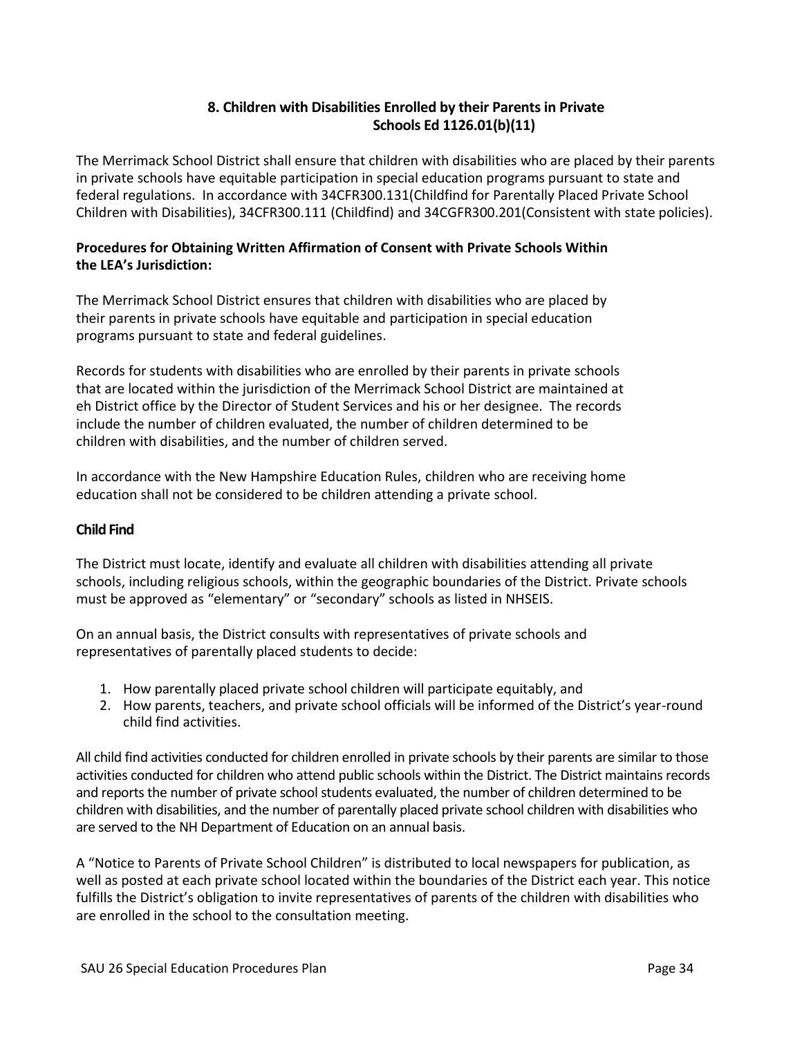## 8. Children with Disabilities Enrolled by their Parents in Private Schools Ed 1126.01(b)(11)

The Merrimack School District shall ensure that children with disabilities who are placed by their parents in private schools have equitable participation in special education programs pursuant to state and federal regulations. In accordance with 34CFR300.131(Childfind for Parentally Placed Private School Children with Disabilities), 34CFR300.111 (Childfind) and 34CGFR300.201(Consistent with state policies).

**Procedures for Obtaining Written Affirmation of Consent with Private Schools Within the LEA's Jurisdiction:**

The Merrimack School District ensures that children with disabilities who are placed by their parents in private schools have equitable and participation in special education programs pursuant to state and federal guidelines.

Records for students with disabilities who are enrolled by their parents in private schools that are located within the jurisdiction of the Merrimack School District are maintained at eh District office by the Director of Student Services and his or her designee. The records include the number of children evaluated, the number of children determined to be children with disabilities, and the number of children served.

In accordance with the New Hampshire Education Rules, children who are receiving home education shall not be considered to be children attending a private school.

### Child Find

The District must locate, identify and evaluate all children with disabilities attending all private schools, including religious schools, within the geographic boundaries of the District. Private schools must be approved as "elementary" or "secondary" schools as listed in NHSEIS.

On an annual basis, the District consults with representatives of private schools and representatives of parentally placed students to decide:

1. How parentally placed private school children will participate equitably, and
2. How parents, teachers, and private school officials will be informed of the District's year-round child find activities.

All child find activities conducted for children enrolled in private schools by their parents are similar to those activities conducted for children who attend public schools within the District. The District maintains records and reports the number of private school students evaluated, the number of children determined to be children with disabilities, and the number of parentally placed private school children with disabilities who are served to the NH Department of Education on an annual basis.

A "Notice to Parents of Private School Children" is distributed to local newspapers for publication, as well as posted at each private school located within the boundaries of the District each year. This notice fulfills the District's obligation to invite representatives of parents of the children with disabilities who are enrolled in the school to the consultation meeting.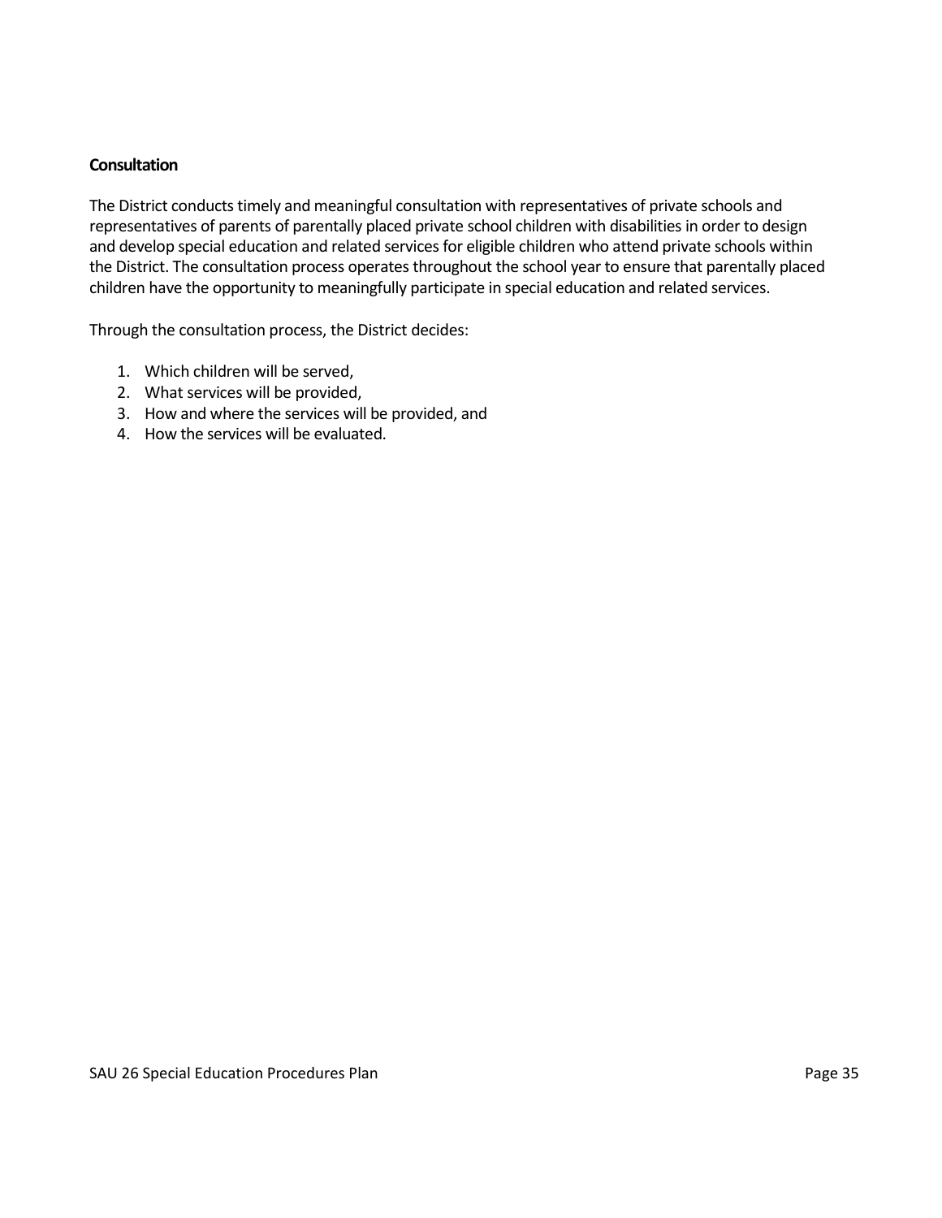**Consultation**

The District conducts timely and meaningful consultation with representatives of private schools and representatives of parents of parentally placed private school children with disabilities in order to design and develop special education and related services for eligible children who attend private schools within the District. The consultation process operates throughout the school year to ensure that parentally placed children have the opportunity to meaningfully participate in special education and related services.

Through the consultation process, the District decides:

1. Which children will be served,
2. What services will be provided,
3. How and where the services will be provided, and
4. How the services will be evaluated.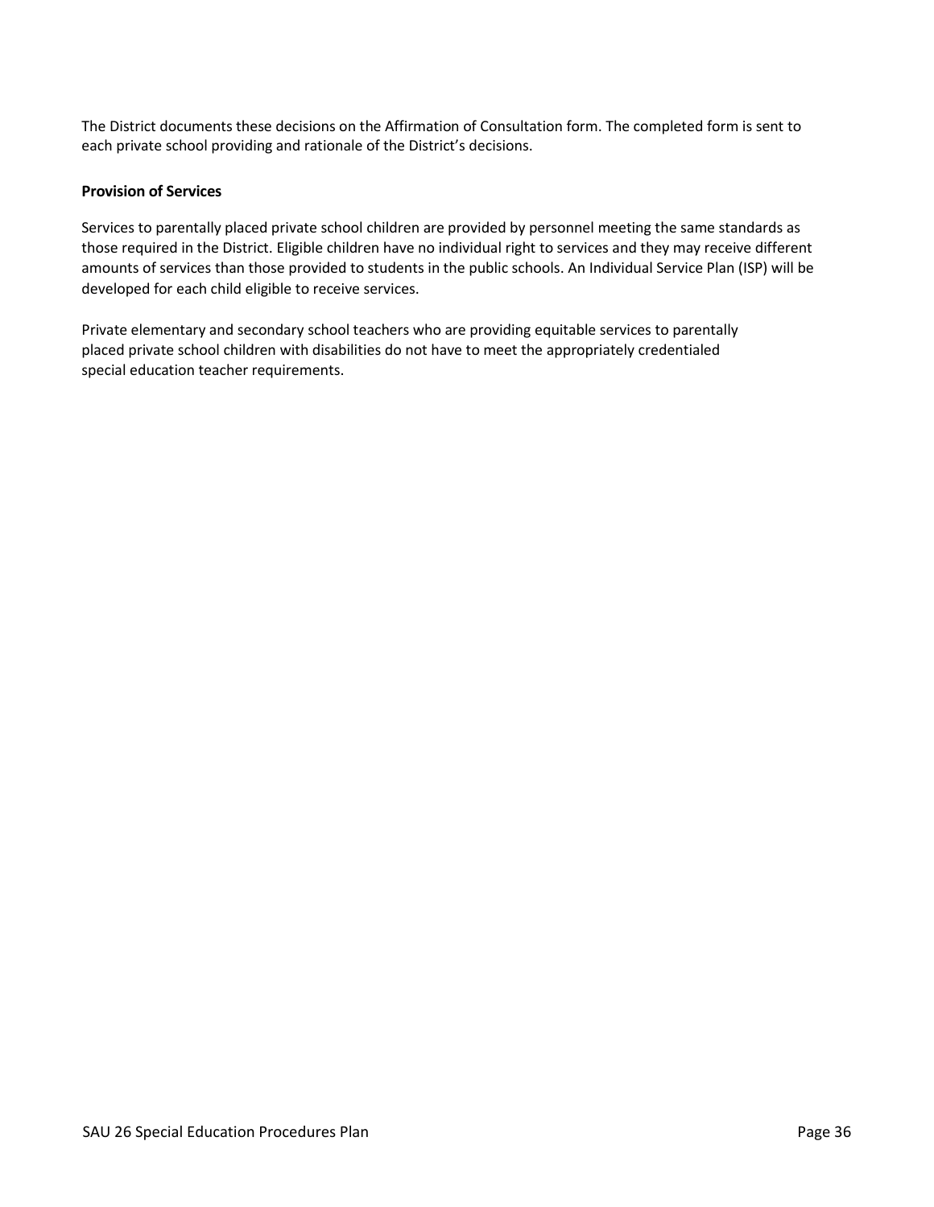The District documents these decisions on the Affirmation of Consultation form. The completed form is sent to each private school providing and rationale of the District's decisions.

**Provision of Services**

Services to parentally placed private school children are provided by personnel meeting the same standards as those required in the District. Eligible children have no individual right to services and they may receive different amounts of services than those provided to students in the public schools. An Individual Service Plan (ISP) will be developed for each child eligible to receive services.

Private elementary and secondary school teachers who are providing equitable services to parentally placed private school children with disabilities do not have to meet the appropriately credentialed special education teacher requirements.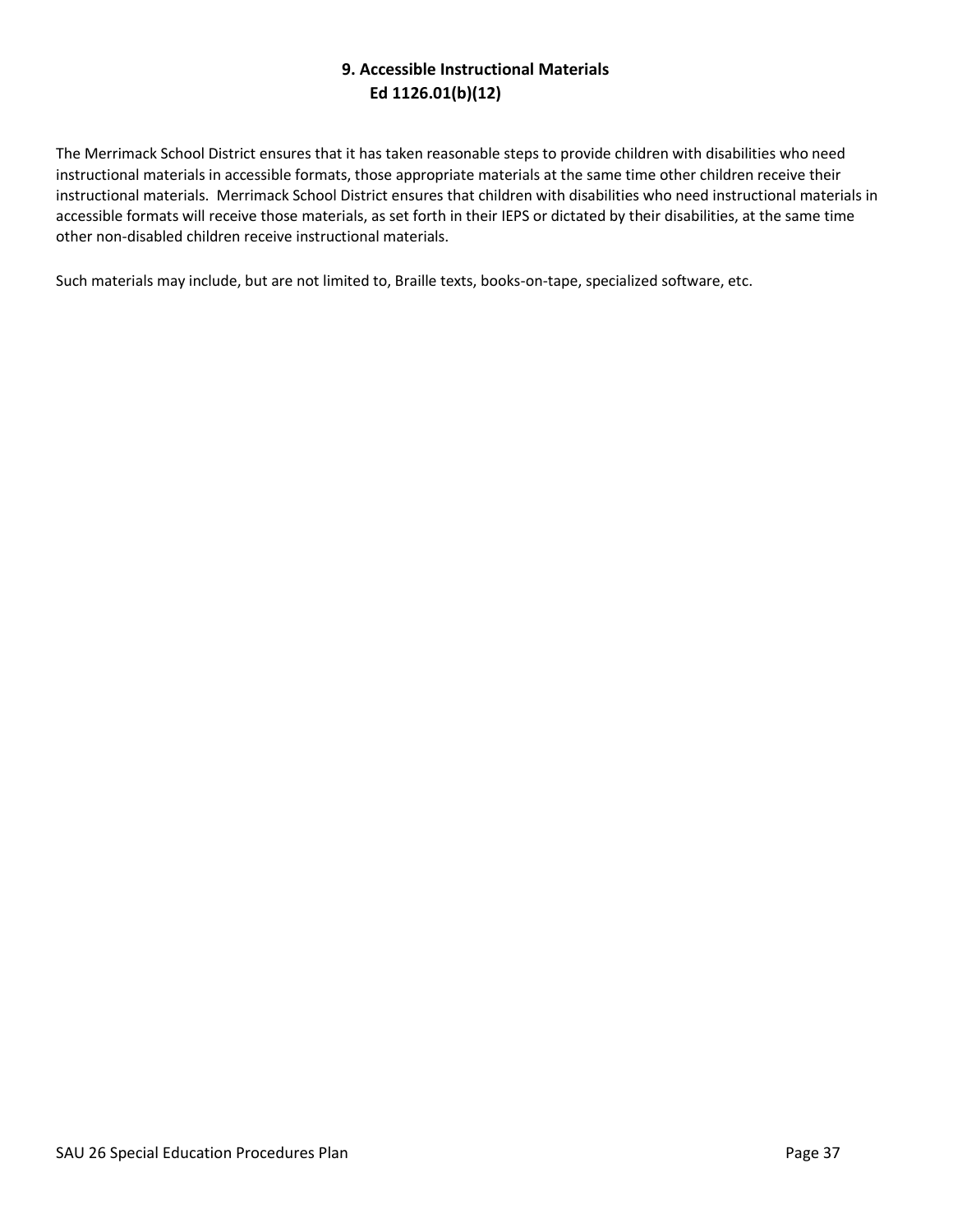## 9. Accessible Instructional Materials
### Ed 1126.01(b)(12)

The Merrimack School District ensures that it has taken reasonable steps to provide children with disabilities who need instructional materials in accessible formats, those appropriate materials at the same time other children receive their instructional materials. Merrimack School District ensures that children with disabilities who need instructional materials in accessible formats will receive those materials, as set forth in their IEPS or dictated by their disabilities, at the same time other non-disabled children receive instructional materials.

Such materials may include, but are not limited to, Braille texts, books-on-tape, specialized software, etc.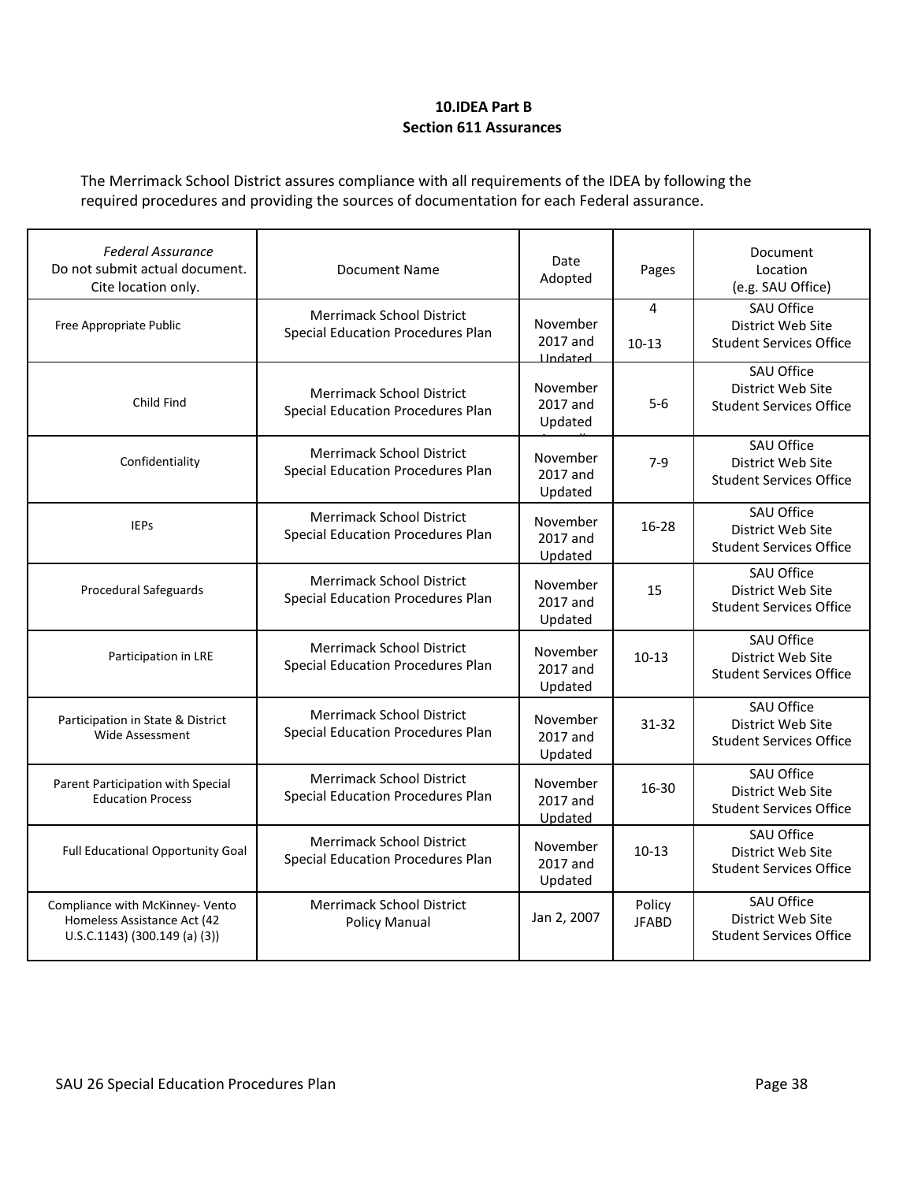## 10.IDEA Part B
## Section 611 Assurances

The Merrimack School District assures compliance with all requirements of the IDEA by following the required procedures and providing the sources of documentation for each Federal assurance.

| *Federal Assurance* Do not submit actual document. Cite location only. | Document Name | Date Adopted | Pages | Document Location (e.g. SAU Office) |
|---|---|---|---|---|
| Free Appropriate Public | Merrimack School District Special Education Procedures Plan | November 2017 and Updated | 4<br>10-13 | SAU Office<br>District Web Site<br>Student Services Office |
| Child Find | Merrimack School District Special Education Procedures Plan | November 2017 and Updated | 5-6 | SAU Office<br>District Web Site<br>Student Services Office |
| Confidentiality | Merrimack School District Special Education Procedures Plan | November 2017 and Updated | 7-9 | SAU Office<br>District Web Site<br>Student Services Office |
| IEPs | Merrimack School District Special Education Procedures Plan | November 2017 and Updated | 16-28 | SAU Office<br>District Web Site<br>Student Services Office |
| Procedural Safeguards | Merrimack School District Special Education Procedures Plan | November 2017 and Updated | 15 | SAU Office<br>District Web Site<br>Student Services Office |
| Participation in LRE | Merrimack School District Special Education Procedures Plan | November 2017 and Updated | 10-13 | SAU Office<br>District Web Site<br>Student Services Office |
| Participation in State & District Wide Assessment | Merrimack School District Special Education Procedures Plan | November 2017 and Updated | 31-32 | SAU Office<br>District Web Site<br>Student Services Office |
| Parent Participation with Special Education Process | Merrimack School District Special Education Procedures Plan | November 2017 and Updated | 16-30 | SAU Office<br>District Web Site<br>Student Services Office |
| Full Educational Opportunity Goal | Merrimack School District Special Education Procedures Plan | November 2017 and Updated | 10-13 | SAU Office<br>District Web Site<br>Student Services Office |
| Compliance with McKinney- Vento Homeless Assistance Act (42 U.S.C.1143) (300.149 (a) (3)) | Merrimack School District Policy Manual | Jan 2, 2007 | Policy JFABD | SAU Office<br>District Web Site<br>Student Services Office |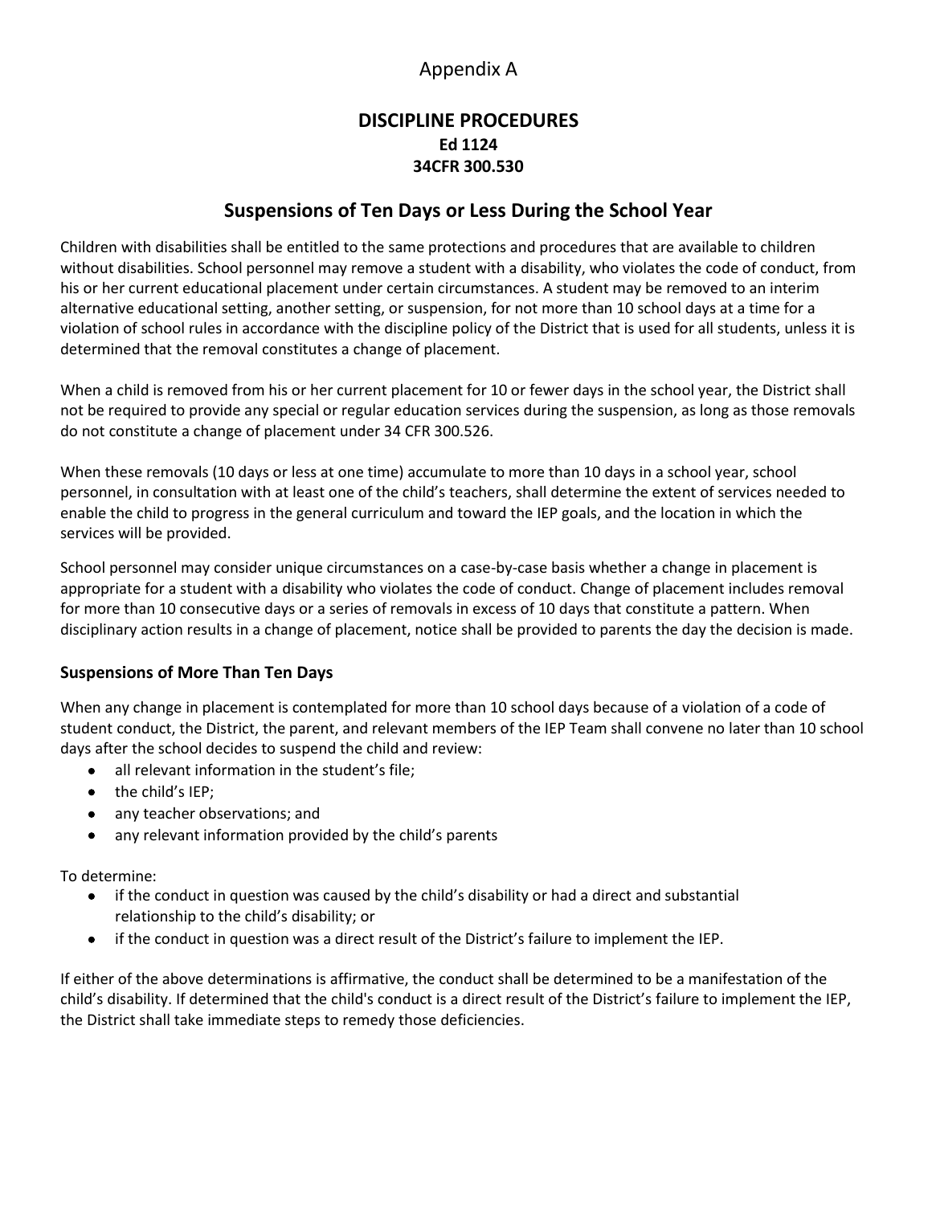Appendix A

# DISCIPLINE PROCEDURES

**Ed 1124**

**34CFR 300.530**

## Suspensions of Ten Days or Less During the School Year

Children with disabilities shall be entitled to the same protections and procedures that are available to children without disabilities. School personnel may remove a student with a disability, who violates the code of conduct, from his or her current educational placement under certain circumstances. A student may be removed to an interim alternative educational setting, another setting, or suspension, for not more than 10 school days at a time for a violation of school rules in accordance with the discipline policy of the District that is used for all students, unless it is determined that the removal constitutes a change of placement.

When a child is removed from his or her current placement for 10 or fewer days in the school year, the District shall not be required to provide any special or regular education services during the suspension, as long as those removals do not constitute a change of placement under 34 CFR 300.526.

When these removals (10 days or less at one time) accumulate to more than 10 days in a school year, school personnel, in consultation with at least one of the child's teachers, shall determine the extent of services needed to enable the child to progress in the general curriculum and toward the IEP goals, and the location in which the services will be provided.

School personnel may consider unique circumstances on a case-by-case basis whether a change in placement is appropriate for a student with a disability who violates the code of conduct. Change of placement includes removal for more than 10 consecutive days or a series of removals in excess of 10 days that constitute a pattern. When disciplinary action results in a change of placement, notice shall be provided to parents the day the decision is made.

### Suspensions of More Than Ten Days

When any change in placement is contemplated for more than 10 school days because of a violation of a code of student conduct, the District, the parent, and relevant members of the IEP Team shall convene no later than 10 school days after the school decides to suspend the child and review:

- all relevant information in the student's file;
- the child's IEP;
- any teacher observations; and
- any relevant information provided by the child's parents

To determine:

- if the conduct in question was caused by the child's disability or had a direct and substantial relationship to the child's disability; or
- if the conduct in question was a direct result of the District's failure to implement the IEP.

If either of the above determinations is affirmative, the conduct shall be determined to be a manifestation of the child's disability. If determined that the child's conduct is a direct result of the District's failure to implement the IEP, the District shall take immediate steps to remedy those deficiencies.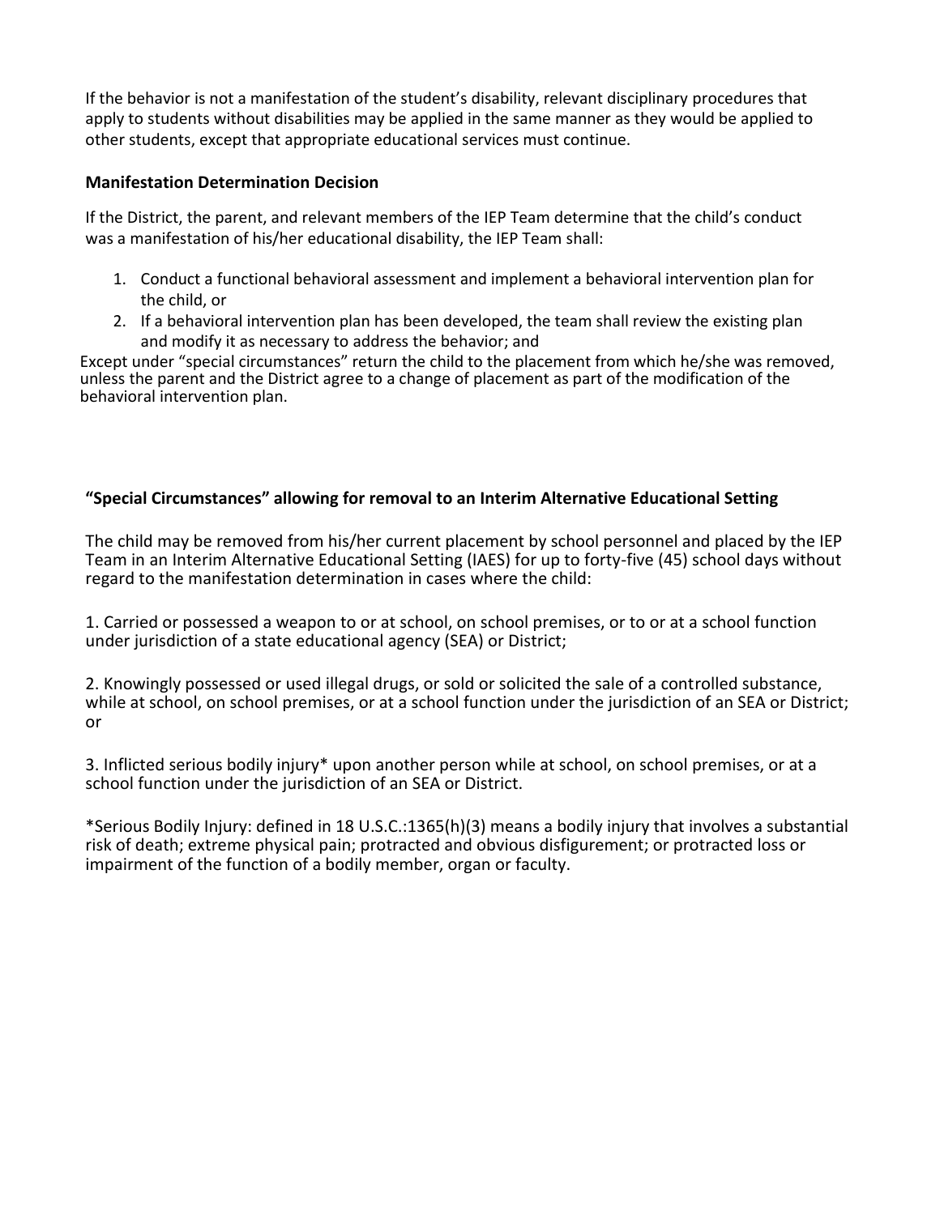If the behavior is not a manifestation of the student's disability, relevant disciplinary procedures that apply to students without disabilities may be applied in the same manner as they would be applied to other students, except that appropriate educational services must continue.

**Manifestation Determination Decision**

If the District, the parent, and relevant members of the IEP Team determine that the child's conduct was a manifestation of his/her educational disability, the IEP Team shall:

1. Conduct a functional behavioral assessment and implement a behavioral intervention plan for the child, or
2. If a behavioral intervention plan has been developed, the team shall review the existing plan and modify it as necessary to address the behavior; and

Except under "special circumstances" return the child to the placement from which he/she was removed, unless the parent and the District agree to a change of placement as part of the modification of the behavioral intervention plan.

**"Special Circumstances" allowing for removal to an Interim Alternative Educational Setting**

The child may be removed from his/her current placement by school personnel and placed by the IEP Team in an Interim Alternative Educational Setting (IAES) for up to forty-five (45) school days without regard to the manifestation determination in cases where the child:

1. Carried or possessed a weapon to or at school, on school premises, or to or at a school function under jurisdiction of a state educational agency (SEA) or District;

2. Knowingly possessed or used illegal drugs, or sold or solicited the sale of a controlled substance, while at school, on school premises, or at a school function under the jurisdiction of an SEA or District; or

3. Inflicted serious bodily injury* upon another person while at school, on school premises, or at a school function under the jurisdiction of an SEA or District.

*Serious Bodily Injury: defined in 18 U.S.C.:1365(h)(3) means a bodily injury that involves a substantial risk of death; extreme physical pain; protracted and obvious disfigurement; or protracted loss or impairment of the function of a bodily member, organ or faculty.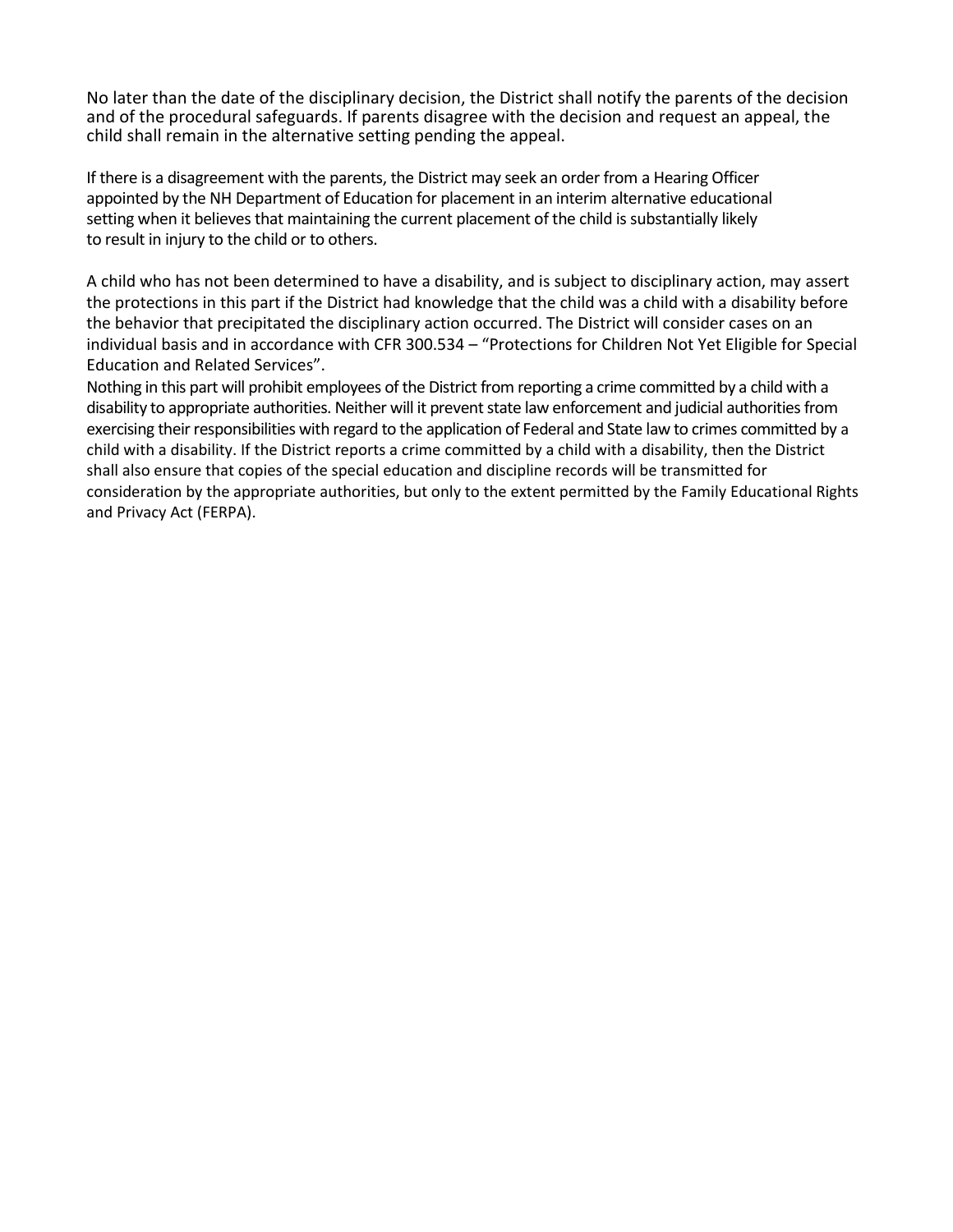No later than the date of the disciplinary decision, the District shall notify the parents of the decision and of the procedural safeguards. If parents disagree with the decision and request an appeal, the child shall remain in the alternative setting pending the appeal.

If there is a disagreement with the parents, the District may seek an order from a Hearing Officer appointed by the NH Department of Education for placement in an interim alternative educational setting when it believes that maintaining the current placement of the child is substantially likely to result in injury to the child or to others.

A child who has not been determined to have a disability, and is subject to disciplinary action, may assert the protections in this part if the District had knowledge that the child was a child with a disability before the behavior that precipitated the disciplinary action occurred. The District will consider cases on an individual basis and in accordance with CFR 300.534 – "Protections for Children Not Yet Eligible for Special Education and Related Services".

Nothing in this part will prohibit employees of the District from reporting a crime committed by a child with a disability to appropriate authorities. Neither will it prevent state law enforcement and judicial authorities from exercising their responsibilities with regard to the application of Federal and State law to crimes committed by a child with a disability. If the District reports a crime committed by a child with a disability, then the District shall also ensure that copies of the special education and discipline records will be transmitted for consideration by the appropriate authorities, but only to the extent permitted by the Family Educational Rights and Privacy Act (FERPA).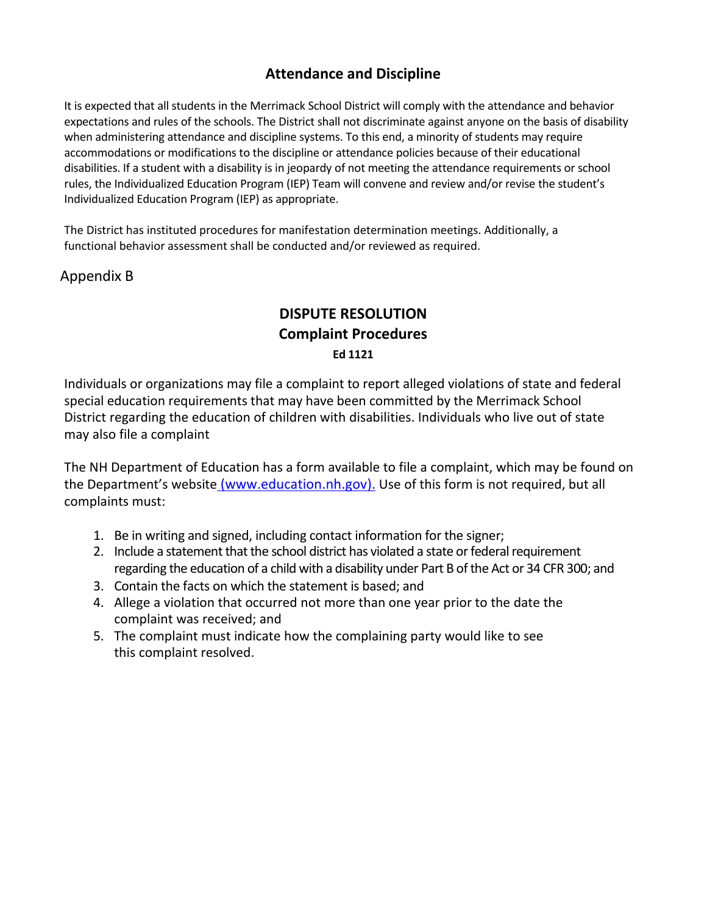## Attendance and Discipline

It is expected that all students in the Merrimack School District will comply with the attendance and behavior expectations and rules of the schools. The District shall not discriminate against anyone on the basis of disability when administering attendance and discipline systems. To this end, a minority of students may require accommodations or modifications to the discipline or attendance policies because of their educational disabilities. If a student with a disability is in jeopardy of not meeting the attendance requirements or school rules, the Individualized Education Program (IEP) Team will convene and review and/or revise the student's Individualized Education Program (IEP) as appropriate.

The District has instituted procedures for manifestation determination meetings. Additionally, a functional behavior assessment shall be conducted and/or reviewed as required.

Appendix B

## DISPUTE RESOLUTION
### Complaint Procedures
**Ed 1121**

Individuals or organizations may file a complaint to report alleged violations of state and federal special education requirements that may have been committed by the Merrimack School District regarding the education of children with disabilities. Individuals who live out of state may also file a complaint

The NH Department of Education has a form available to file a complaint, which may be found on the Department's website (www.education.nh.gov). Use of this form is not required, but all complaints must:

1. Be in writing and signed, including contact information for the signer;
2. Include a statement that the school district has violated a state or federal requirement regarding the education of a child with a disability under Part B of the Act or 34 CFR 300; and
3. Contain the facts on which the statement is based; and
4. Allege a violation that occurred not more than one year prior to the date the complaint was received; and
5. The complaint must indicate how the complaining party would like to see this complaint resolved.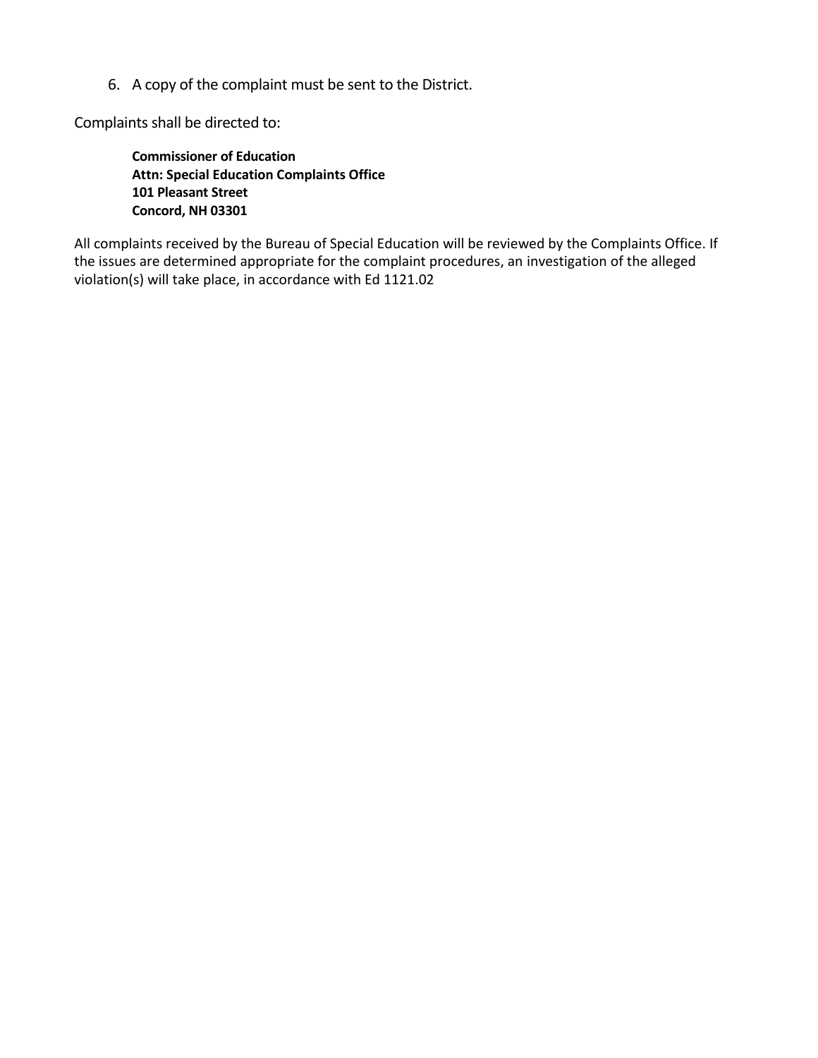6. A copy of the complaint must be sent to the District.

Complaints shall be directed to:

> **Commissioner of Education**
> **Attn: Special Education Complaints Office**
> **101 Pleasant Street**
> **Concord, NH 03301**

All complaints received by the Bureau of Special Education will be reviewed by the Complaints Office. If the issues are determined appropriate for the complaint procedures, an investigation of the alleged violation(s) will take place, in accordance with Ed 1121.02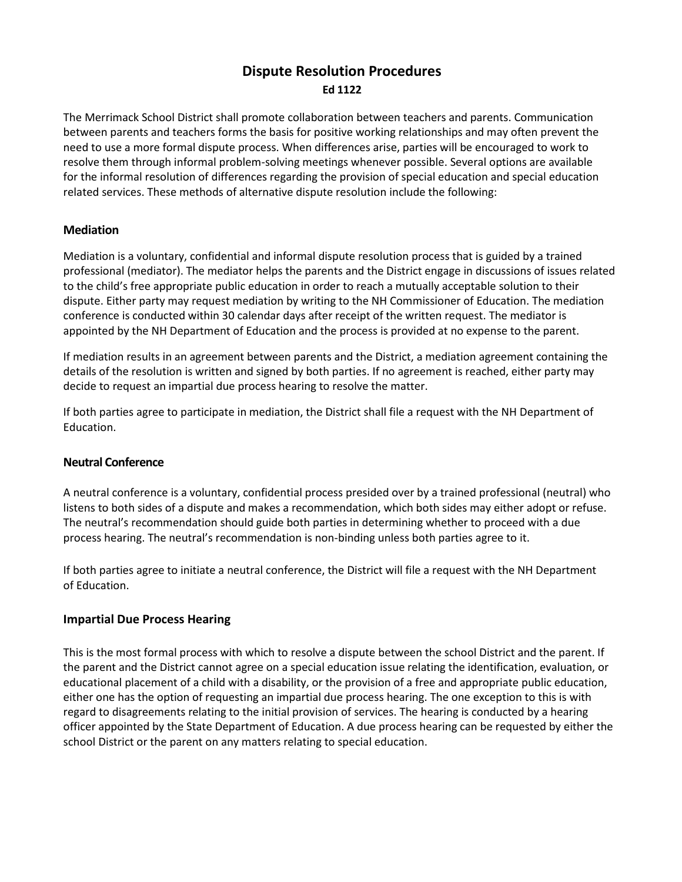# Dispute Resolution Procedures

**Ed 1122**

The Merrimack School District shall promote collaboration between teachers and parents. Communication between parents and teachers forms the basis for positive working relationships and may often prevent the need to use a more formal dispute process. When differences arise, parties will be encouraged to work to resolve them through informal problem-solving meetings whenever possible. Several options are available for the informal resolution of differences regarding the provision of special education and special education related services. These methods of alternative dispute resolution include the following:

## Mediation

Mediation is a voluntary, confidential and informal dispute resolution process that is guided by a trained professional (mediator). The mediator helps the parents and the District engage in discussions of issues related to the child's free appropriate public education in order to reach a mutually acceptable solution to their dispute. Either party may request mediation by writing to the NH Commissioner of Education. The mediation conference is conducted within 30 calendar days after receipt of the written request. The mediator is appointed by the NH Department of Education and the process is provided at no expense to the parent.

If mediation results in an agreement between parents and the District, a mediation agreement containing the details of the resolution is written and signed by both parties. If no agreement is reached, either party may decide to request an impartial due process hearing to resolve the matter.

If both parties agree to participate in mediation, the District shall file a request with the NH Department of Education.

## Neutral Conference

A neutral conference is a voluntary, confidential process presided over by a trained professional (neutral) who listens to both sides of a dispute and makes a recommendation, which both sides may either adopt or refuse. The neutral's recommendation should guide both parties in determining whether to proceed with a due process hearing. The neutral's recommendation is non-binding unless both parties agree to it.

If both parties agree to initiate a neutral conference, the District will file a request with the NH Department of Education.

## Impartial Due Process Hearing

This is the most formal process with which to resolve a dispute between the school District and the parent. If the parent and the District cannot agree on a special education issue relating the identification, evaluation, or educational placement of a child with a disability, or the provision of a free and appropriate public education, either one has the option of requesting an impartial due process hearing. The one exception to this is with regard to disagreements relating to the initial provision of services. The hearing is conducted by a hearing officer appointed by the State Department of Education. A due process hearing can be requested by either the school District or the parent on any matters relating to special education.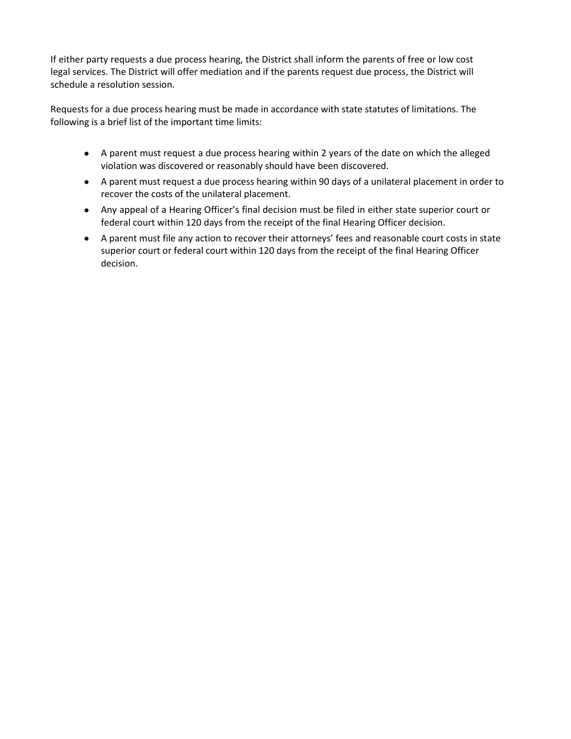If either party requests a due process hearing, the District shall inform the parents of free or low cost legal services. The District will offer mediation and if the parents request due process, the District will schedule a resolution session.

Requests for a due process hearing must be made in accordance with state statutes of limitations. The following is a brief list of the important time limits:

- A parent must request a due process hearing within 2 years of the date on which the alleged violation was discovered or reasonably should have been discovered.
- A parent must request a due process hearing within 90 days of a unilateral placement in order to recover the costs of the unilateral placement.
- Any appeal of a Hearing Officer's final decision must be filed in either state superior court or federal court within 120 days from the receipt of the final Hearing Officer decision.
- A parent must file any action to recover their attorneys' fees and reasonable court costs in state superior court or federal court within 120 days from the receipt of the final Hearing Officer decision.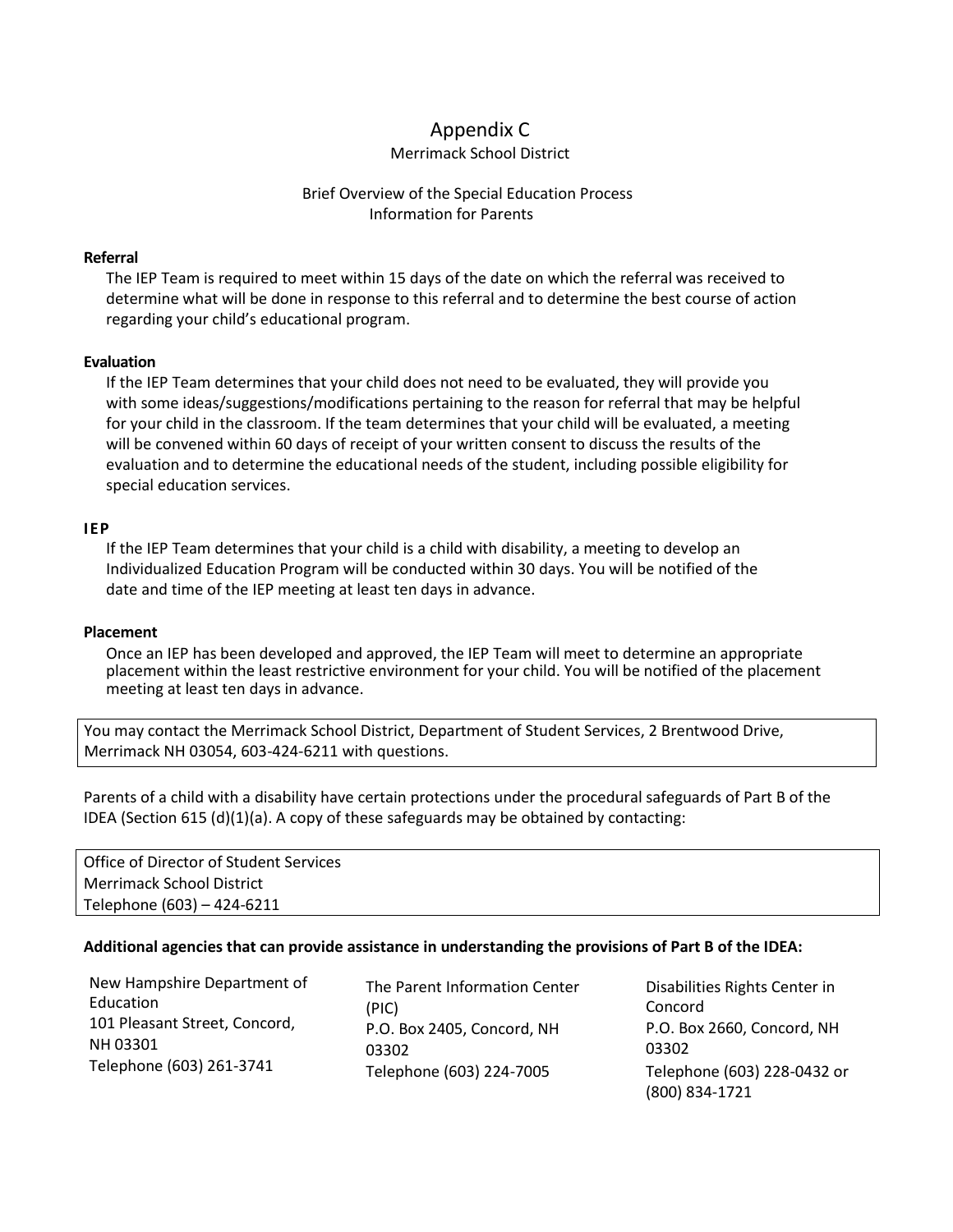# Appendix C

Merrimack School District

## Brief Overview of the Special Education Process
Information for Parents

**Referral**

The IEP Team is required to meet within 15 days of the date on which the referral was received to determine what will be done in response to this referral and to determine the best course of action regarding your child's educational program.

**Evaluation**

If the IEP Team determines that your child does not need to be evaluated, they will provide you with some ideas/suggestions/modifications pertaining to the reason for referral that may be helpful for your child in the classroom. If the team determines that your child will be evaluated, a meeting will be convened within 60 days of receipt of your written consent to discuss the results of the evaluation and to determine the educational needs of the student, including possible eligibility for special education services.

**IEP**

If the IEP Team determines that your child is a child with disability, a meeting to develop an Individualized Education Program will be conducted within 30 days. You will be notified of the date and time of the IEP meeting at least ten days in advance.

**Placement**

Once an IEP has been developed and approved, the IEP Team will meet to determine an appropriate placement within the least restrictive environment for your child. You will be notified of the placement meeting at least ten days in advance.

You may contact the Merrimack School District, Department of Student Services, 2 Brentwood Drive, Merrimack NH 03054, 603-424-6211 with questions.

Parents of a child with a disability have certain protections under the procedural safeguards of Part B of the IDEA (Section 615 (d)(1)(a). A copy of these safeguards may be obtained by contacting:

Office of Director of Student Services
Merrimack School District
Telephone (603) – 424-6211

**Additional agencies that can provide assistance in understanding the provisions of Part B of the IDEA:**

New Hampshire Department of Education
101 Pleasant Street, Concord, NH 03301
Telephone (603) 261-3741

The Parent Information Center (PIC)
P.O. Box 2405, Concord, NH 03302
Telephone (603) 224-7005

Disabilities Rights Center in Concord
P.O. Box 2660, Concord, NH 03302
Telephone (603) 228-0432 or (800) 834-1721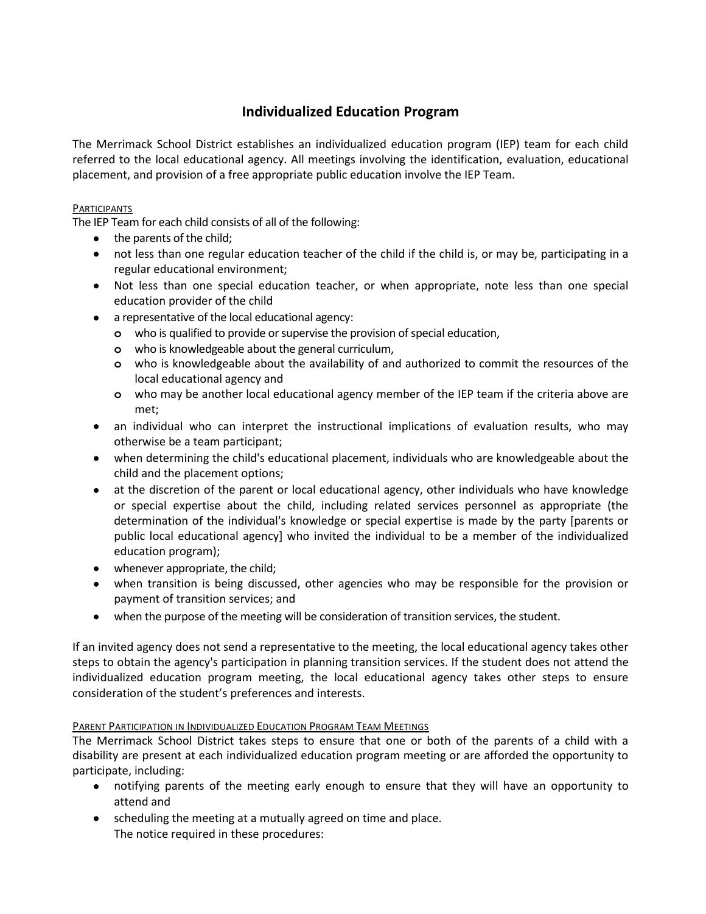## Individualized Education Program

The Merrimack School District establishes an individualized education program (IEP) team for each child referred to the local educational agency. All meetings involving the identification, evaluation, educational placement, and provision of a free appropriate public education involve the IEP Team.

PARTICIPANTS

The IEP Team for each child consists of all of the following:

- the parents of the child;
- not less than one regular education teacher of the child if the child is, or may be, participating in a regular educational environment;
- Not less than one special education teacher, or when appropriate, note less than one special education provider of the child
- a representative of the local educational agency:
  - who is qualified to provide or supervise the provision of special education,
  - who is knowledgeable about the general curriculum,
  - who is knowledgeable about the availability of and authorized to commit the resources of the local educational agency and
  - who may be another local educational agency member of the IEP team if the criteria above are met;
- an individual who can interpret the instructional implications of evaluation results, who may otherwise be a team participant;
- when determining the child's educational placement, individuals who are knowledgeable about the child and the placement options;
- at the discretion of the parent or local educational agency, other individuals who have knowledge or special expertise about the child, including related services personnel as appropriate (the determination of the individual's knowledge or special expertise is made by the party [parents or public local educational agency] who invited the individual to be a member of the individualized education program);
- whenever appropriate, the child;
- when transition is being discussed, other agencies who may be responsible for the provision or payment of transition services; and
- when the purpose of the meeting will be consideration of transition services, the student.

If an invited agency does not send a representative to the meeting, the local educational agency takes other steps to obtain the agency's participation in planning transition services. If the student does not attend the individualized education program meeting, the local educational agency takes other steps to ensure consideration of the student's preferences and interests.

PARENT PARTICIPATION IN INDIVIDUALIZED EDUCATION PROGRAM TEAM MEETINGS

The Merrimack School District takes steps to ensure that one or both of the parents of a child with a disability are present at each individualized education program meeting or are afforded the opportunity to participate, including:

- notifying parents of the meeting early enough to ensure that they will have an opportunity to attend and
- scheduling the meeting at a mutually agreed on time and place.

  The notice required in these procedures: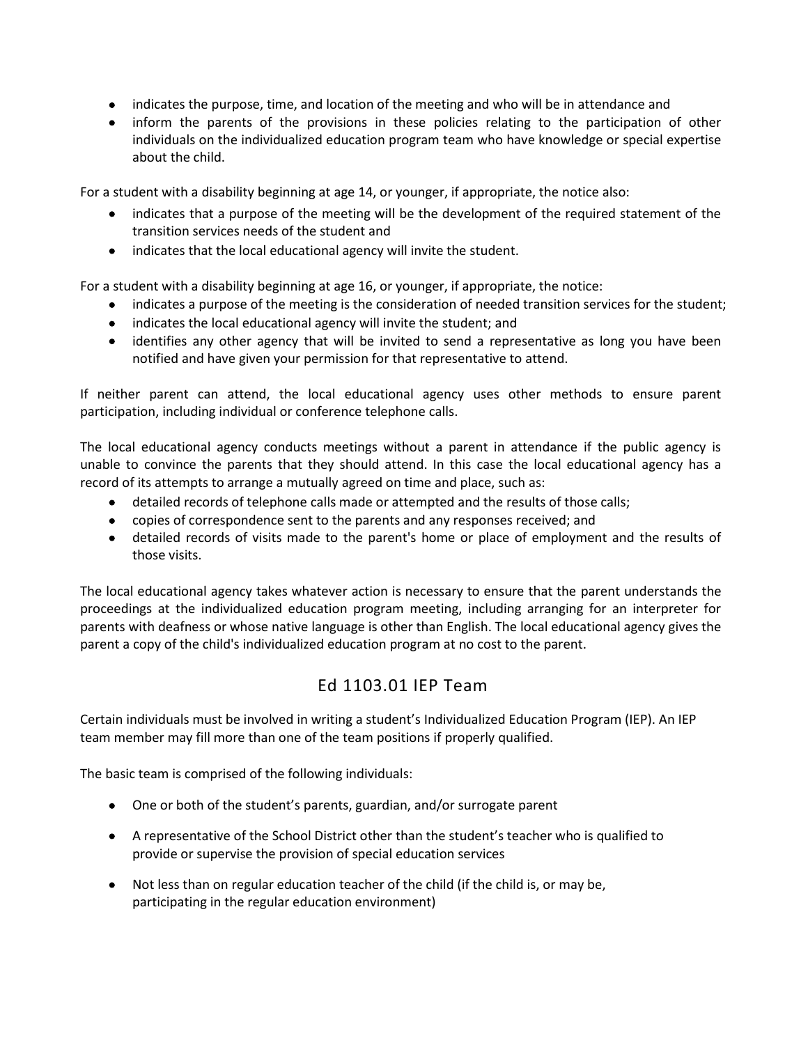- indicates the purpose, time, and location of the meeting and who will be in attendance and
- inform the parents of the provisions in these policies relating to the participation of other individuals on the individualized education program team who have knowledge or special expertise about the child.

For a student with a disability beginning at age 14, or younger, if appropriate, the notice also:

- indicates that a purpose of the meeting will be the development of the required statement of the transition services needs of the student and
- indicates that the local educational agency will invite the student.

For a student with a disability beginning at age 16, or younger, if appropriate, the notice:

- indicates a purpose of the meeting is the consideration of needed transition services for the student;
- indicates the local educational agency will invite the student; and
- identifies any other agency that will be invited to send a representative as long you have been notified and have given your permission for that representative to attend.

If neither parent can attend, the local educational agency uses other methods to ensure parent participation, including individual or conference telephone calls.

The local educational agency conducts meetings without a parent in attendance if the public agency is unable to convince the parents that they should attend. In this case the local educational agency has a record of its attempts to arrange a mutually agreed on time and place, such as:

- detailed records of telephone calls made or attempted and the results of those calls;
- copies of correspondence sent to the parents and any responses received; and
- detailed records of visits made to the parent's home or place of employment and the results of those visits.

The local educational agency takes whatever action is necessary to ensure that the parent understands the proceedings at the individualized education program meeting, including arranging for an interpreter for parents with deafness or whose native language is other than English. The local educational agency gives the parent a copy of the child's individualized education program at no cost to the parent.

## Ed 1103.01 IEP Team

Certain individuals must be involved in writing a student's Individualized Education Program (IEP). An IEP team member may fill more than one of the team positions if properly qualified.

The basic team is comprised of the following individuals:

- One or both of the student's parents, guardian, and/or surrogate parent
- A representative of the School District other than the student's teacher who is qualified to provide or supervise the provision of special education services
- Not less than on regular education teacher of the child (if the child is, or may be, participating in the regular education environment)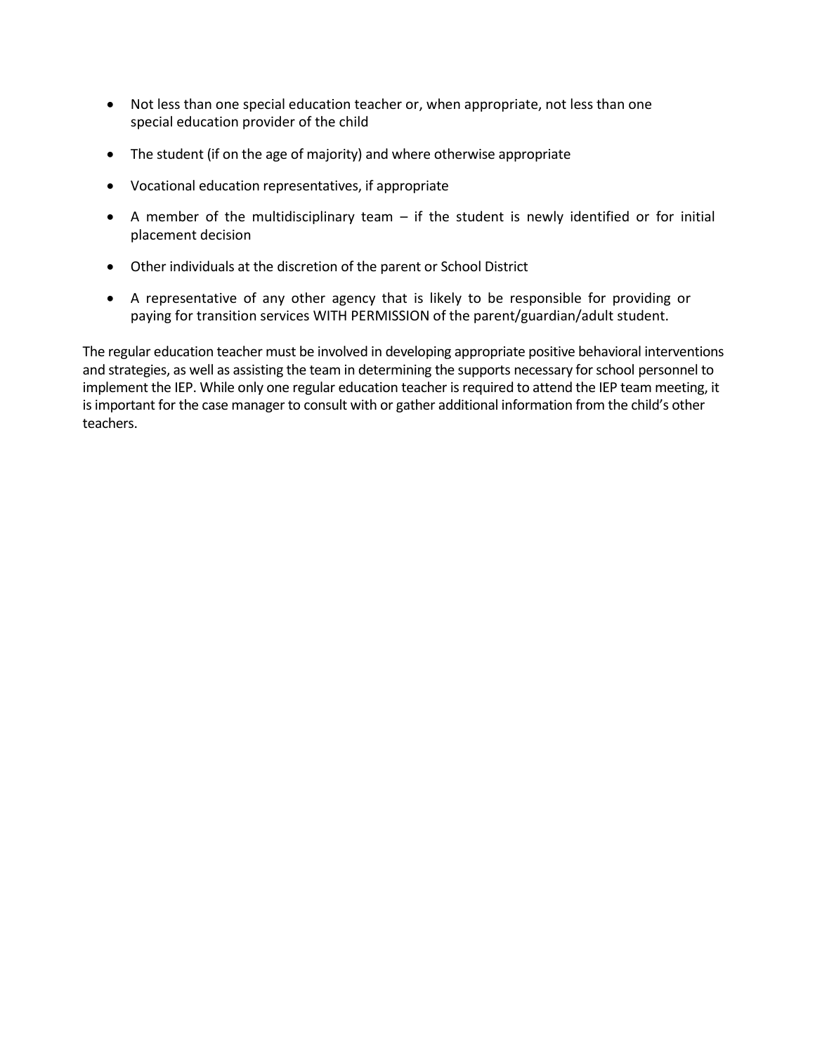- Not less than one special education teacher or, when appropriate, not less than one special education provider of the child
- The student (if on the age of majority) and where otherwise appropriate
- Vocational education representatives, if appropriate
- A member of the multidisciplinary team – if the student is newly identified or for initial placement decision
- Other individuals at the discretion of the parent or School District
- A representative of any other agency that is likely to be responsible for providing or paying for transition services WITH PERMISSION of the parent/guardian/adult student.

The regular education teacher must be involved in developing appropriate positive behavioral interventions and strategies, as well as assisting the team in determining the supports necessary for school personnel to implement the IEP. While only one regular education teacher is required to attend the IEP team meeting, it is important for the case manager to consult with or gather additional information from the child's other teachers.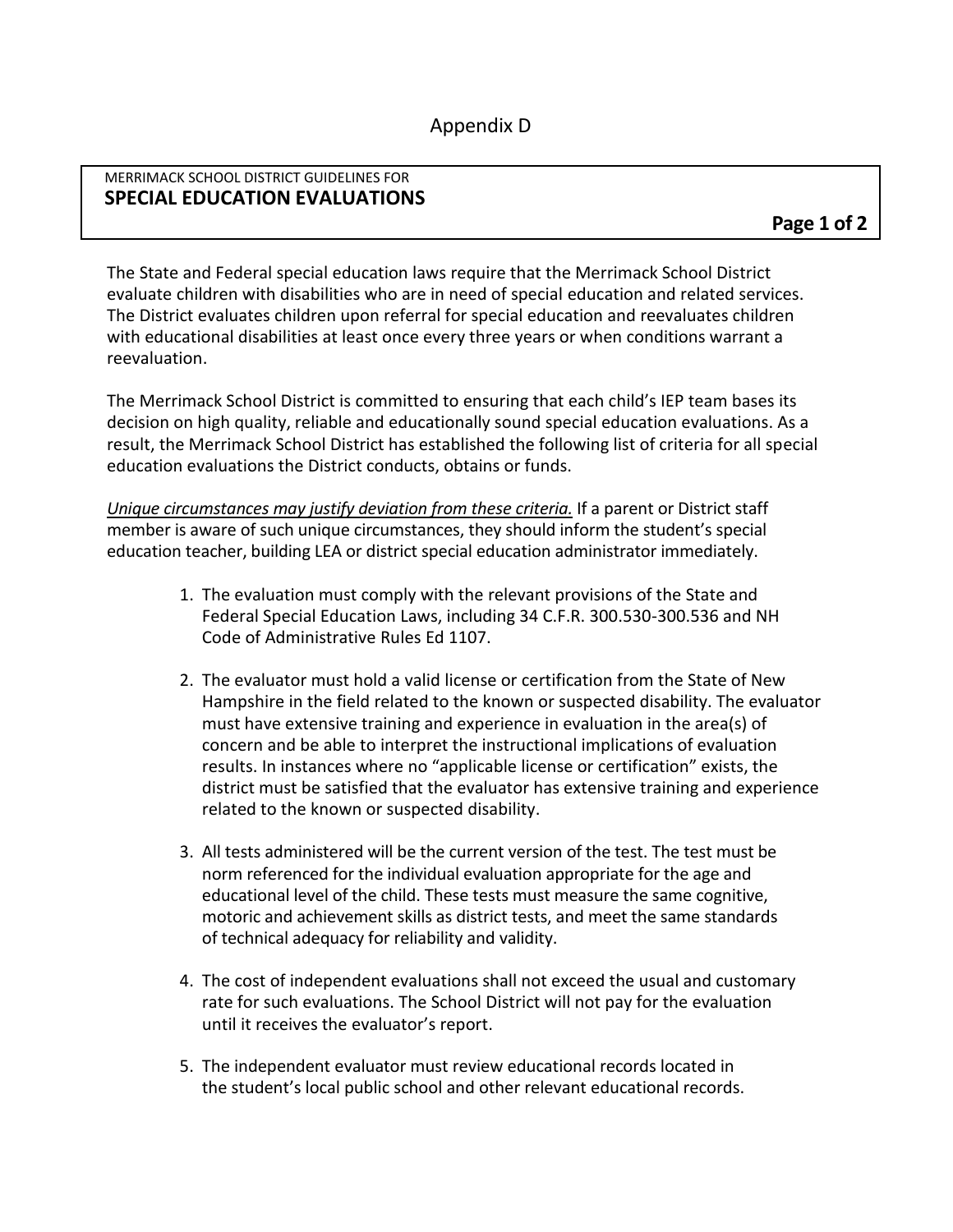# Appendix D

MERRIMACK SCHOOL DISTRICT GUIDELINES FOR
## SPECIAL EDUCATION EVALUATIONS

The State and Federal special education laws require that the Merrimack School District evaluate children with disabilities who are in need of special education and related services. The District evaluates children upon referral for special education and reevaluates children with educational disabilities at least once every three years or when conditions warrant a reevaluation.

The Merrimack School District is committed to ensuring that each child's IEP team bases its decision on high quality, reliable and educationally sound special education evaluations. As a result, the Merrimack School District has established the following list of criteria for all special education evaluations the District conducts, obtains or funds.

*Unique circumstances may justify deviation from these criteria.* If a parent or District staff member is aware of such unique circumstances, they should inform the student's special education teacher, building LEA or district special education administrator immediately.

1. The evaluation must comply with the relevant provisions of the State and Federal Special Education Laws, including 34 C.F.R. 300.530-300.536 and NH Code of Administrative Rules Ed 1107.

2. The evaluator must hold a valid license or certification from the State of New Hampshire in the field related to the known or suspected disability. The evaluator must have extensive training and experience in evaluation in the area(s) of concern and be able to interpret the instructional implications of evaluation results. In instances where no "applicable license or certification" exists, the district must be satisfied that the evaluator has extensive training and experience related to the known or suspected disability.

3. All tests administered will be the current version of the test. The test must be norm referenced for the individual evaluation appropriate for the age and educational level of the child. These tests must measure the same cognitive, motoric and achievement skills as district tests, and meet the same standards of technical adequacy for reliability and validity.

4. The cost of independent evaluations shall not exceed the usual and customary rate for such evaluations. The School District will not pay for the evaluation until it receives the evaluator's report.

5. The independent evaluator must review educational records located in the student's local public school and other relevant educational records.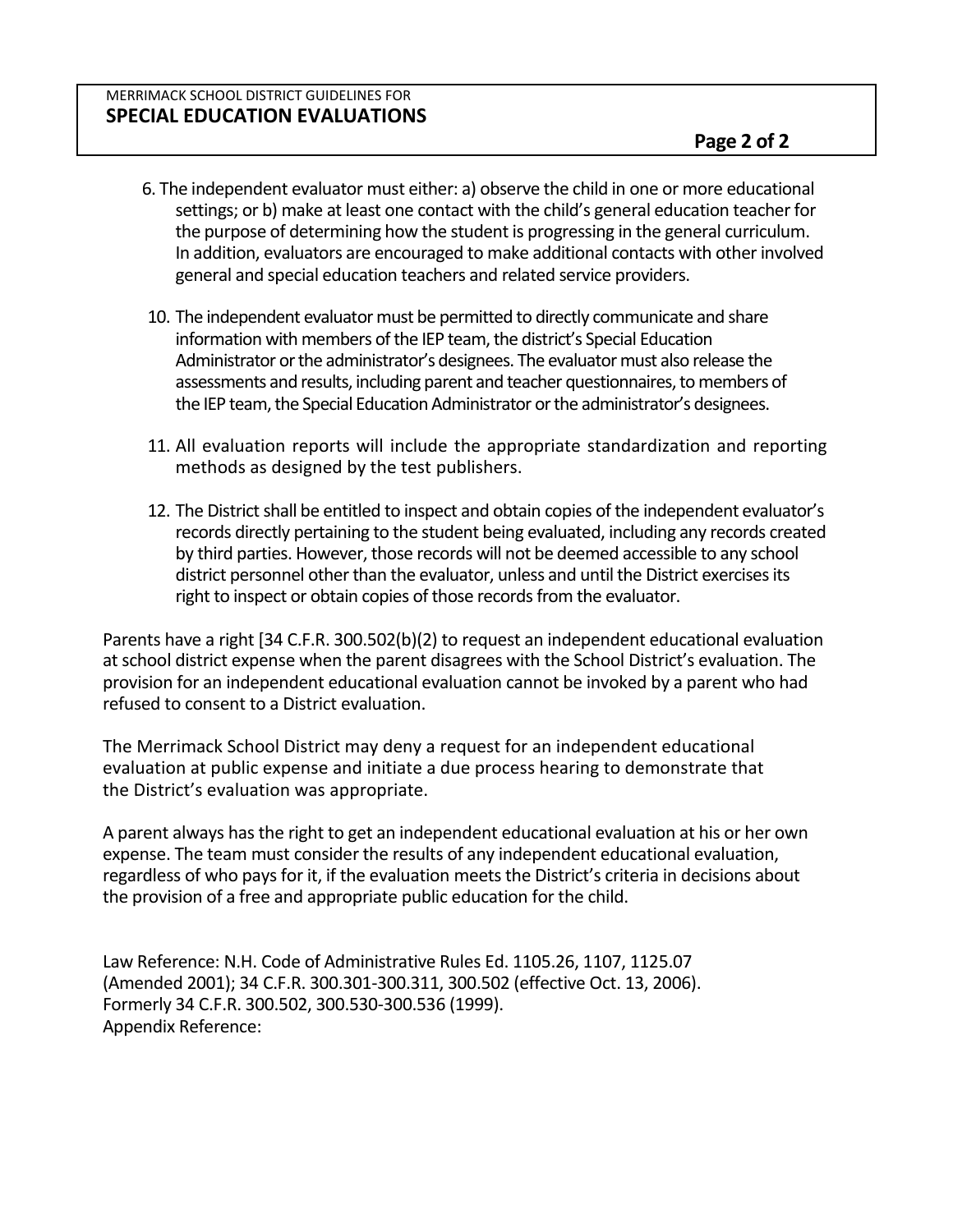6. The independent evaluator must either: a) observe the child in one or more educational settings; or b) make at least one contact with the child's general education teacher for the purpose of determining how the student is progressing in the general curriculum. In addition, evaluators are encouraged to make additional contacts with other involved general and special education teachers and related service providers.

10. The independent evaluator must be permitted to directly communicate and share information with members of the IEP team, the district's Special Education Administrator or the administrator's designees. The evaluator must also release the assessments and results, including parent and teacher questionnaires, to members of the IEP team, the Special Education Administrator or the administrator's designees.

11. All evaluation reports will include the appropriate standardization and reporting methods as designed by the test publishers.

12. The District shall be entitled to inspect and obtain copies of the independent evaluator's records directly pertaining to the student being evaluated, including any records created by third parties. However, those records will not be deemed accessible to any school district personnel other than the evaluator, unless and until the District exercises its right to inspect or obtain copies of those records from the evaluator.

Parents have a right [34 C.F.R. 300.502(b)(2) to request an independent educational evaluation at school district expense when the parent disagrees with the School District's evaluation. The provision for an independent educational evaluation cannot be invoked by a parent who had refused to consent to a District evaluation.

The Merrimack School District may deny a request for an independent educational evaluation at public expense and initiate a due process hearing to demonstrate that the District's evaluation was appropriate.

A parent always has the right to get an independent educational evaluation at his or her own expense. The team must consider the results of any independent educational evaluation, regardless of who pays for it, if the evaluation meets the District's criteria in decisions about the provision of a free and appropriate public education for the child.

Law Reference: N.H. Code of Administrative Rules Ed. 1105.26, 1107, 1125.07 (Amended 2001); 34 C.F.R. 300.301-300.311, 300.502 (effective Oct. 13, 2006). Formerly 34 C.F.R. 300.502, 300.530-300.536 (1999).
Appendix Reference: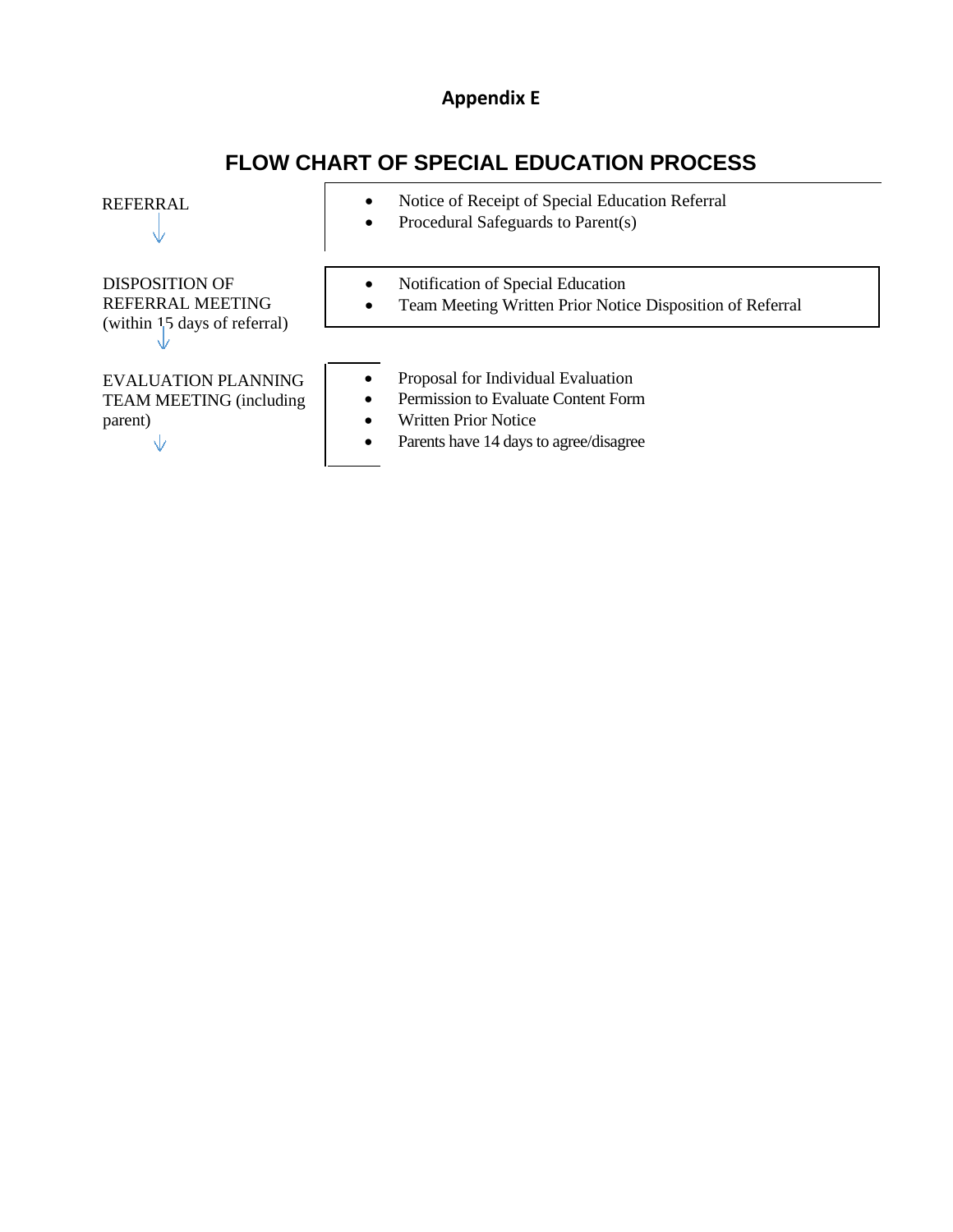## Appendix E

# FLOW CHART OF SPECIAL EDUCATION PROCESS

REFERRAL

- Notice of Receipt of Special Education Referral
- Procedural Safeguards to Parent(s)

↓

DISPOSITION OF REFERRAL MEETING (within 15 days of referral)

- Notification of Special Education
- Team Meeting Written Prior Notice Disposition of Referral

↓

EVALUATION PLANNING TEAM MEETING (including parent)

- Proposal for Individual Evaluation
- Permission to Evaluate Content Form
- Written Prior Notice
- Parents have 14 days to agree/disagree

↓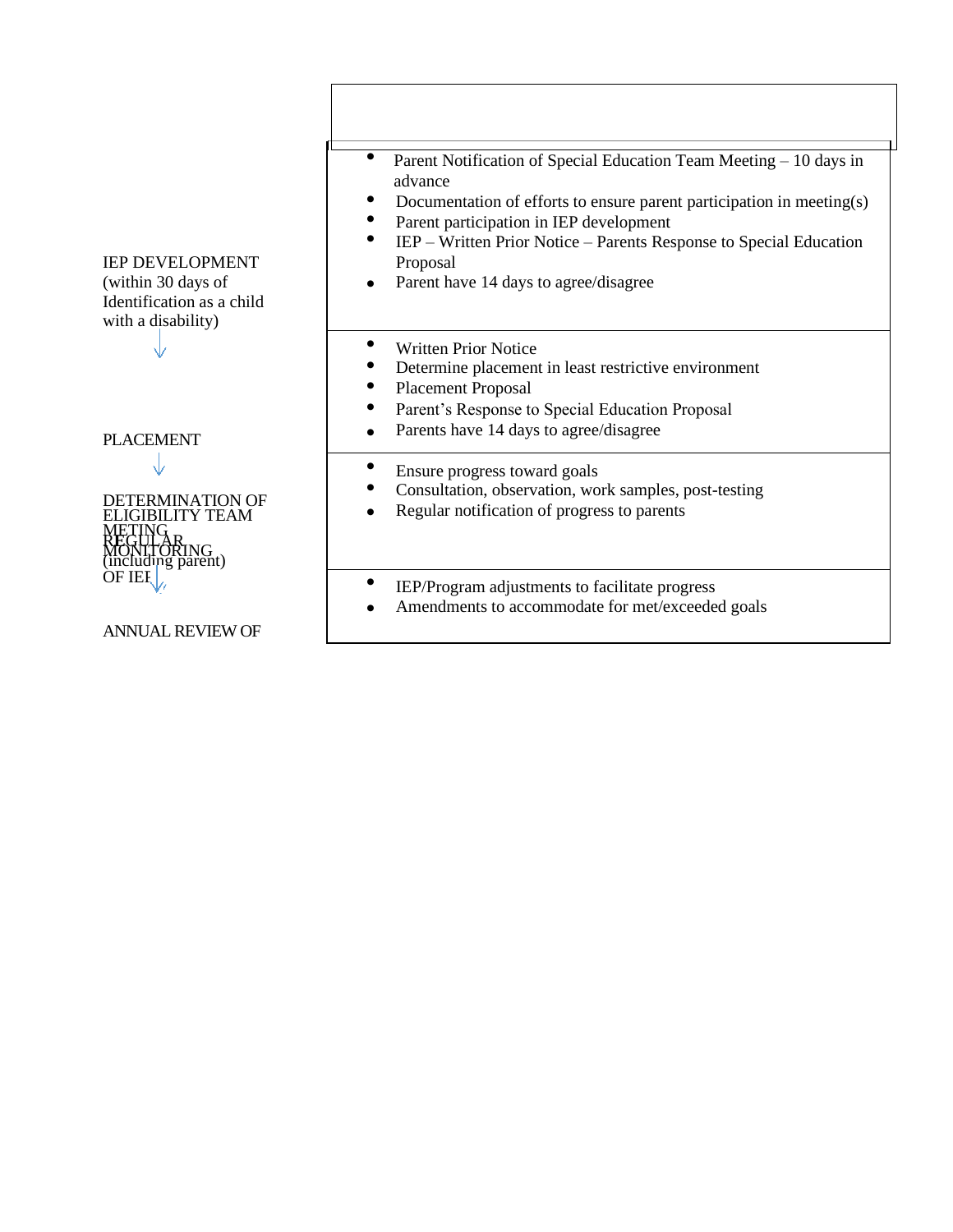| | |
|---|---|
| IEP DEVELOPMENT (within 30 days of Identification as a child with a disability) | • Parent Notification of Special Education Team Meeting – 10 days in advance<br>• Documentation of efforts to ensure parent participation in meeting(s)<br>• Parent participation in IEP development<br>• IEP – Written Prior Notice – Parents Response to Special Education Proposal<br>• Parent have 14 days to agree/disagree |
| ↓ PLACEMENT | • Written Prior Notice<br>• Determine placement in least restrictive environment<br>• Placement Proposal<br>• Parent's Response to Special Education Proposal<br>• Parents have 14 days to agree/disagree |
| ↓ REGULAR MONITORING OF IEP | • Ensure progress toward goals<br>• Consultation, observation, work samples, post-testing<br>• Regular notification of progress to parents |
| ↓ ANNUAL REVIEW OF | • IEP/Program adjustments to facilitate progress<br>• Amendments to accommodate for met/exceeded goals |

DETERMINATION OF ELIGIBILITY TEAM METING (including parent)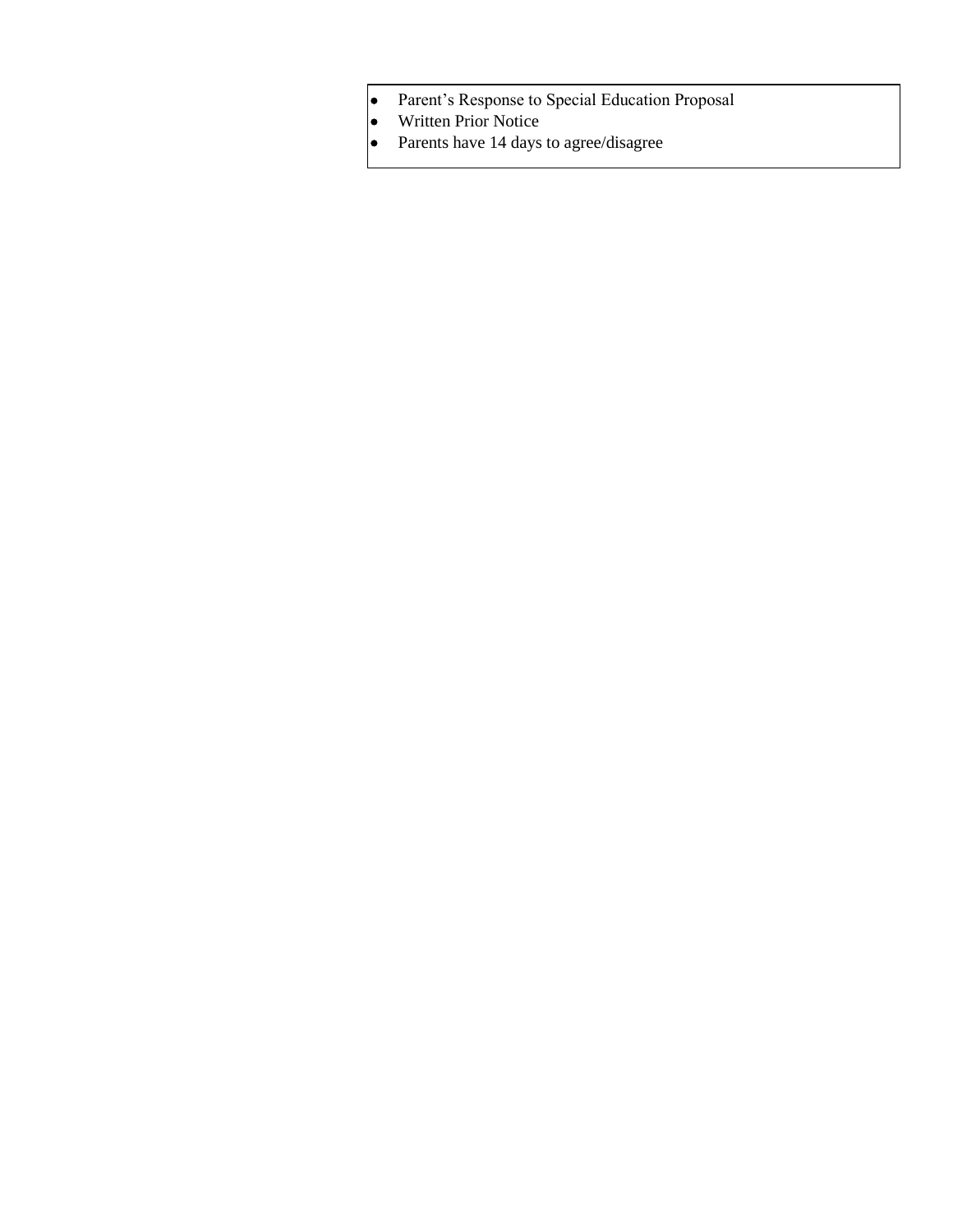- Parent's Response to Special Education Proposal
- Written Prior Notice
- Parents have 14 days to agree/disagree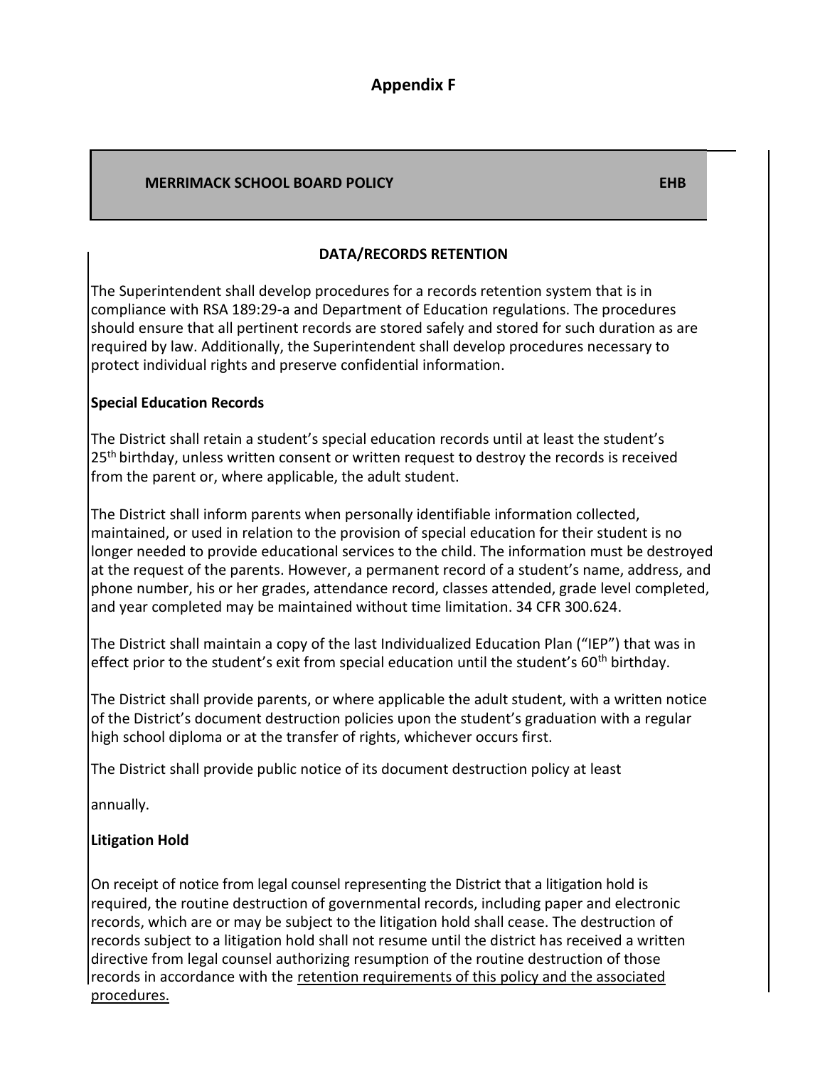# Appendix F

**MERRIMACK SCHOOL BOARD POLICY** **EHB**

## DATA/RECORDS RETENTION

The Superintendent shall develop procedures for a records retention system that is in compliance with RSA 189:29-a and Department of Education regulations. The procedures should ensure that all pertinent records are stored safely and stored for such duration as are required by law. Additionally, the Superintendent shall develop procedures necessary to protect individual rights and preserve confidential information.

### Special Education Records

The District shall retain a student's special education records until at least the student's 25th birthday, unless written consent or written request to destroy the records is received from the parent or, where applicable, the adult student.

The District shall inform parents when personally identifiable information collected, maintained, or used in relation to the provision of special education for their student is no longer needed to provide educational services to the child. The information must be destroyed at the request of the parents. However, a permanent record of a student's name, address, and phone number, his or her grades, attendance record, classes attended, grade level completed, and year completed may be maintained without time limitation. 34 CFR 300.624.

The District shall maintain a copy of the last Individualized Education Plan ("IEP") that was in effect prior to the student's exit from special education until the student's 60th birthday.

The District shall provide parents, or where applicable the adult student, with a written notice of the District's document destruction policies upon the student's graduation with a regular high school diploma or at the transfer of rights, whichever occurs first.

The District shall provide public notice of its document destruction policy at least

annually.

### Litigation Hold

On receipt of notice from legal counsel representing the District that a litigation hold is required, the routine destruction of governmental records, including paper and electronic records, which are or may be subject to the litigation hold shall cease. The destruction of records subject to a litigation hold shall not resume until the district has received a written directive from legal counsel authorizing resumption of the routine destruction of those records in accordance with the retention requirements of this policy and the associated procedures.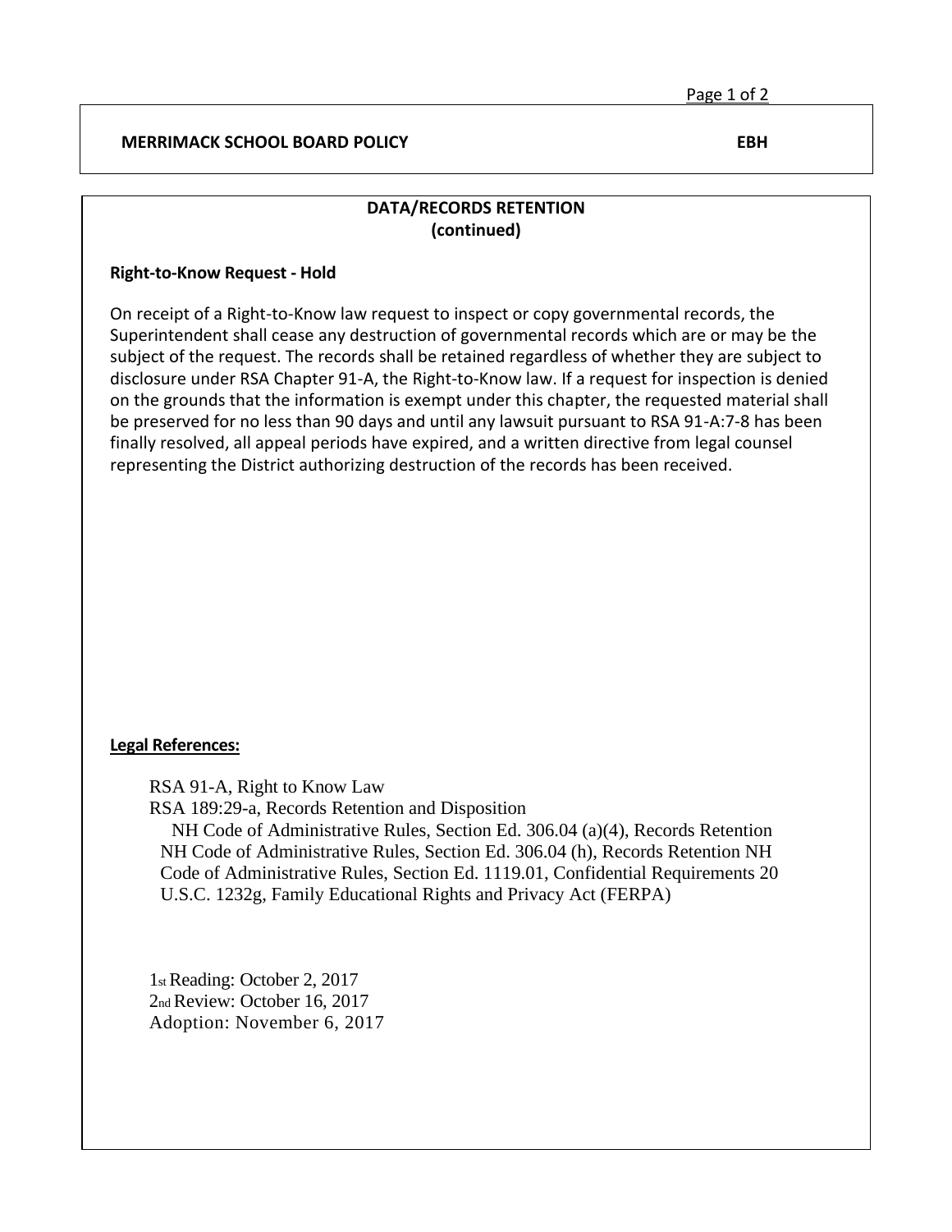**MERRIMACK SCHOOL BOARD POLICY** **EBH**

## DATA/RECORDS RETENTION
## (continued)

**Right-to-Know Request - Hold**

On receipt of a Right-to-Know law request to inspect or copy governmental records, the Superintendent shall cease any destruction of governmental records which are or may be the subject of the request. The records shall be retained regardless of whether they are subject to disclosure under RSA Chapter 91-A, the Right-to-Know law. If a request for inspection is denied on the grounds that the information is exempt under this chapter, the requested material shall be preserved for no less than 90 days and until any lawsuit pursuant to RSA 91-A:7-8 has been finally resolved, all appeal periods have expired, and a written directive from legal counsel representing the District authorizing destruction of the records has been received.

**Legal References:**

RSA 91-A, Right to Know Law
RSA 189:29-a, Records Retention and Disposition
NH Code of Administrative Rules, Section Ed. 306.04 (a)(4), Records Retention
NH Code of Administrative Rules, Section Ed. 306.04 (h), Records Retention
NH Code of Administrative Rules, Section Ed. 1119.01, Confidential Requirements
20 U.S.C. 1232g, Family Educational Rights and Privacy Act (FERPA)

1st Reading: October 2, 2017
2nd Review: October 16, 2017
Adoption: November 6, 2017